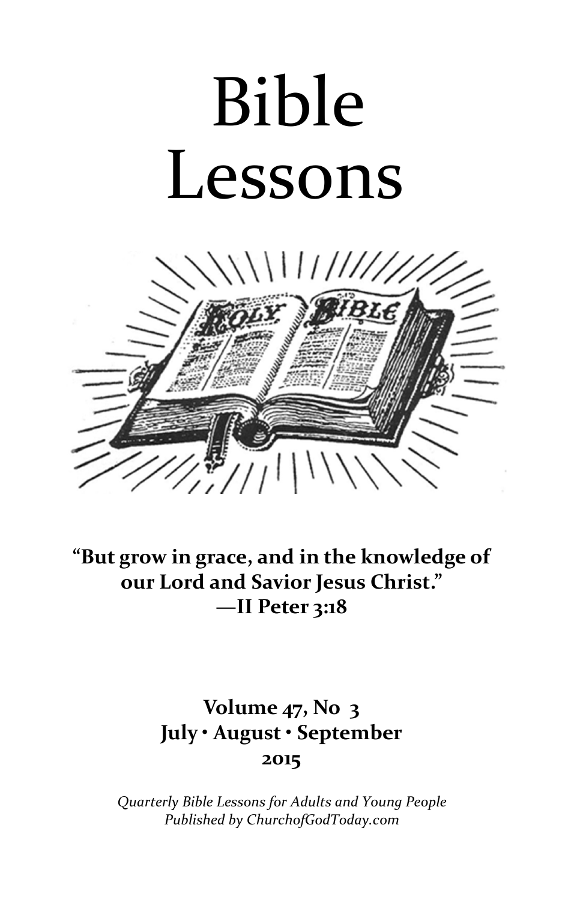# Bible Lessons

**"But grow in grace, and in the knowledge of our Lord and Savior Jesus Christ."**
**—II Peter 3:18**

**Volume 47, No 3**
**July • August • September**
**2015**

*Quarterly Bible Lessons for Adults and Young People*
*Published by ChurchofGodToday.com*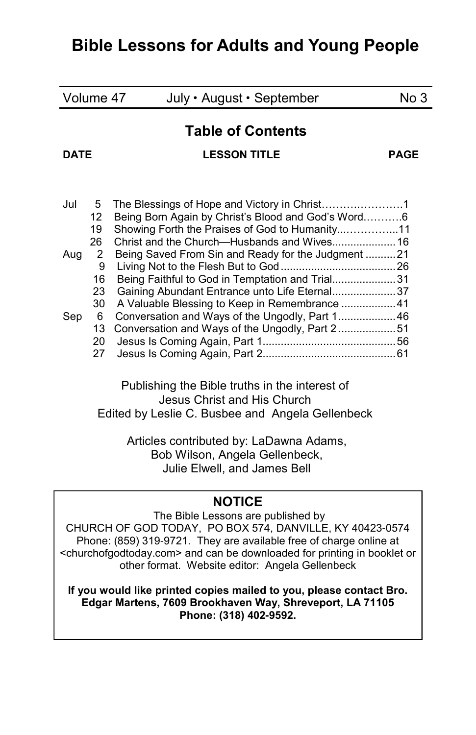# Bible Lessons for Adults and Young People

| Volume 47 | July • August • September | No 3 |
|---|---|---|

## Table of Contents

| DATE | | LESSON TITLE | PAGE |
|---|---|---|---|
| Jul | 5 | The Blessings of Hope and Victory in Christ | 1 |
| | 12 | Being Born Again by Christ's Blood and God's Word | 6 |
| | 19 | Showing Forth the Praises of God to Humanity | 11 |
| | 26 | Christ and the Church—Husbands and Wives | 16 |
| Aug | 2 | Being Saved From Sin and Ready for the Judgment | 21 |
| | 9 | Living Not to the Flesh But to God | 26 |
| | 16 | Being Faithful to God in Temptation and Trial | 31 |
| | 23 | Gaining Abundant Entrance unto Life Eternal | 37 |
| | 30 | A Valuable Blessing to Keep in Remembrance | 41 |
| Sep | 6 | Conversation and Ways of the Ungodly, Part 1 | 46 |
| | 13 | Conversation and Ways of the Ungodly, Part 2 | 51 |
| | 20 | Jesus Is Coming Again, Part 1 | 56 |
| | 27 | Jesus Is Coming Again, Part 2 | 61 |

Publishing the Bible truths in the interest of
Jesus Christ and His Church
Edited by Leslie C. Busbee and Angela Gellenbeck

Articles contributed by: LaDawna Adams,
Bob Wilson, Angela Gellenbeck,
Julie Elwell, and James Bell

### NOTICE

The Bible Lessons are published by
CHURCH OF GOD TODAY, PO BOX 574, DANVILLE, KY 40423-0574
Phone: (859) 319-9721. They are available free of charge online at <churchofgodtoday.com> and can be downloaded for printing in booklet or other format. Website editor: Angela Gellenbeck

**If you would like printed copies mailed to you, please contact Bro. Edgar Martens, 7609 Brookhaven Way, Shreveport, LA 71105 Phone: (318) 402-9592.**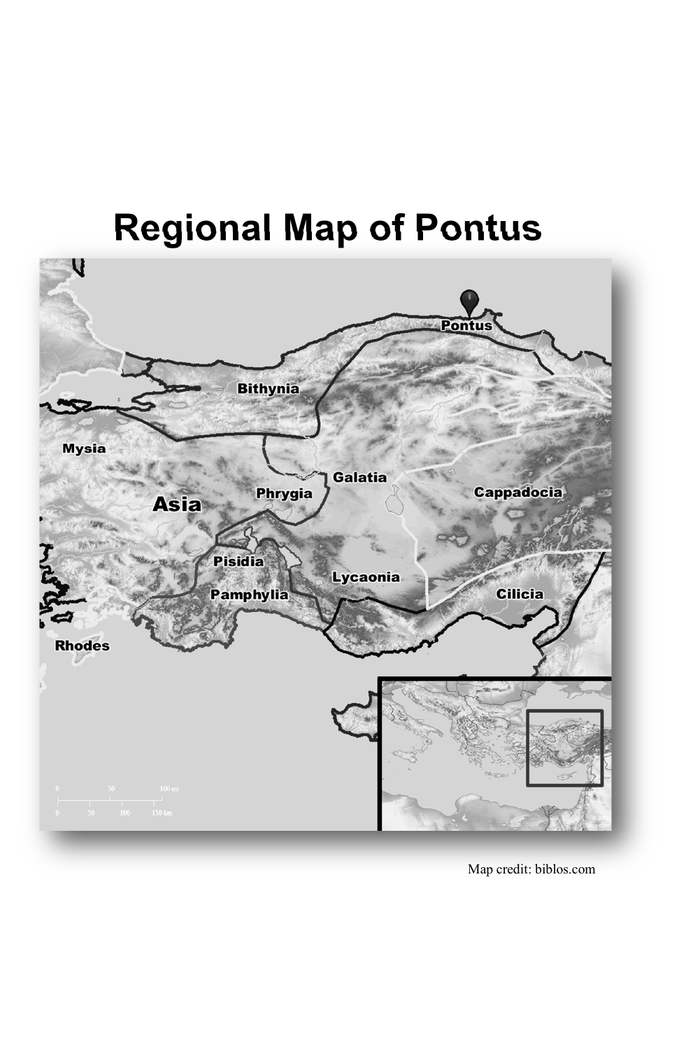# Regional Map of Pontus

Pontus

Bithynia

Mysia

Galatia

Phrygia

Asia

Cappadocia

Pisidia

Lycaonia

Pamphylia

Cilicia

Rhodes

0 50 100 mi

0 50 100 150 km

Map credit: biblos.com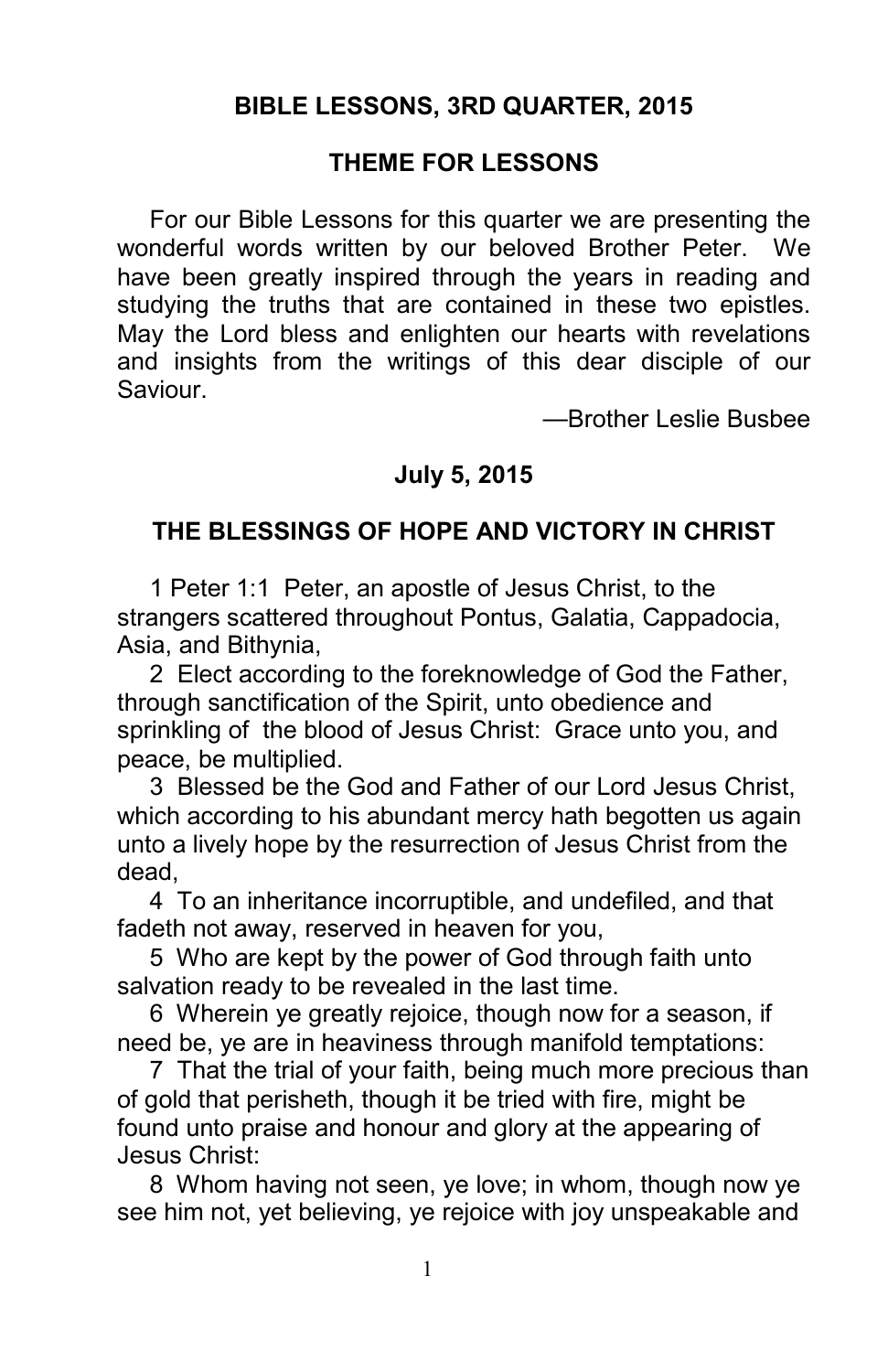## BIBLE LESSONS, 3RD QUARTER, 2015

### THEME FOR LESSONS

For our Bible Lessons for this quarter we are presenting the wonderful words written by our beloved Brother Peter. We have been greatly inspired through the years in reading and studying the truths that are contained in these two epistles. May the Lord bless and enlighten our hearts with revelations and insights from the writings of this dear disciple of our Saviour.

—Brother Leslie Busbee

### July 5, 2015

### THE BLESSINGS OF HOPE AND VICTORY IN CHRIST

1 Peter 1:1 Peter, an apostle of Jesus Christ, to the strangers scattered throughout Pontus, Galatia, Cappadocia, Asia, and Bithynia,

2 Elect according to the foreknowledge of God the Father, through sanctification of the Spirit, unto obedience and sprinkling of the blood of Jesus Christ: Grace unto you, and peace, be multiplied.

3 Blessed be the God and Father of our Lord Jesus Christ, which according to his abundant mercy hath begotten us again unto a lively hope by the resurrection of Jesus Christ from the dead,

4 To an inheritance incorruptible, and undefiled, and that fadeth not away, reserved in heaven for you,

5 Who are kept by the power of God through faith unto salvation ready to be revealed in the last time.

6 Wherein ye greatly rejoice, though now for a season, if need be, ye are in heaviness through manifold temptations:

7 That the trial of your faith, being much more precious than of gold that perisheth, though it be tried with fire, might be found unto praise and honour and glory at the appearing of Jesus Christ:

8 Whom having not seen, ye love; in whom, though now ye see him not, yet believing, ye rejoice with joy unspeakable and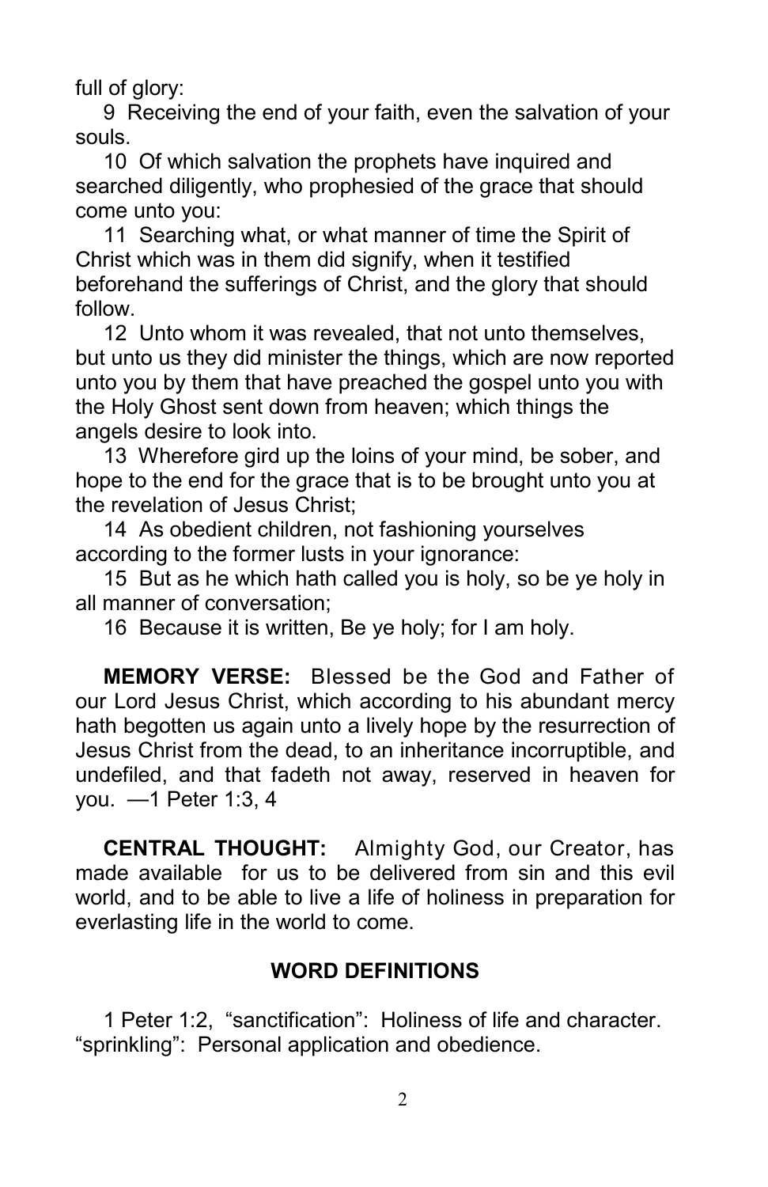full of glory:

9 Receiving the end of your faith, even the salvation of your souls.

10 Of which salvation the prophets have inquired and searched diligently, who prophesied of the grace that should come unto you:

11 Searching what, or what manner of time the Spirit of Christ which was in them did signify, when it testified beforehand the sufferings of Christ, and the glory that should follow.

12 Unto whom it was revealed, that not unto themselves, but unto us they did minister the things, which are now reported unto you by them that have preached the gospel unto you with the Holy Ghost sent down from heaven; which things the angels desire to look into.

13 Wherefore gird up the loins of your mind, be sober, and hope to the end for the grace that is to be brought unto you at the revelation of Jesus Christ;

14 As obedient children, not fashioning yourselves according to the former lusts in your ignorance:

15 But as he which hath called you is holy, so be ye holy in all manner of conversation;

16 Because it is written, Be ye holy; for I am holy.

**MEMORY VERSE:** Blessed be the God and Father of our Lord Jesus Christ, which according to his abundant mercy hath begotten us again unto a lively hope by the resurrection of Jesus Christ from the dead, to an inheritance incorruptible, and undefiled, and that fadeth not away, reserved in heaven for you. —1 Peter 1:3, 4

**CENTRAL THOUGHT:** Almighty God, our Creator, has made available for us to be delivered from sin and this evil world, and to be able to live a life of holiness in preparation for everlasting life in the world to come.

## WORD DEFINITIONS

1 Peter 1:2, "sanctification": Holiness of life and character. "sprinkling": Personal application and obedience.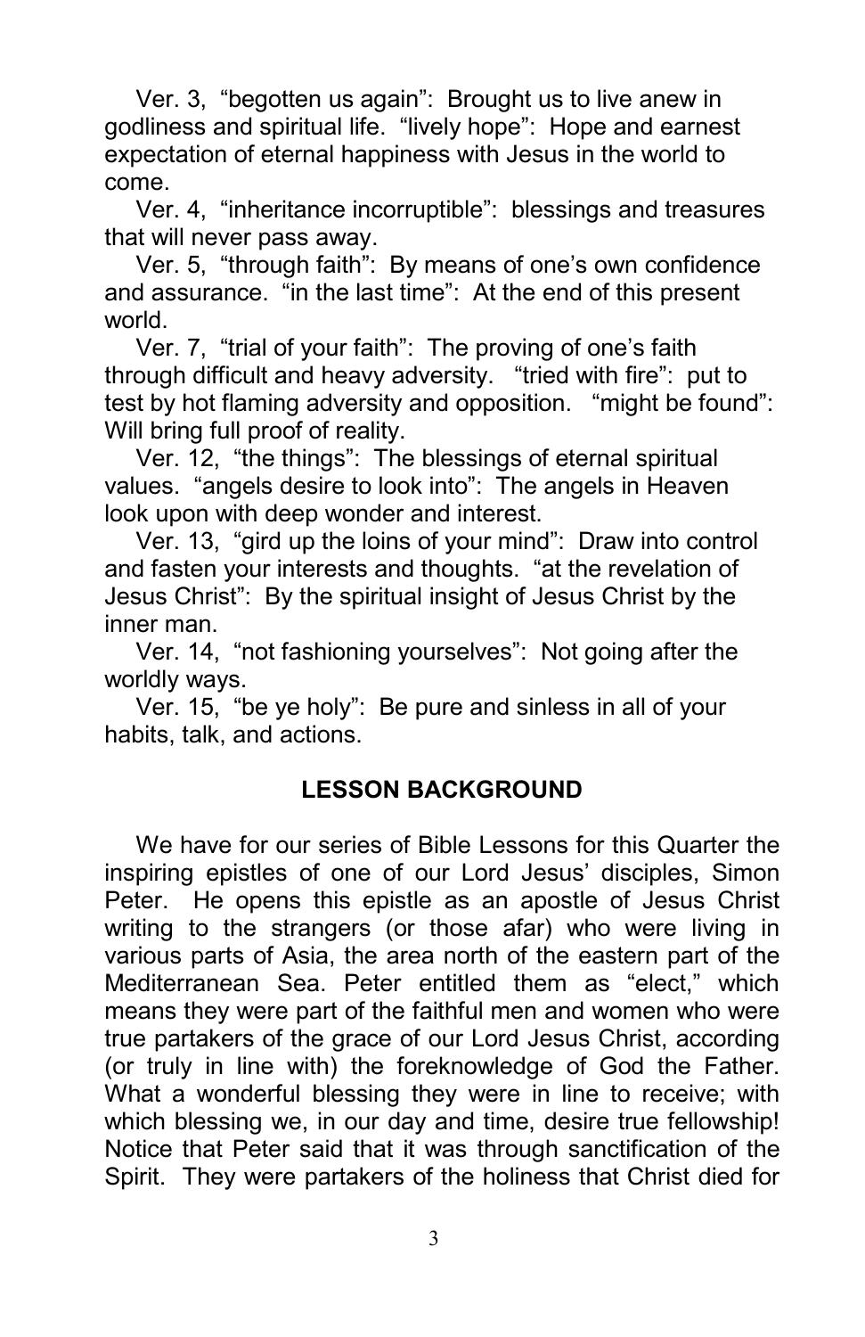Ver. 3, "begotten us again": Brought us to live anew in godliness and spiritual life. "lively hope": Hope and earnest expectation of eternal happiness with Jesus in the world to come.

Ver. 4, "inheritance incorruptible": blessings and treasures that will never pass away.

Ver. 5, "through faith": By means of one's own confidence and assurance. "in the last time": At the end of this present world.

Ver. 7, "trial of your faith": The proving of one's faith through difficult and heavy adversity. "tried with fire": put to test by hot flaming adversity and opposition. "might be found": Will bring full proof of reality.

Ver. 12, "the things": The blessings of eternal spiritual values. "angels desire to look into": The angels in Heaven look upon with deep wonder and interest.

Ver. 13, "gird up the loins of your mind": Draw into control and fasten your interests and thoughts. "at the revelation of Jesus Christ": By the spiritual insight of Jesus Christ by the inner man.

Ver. 14, "not fashioning yourselves": Not going after the worldly ways.

Ver. 15, "be ye holy": Be pure and sinless in all of your habits, talk, and actions.

## LESSON BACKGROUND

We have for our series of Bible Lessons for this Quarter the inspiring epistles of one of our Lord Jesus' disciples, Simon Peter. He opens this epistle as an apostle of Jesus Christ writing to the strangers (or those afar) who were living in various parts of Asia, the area north of the eastern part of the Mediterranean Sea. Peter entitled them as "elect," which means they were part of the faithful men and women who were true partakers of the grace of our Lord Jesus Christ, according (or truly in line with) the foreknowledge of God the Father. What a wonderful blessing they were in line to receive; with which blessing we, in our day and time, desire true fellowship! Notice that Peter said that it was through sanctification of the Spirit. They were partakers of the holiness that Christ died for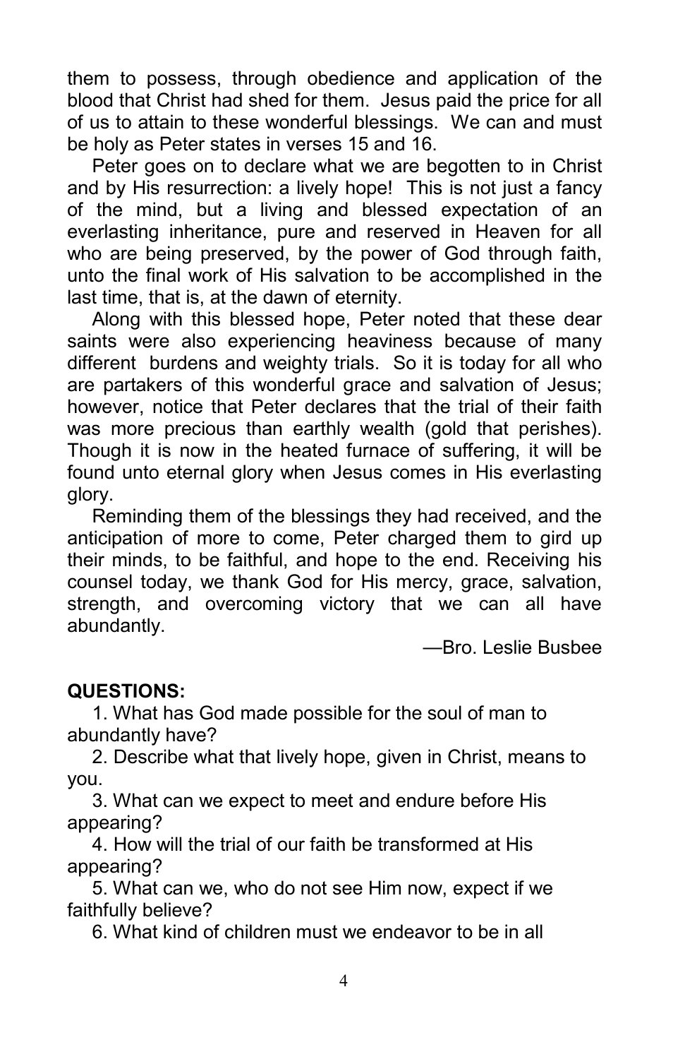them to possess, through obedience and application of the blood that Christ had shed for them. Jesus paid the price for all of us to attain to these wonderful blessings. We can and must be holy as Peter states in verses 15 and 16.

Peter goes on to declare what we are begotten to in Christ and by His resurrection: a lively hope! This is not just a fancy of the mind, but a living and blessed expectation of an everlasting inheritance, pure and reserved in Heaven for all who are being preserved, by the power of God through faith, unto the final work of His salvation to be accomplished in the last time, that is, at the dawn of eternity.

Along with this blessed hope, Peter noted that these dear saints were also experiencing heaviness because of many different burdens and weighty trials. So it is today for all who are partakers of this wonderful grace and salvation of Jesus; however, notice that Peter declares that the trial of their faith was more precious than earthly wealth (gold that perishes). Though it is now in the heated furnace of suffering, it will be found unto eternal glory when Jesus comes in His everlasting glory.

Reminding them of the blessings they had received, and the anticipation of more to come, Peter charged them to gird up their minds, to be faithful, and hope to the end. Receiving his counsel today, we thank God for His mercy, grace, salvation, strength, and overcoming victory that we can all have abundantly.

—Bro. Leslie Busbee

**QUESTIONS:**

1. What has God made possible for the soul of man to abundantly have?
2. Describe what that lively hope, given in Christ, means to you.
3. What can we expect to meet and endure before His appearing?
4. How will the trial of our faith be transformed at His appearing?
5. What can we, who do not see Him now, expect if we faithfully believe?
6. What kind of children must we endeavor to be in all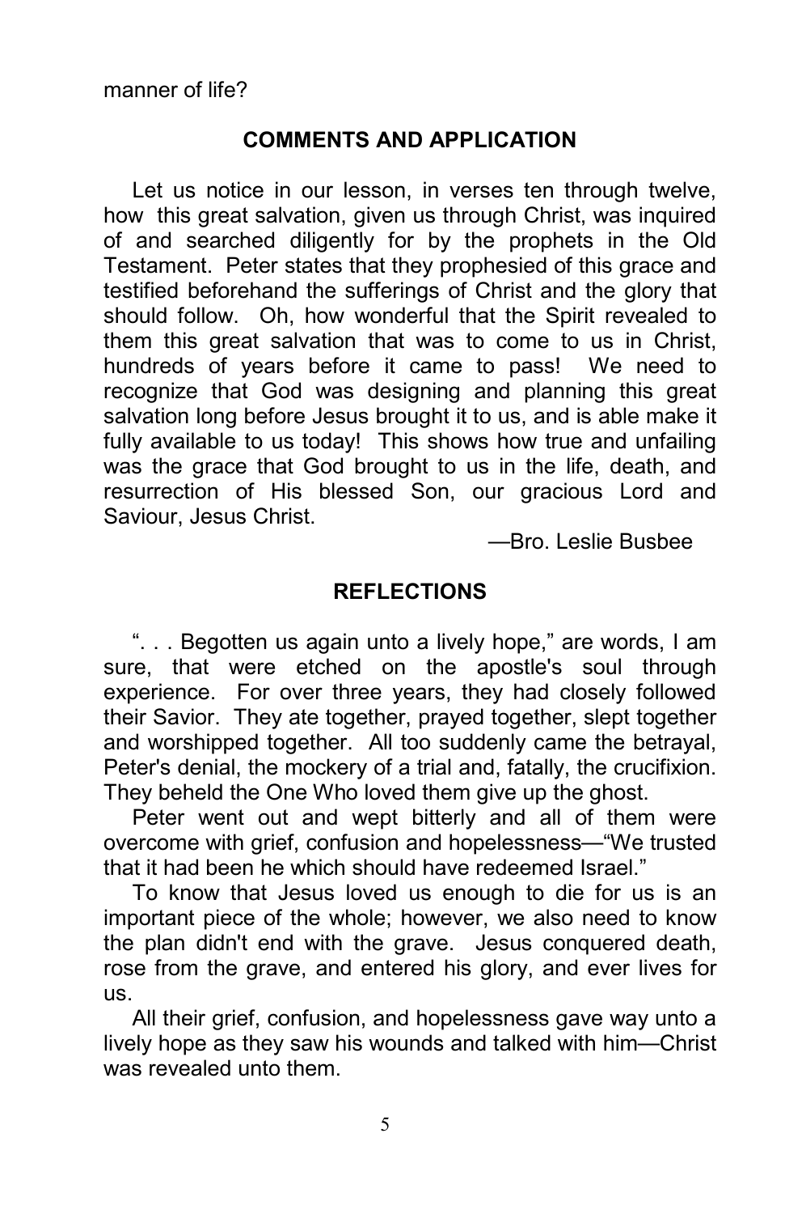manner of life?

## COMMENTS AND APPLICATION

Let us notice in our lesson, in verses ten through twelve, how this great salvation, given us through Christ, was inquired of and searched diligently for by the prophets in the Old Testament. Peter states that they prophesied of this grace and testified beforehand the sufferings of Christ and the glory that should follow. Oh, how wonderful that the Spirit revealed to them this great salvation that was to come to us in Christ, hundreds of years before it came to pass! We need to recognize that God was designing and planning this great salvation long before Jesus brought it to us, and is able make it fully available to us today! This shows how true and unfailing was the grace that God brought to us in the life, death, and resurrection of His blessed Son, our gracious Lord and Saviour, Jesus Christ.

—Bro. Leslie Busbee

## REFLECTIONS

". . . Begotten us again unto a lively hope," are words, I am sure, that were etched on the apostle's soul through experience. For over three years, they had closely followed their Savior. They ate together, prayed together, slept together and worshipped together. All too suddenly came the betrayal, Peter's denial, the mockery of a trial and, fatally, the crucifixion. They beheld the One Who loved them give up the ghost.

Peter went out and wept bitterly and all of them were overcome with grief, confusion and hopelessness—"We trusted that it had been he which should have redeemed Israel."

To know that Jesus loved us enough to die for us is an important piece of the whole; however, we also need to know the plan didn't end with the grave. Jesus conquered death, rose from the grave, and entered his glory, and ever lives for us.

All their grief, confusion, and hopelessness gave way unto a lively hope as they saw his wounds and talked with him—Christ was revealed unto them.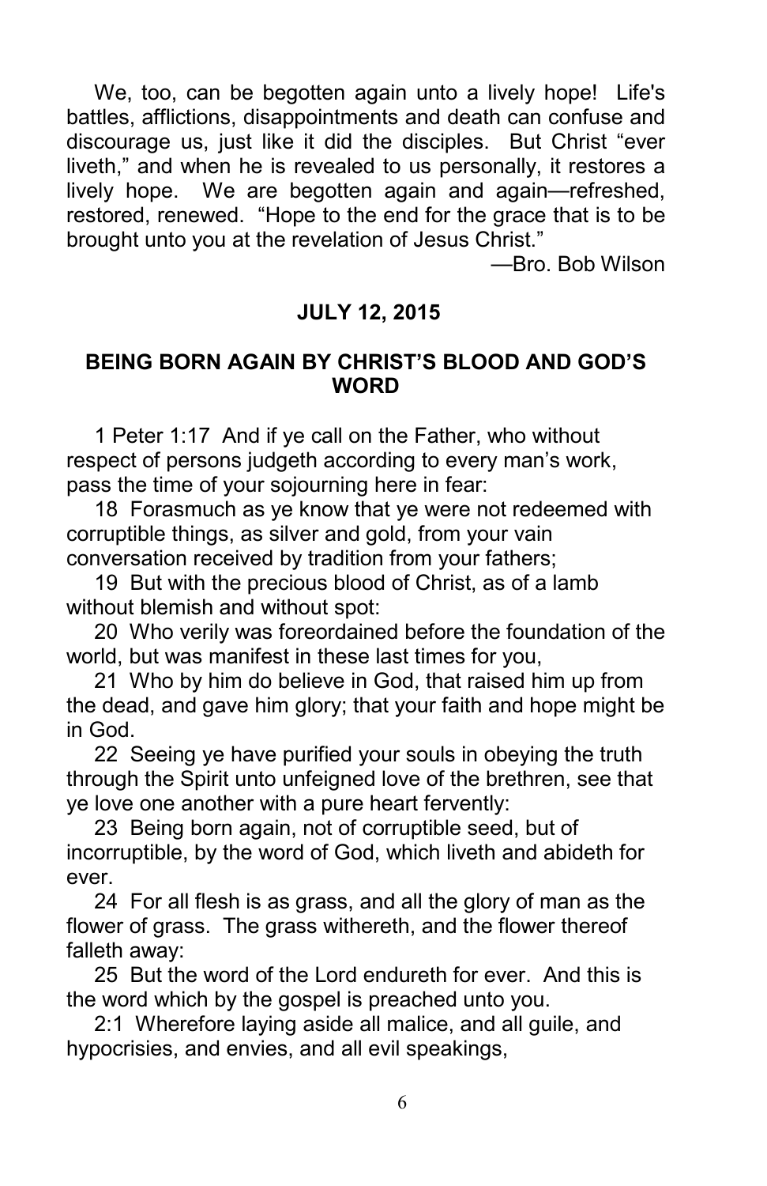We, too, can be begotten again unto a lively hope! Life's battles, afflictions, disappointments and death can confuse and discourage us, just like it did the disciples. But Christ "ever liveth," and when he is revealed to us personally, it restores a lively hope. We are begotten again and again—refreshed, restored, renewed. "Hope to the end for the grace that is to be brought unto you at the revelation of Jesus Christ."

—Bro. Bob Wilson

**JULY 12, 2015**

## BEING BORN AGAIN BY CHRIST'S BLOOD AND GOD'S WORD

1 Peter 1:17 And if ye call on the Father, who without respect of persons judgeth according to every man's work, pass the time of your sojourning here in fear:

18 Forasmuch as ye know that ye were not redeemed with corruptible things, as silver and gold, from your vain conversation received by tradition from your fathers;

19 But with the precious blood of Christ, as of a lamb without blemish and without spot:

20 Who verily was foreordained before the foundation of the world, but was manifest in these last times for you,

21 Who by him do believe in God, that raised him up from the dead, and gave him glory; that your faith and hope might be in God.

22 Seeing ye have purified your souls in obeying the truth through the Spirit unto unfeigned love of the brethren, see that ye love one another with a pure heart fervently:

23 Being born again, not of corruptible seed, but of incorruptible, by the word of God, which liveth and abideth for ever.

24 For all flesh is as grass, and all the glory of man as the flower of grass. The grass withereth, and the flower thereof falleth away:

25 But the word of the Lord endureth for ever. And this is the word which by the gospel is preached unto you.

2:1 Wherefore laying aside all malice, and all guile, and hypocrisies, and envies, and all evil speakings,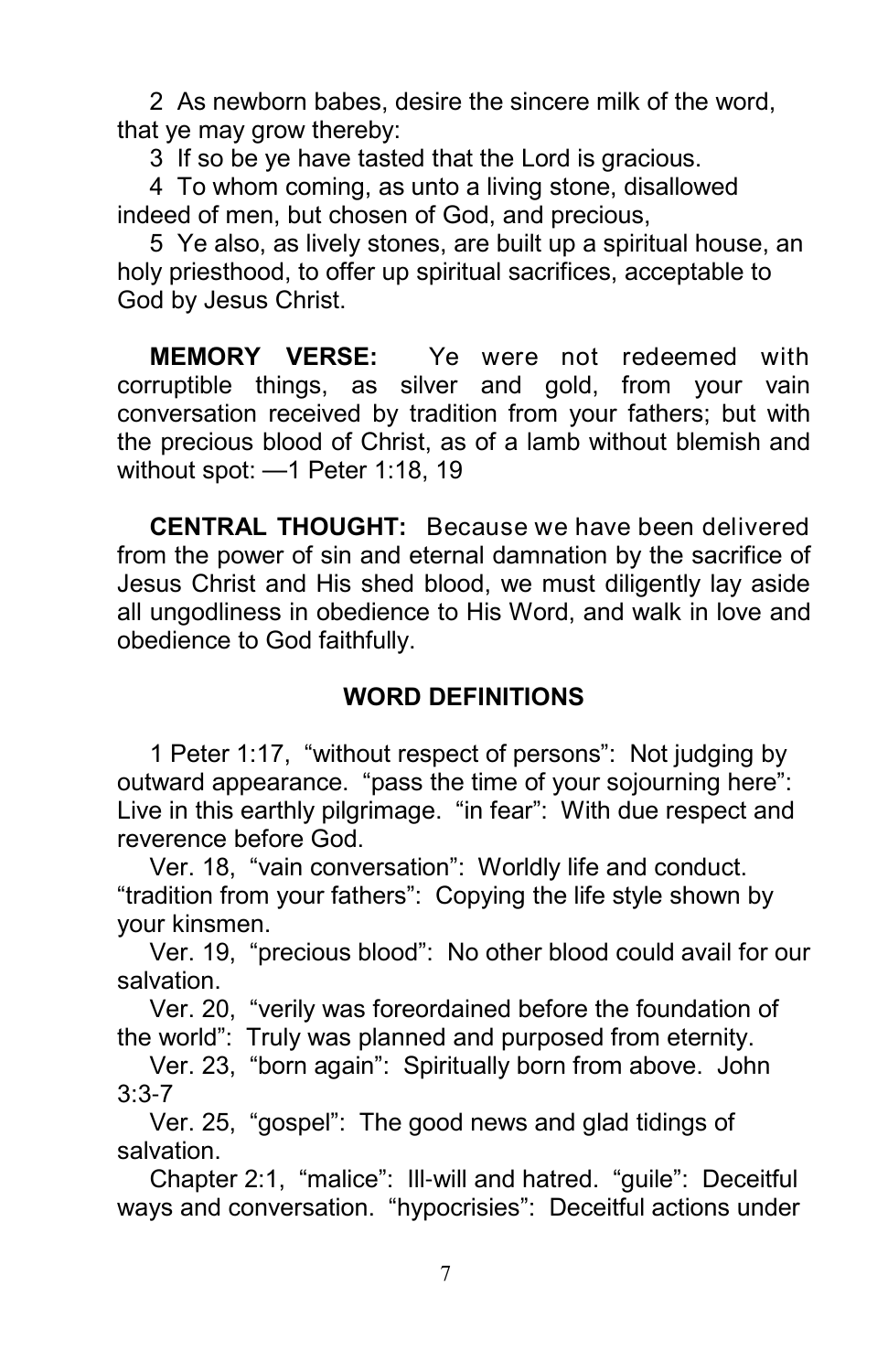2 As newborn babes, desire the sincere milk of the word, that ye may grow thereby:

3 If so be ye have tasted that the Lord is gracious.

4 To whom coming, as unto a living stone, disallowed indeed of men, but chosen of God, and precious,

5 Ye also, as lively stones, are built up a spiritual house, an holy priesthood, to offer up spiritual sacrifices, acceptable to God by Jesus Christ.

**MEMORY VERSE:** Ye were not redeemed with corruptible things, as silver and gold, from your vain conversation received by tradition from your fathers; but with the precious blood of Christ, as of a lamb without blemish and without spot: —1 Peter 1:18, 19

**CENTRAL THOUGHT:** Because we have been delivered from the power of sin and eternal damnation by the sacrifice of Jesus Christ and His shed blood, we must diligently lay aside all ungodliness in obedience to His Word, and walk in love and obedience to God faithfully.

## WORD DEFINITIONS

1 Peter 1:17, "without respect of persons": Not judging by outward appearance. "pass the time of your sojourning here": Live in this earthly pilgrimage. "in fear": With due respect and reverence before God.

Ver. 18, "vain conversation": Worldly life and conduct. "tradition from your fathers": Copying the life style shown by your kinsmen.

Ver. 19, "precious blood": No other blood could avail for our salvation.

Ver. 20, "verily was foreordained before the foundation of the world": Truly was planned and purposed from eternity.

Ver. 23, "born again": Spiritually born from above. John 3:3-7

Ver. 25, "gospel": The good news and glad tidings of salvation.

Chapter 2:1, "malice": Ill-will and hatred. "guile": Deceitful ways and conversation. "hypocrisies": Deceitful actions under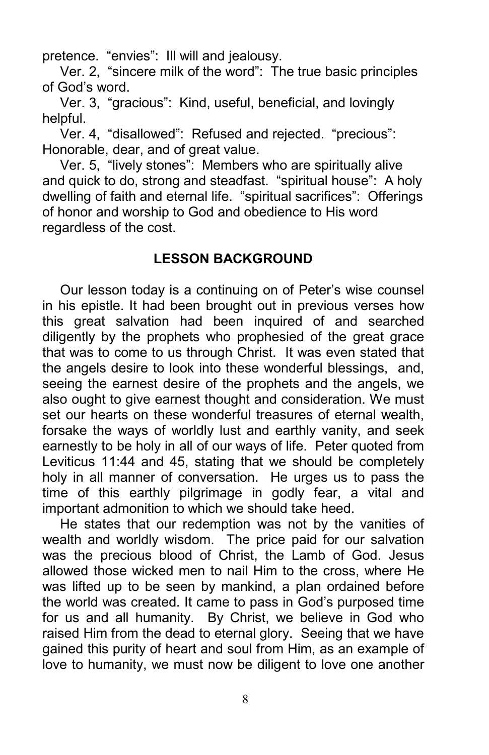pretence. “envies”: Ill will and jealousy.

Ver. 2, “sincere milk of the word”: The true basic principles of God’s word.

Ver. 3, “gracious”: Kind, useful, beneficial, and lovingly helpful.

Ver. 4, “disallowed”: Refused and rejected. “precious”: Honorable, dear, and of great value.

Ver. 5, “lively stones”: Members who are spiritually alive and quick to do, strong and steadfast. “spiritual house”: A holy dwelling of faith and eternal life. “spiritual sacrifices”: Offerings of honor and worship to God and obedience to His word regardless of the cost.

## LESSON BACKGROUND

Our lesson today is a continuing on of Peter’s wise counsel in his epistle. It had been brought out in previous verses how this great salvation had been inquired of and searched diligently by the prophets who prophesied of the great grace that was to come to us through Christ. It was even stated that the angels desire to look into these wonderful blessings, and, seeing the earnest desire of the prophets and the angels, we also ought to give earnest thought and consideration. We must set our hearts on these wonderful treasures of eternal wealth, forsake the ways of worldly lust and earthly vanity, and seek earnestly to be holy in all of our ways of life. Peter quoted from Leviticus 11:44 and 45, stating that we should be completely holy in all manner of conversation. He urges us to pass the time of this earthly pilgrimage in godly fear, a vital and important admonition to which we should take heed.

He states that our redemption was not by the vanities of wealth and worldly wisdom. The price paid for our salvation was the precious blood of Christ, the Lamb of God. Jesus allowed those wicked men to nail Him to the cross, where He was lifted up to be seen by mankind, a plan ordained before the world was created. It came to pass in God’s purposed time for us and all humanity. By Christ, we believe in God who raised Him from the dead to eternal glory. Seeing that we have gained this purity of heart and soul from Him, as an example of love to humanity, we must now be diligent to love one another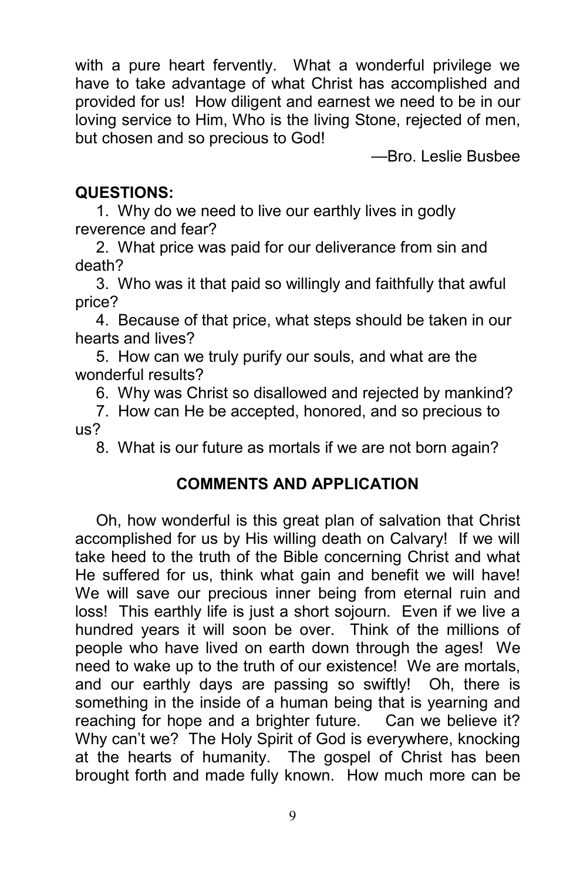with a pure heart fervently. What a wonderful privilege we have to take advantage of what Christ has accomplished and provided for us! How diligent and earnest we need to be in our loving service to Him, Who is the living Stone, rejected of men, but chosen and so precious to God!

—Bro. Leslie Busbee

**QUESTIONS:**

1. Why do we need to live our earthly lives in godly reverence and fear?
2. What price was paid for our deliverance from sin and death?
3. Who was it that paid so willingly and faithfully that awful price?
4. Because of that price, what steps should be taken in our hearts and lives?
5. How can we truly purify our souls, and what are the wonderful results?
6. Why was Christ so disallowed and rejected by mankind?
7. How can He be accepted, honored, and so precious to us?
8. What is our future as mortals if we are not born again?

## COMMENTS AND APPLICATION

Oh, how wonderful is this great plan of salvation that Christ accomplished for us by His willing death on Calvary! If we will take heed to the truth of the Bible concerning Christ and what He suffered for us, think what gain and benefit we will have! We will save our precious inner being from eternal ruin and loss! This earthly life is just a short sojourn. Even if we live a hundred years it will soon be over. Think of the millions of people who have lived on earth down through the ages! We need to wake up to the truth of our existence! We are mortals, and our earthly days are passing so swiftly! Oh, there is something in the inside of a human being that is yearning and reaching for hope and a brighter future. Can we believe it? Why can't we? The Holy Spirit of God is everywhere, knocking at the hearts of humanity. The gospel of Christ has been brought forth and made fully known. How much more can be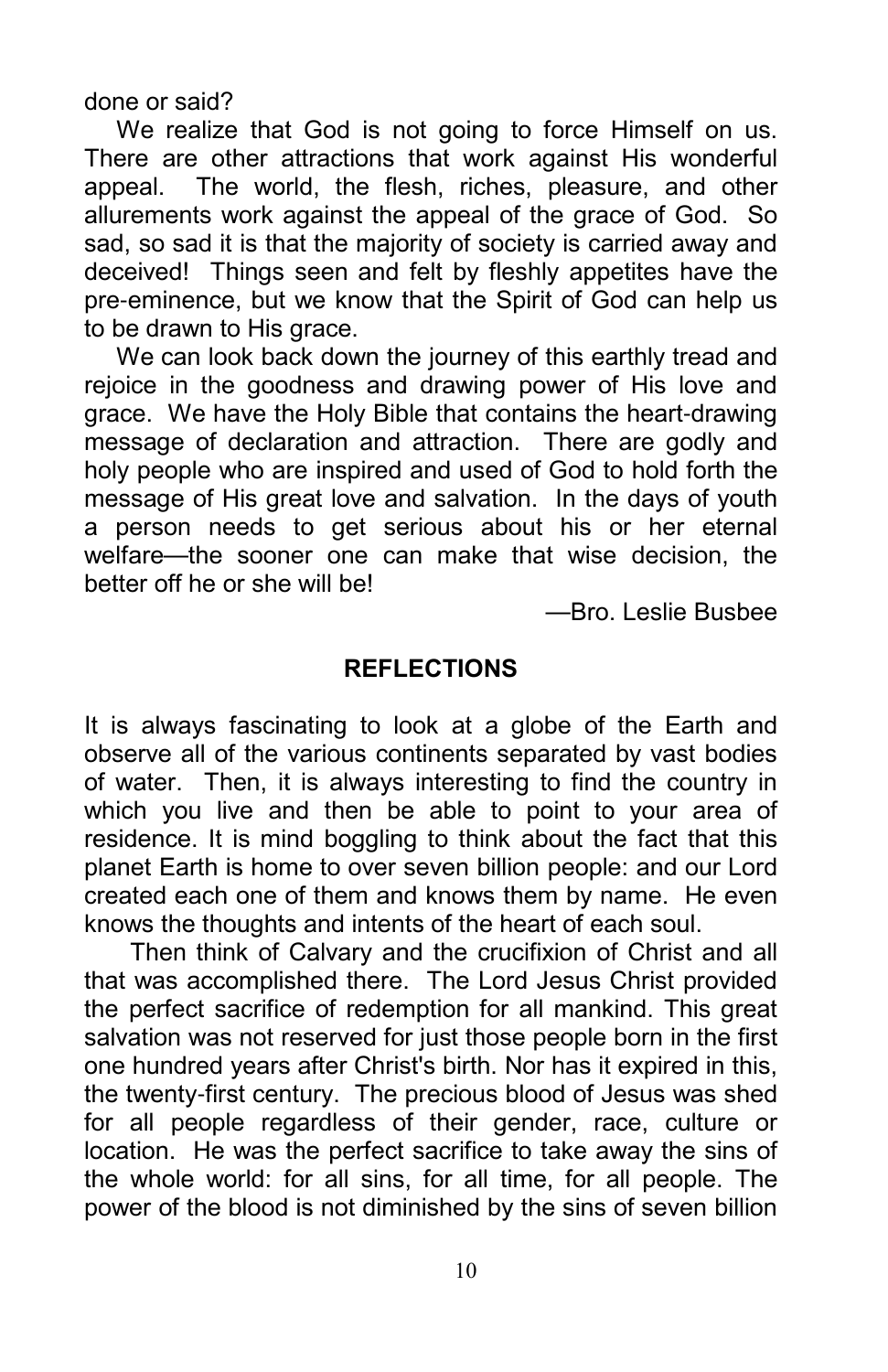done or said?

We realize that God is not going to force Himself on us. There are other attractions that work against His wonderful appeal. The world, the flesh, riches, pleasure, and other allurements work against the appeal of the grace of God. So sad, so sad it is that the majority of society is carried away and deceived! Things seen and felt by fleshly appetites have the pre-eminence, but we know that the Spirit of God can help us to be drawn to His grace.

We can look back down the journey of this earthly tread and rejoice in the goodness and drawing power of His love and grace. We have the Holy Bible that contains the heart-drawing message of declaration and attraction. There are godly and holy people who are inspired and used of God to hold forth the message of His great love and salvation. In the days of youth a person needs to get serious about his or her eternal welfare—the sooner one can make that wise decision, the better off he or she will be!

—Bro. Leslie Busbee

## REFLECTIONS

It is always fascinating to look at a globe of the Earth and observe all of the various continents separated by vast bodies of water. Then, it is always interesting to find the country in which you live and then be able to point to your area of residence. It is mind boggling to think about the fact that this planet Earth is home to over seven billion people: and our Lord created each one of them and knows them by name. He even knows the thoughts and intents of the heart of each soul.

Then think of Calvary and the crucifixion of Christ and all that was accomplished there. The Lord Jesus Christ provided the perfect sacrifice of redemption for all mankind. This great salvation was not reserved for just those people born in the first one hundred years after Christ's birth. Nor has it expired in this, the twenty-first century. The precious blood of Jesus was shed for all people regardless of their gender, race, culture or location. He was the perfect sacrifice to take away the sins of the whole world: for all sins, for all time, for all people. The power of the blood is not diminished by the sins of seven billion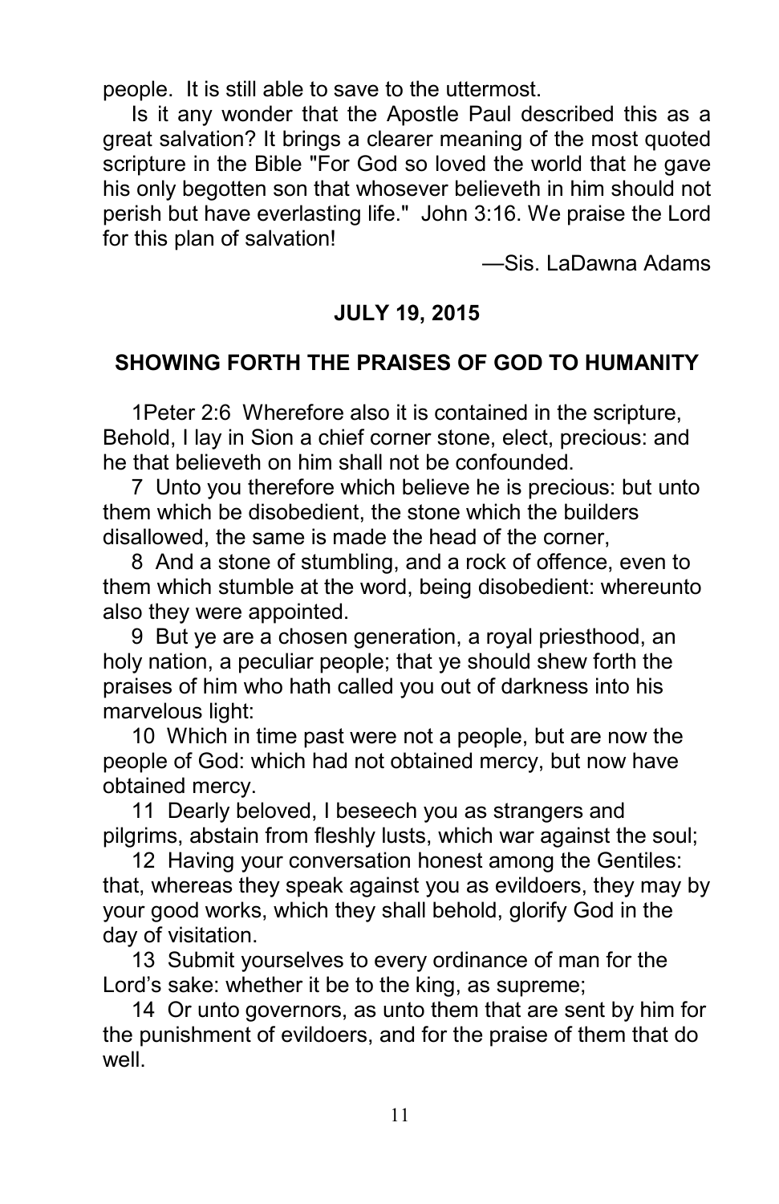people. It is still able to save to the uttermost.

Is it any wonder that the Apostle Paul described this as a great salvation? It brings a clearer meaning of the most quoted scripture in the Bible "For God so loved the world that he gave his only begotten son that whosever believeth in him should not perish but have everlasting life." John 3:16. We praise the Lord for this plan of salvation!

—Sis. LaDawna Adams

**JULY 19, 2015**

## SHOWING FORTH THE PRAISES OF GOD TO HUMANITY

1Peter 2:6 Wherefore also it is contained in the scripture, Behold, I lay in Sion a chief corner stone, elect, precious: and he that believeth on him shall not be confounded.

7 Unto you therefore which believe he is precious: but unto them which be disobedient, the stone which the builders disallowed, the same is made the head of the corner,

8 And a stone of stumbling, and a rock of offence, even to them which stumble at the word, being disobedient: whereunto also they were appointed.

9 But ye are a chosen generation, a royal priesthood, an holy nation, a peculiar people; that ye should shew forth the praises of him who hath called you out of darkness into his marvelous light:

10 Which in time past were not a people, but are now the people of God: which had not obtained mercy, but now have obtained mercy.

11 Dearly beloved, I beseech you as strangers and pilgrims, abstain from fleshly lusts, which war against the soul;

12 Having your conversation honest among the Gentiles: that, whereas they speak against you as evildoers, they may by your good works, which they shall behold, glorify God in the day of visitation.

13 Submit yourselves to every ordinance of man for the Lord's sake: whether it be to the king, as supreme;

14 Or unto governors, as unto them that are sent by him for the punishment of evildoers, and for the praise of them that do well.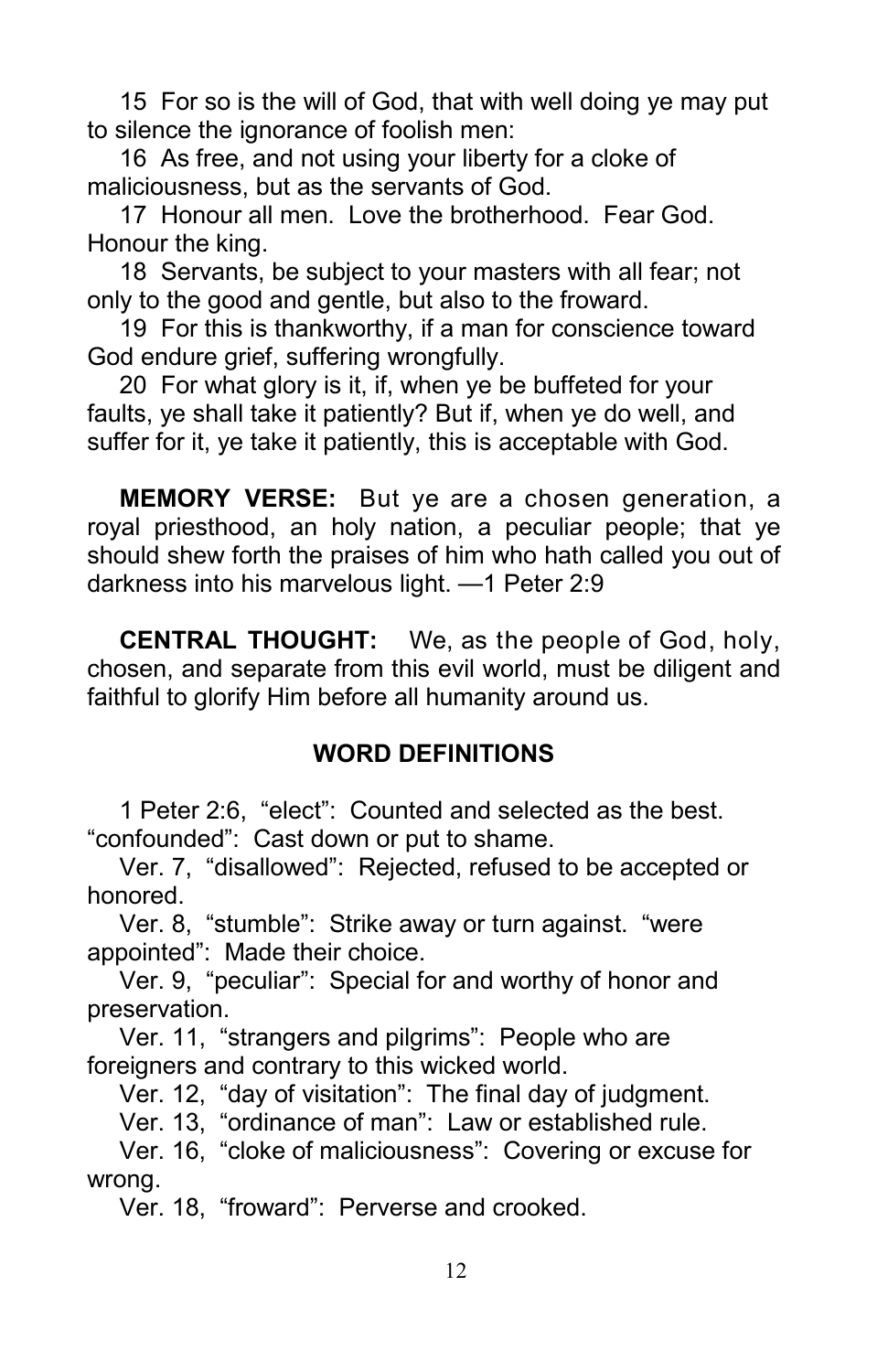15 For so is the will of God, that with well doing ye may put to silence the ignorance of foolish men:

16 As free, and not using your liberty for a cloke of maliciousness, but as the servants of God.

17 Honour all men. Love the brotherhood. Fear God. Honour the king.

18 Servants, be subject to your masters with all fear; not only to the good and gentle, but also to the froward.

19 For this is thankworthy, if a man for conscience toward God endure grief, suffering wrongfully.

20 For what glory is it, if, when ye be buffeted for your faults, ye shall take it patiently? But if, when ye do well, and suffer for it, ye take it patiently, this is acceptable with God.

**MEMORY VERSE:** But ye are a chosen generation, a royal priesthood, an holy nation, a peculiar people; that ye should shew forth the praises of him who hath called you out of darkness into his marvelous light. —1 Peter 2:9

**CENTRAL THOUGHT:** We, as the people of God, holy, chosen, and separate from this evil world, must be diligent and faithful to glorify Him before all humanity around us.

## WORD DEFINITIONS

1 Peter 2:6, "elect": Counted and selected as the best. "confounded": Cast down or put to shame.

Ver. 7, "disallowed": Rejected, refused to be accepted or honored.

Ver. 8, "stumble": Strike away or turn against. "were appointed": Made their choice.

Ver. 9, "peculiar": Special for and worthy of honor and preservation.

Ver. 11, "strangers and pilgrims": People who are foreigners and contrary to this wicked world.

Ver. 12, "day of visitation": The final day of judgment.

Ver. 13, "ordinance of man": Law or established rule.

Ver. 16, "cloke of maliciousness": Covering or excuse for wrong.

Ver. 18, "froward": Perverse and crooked.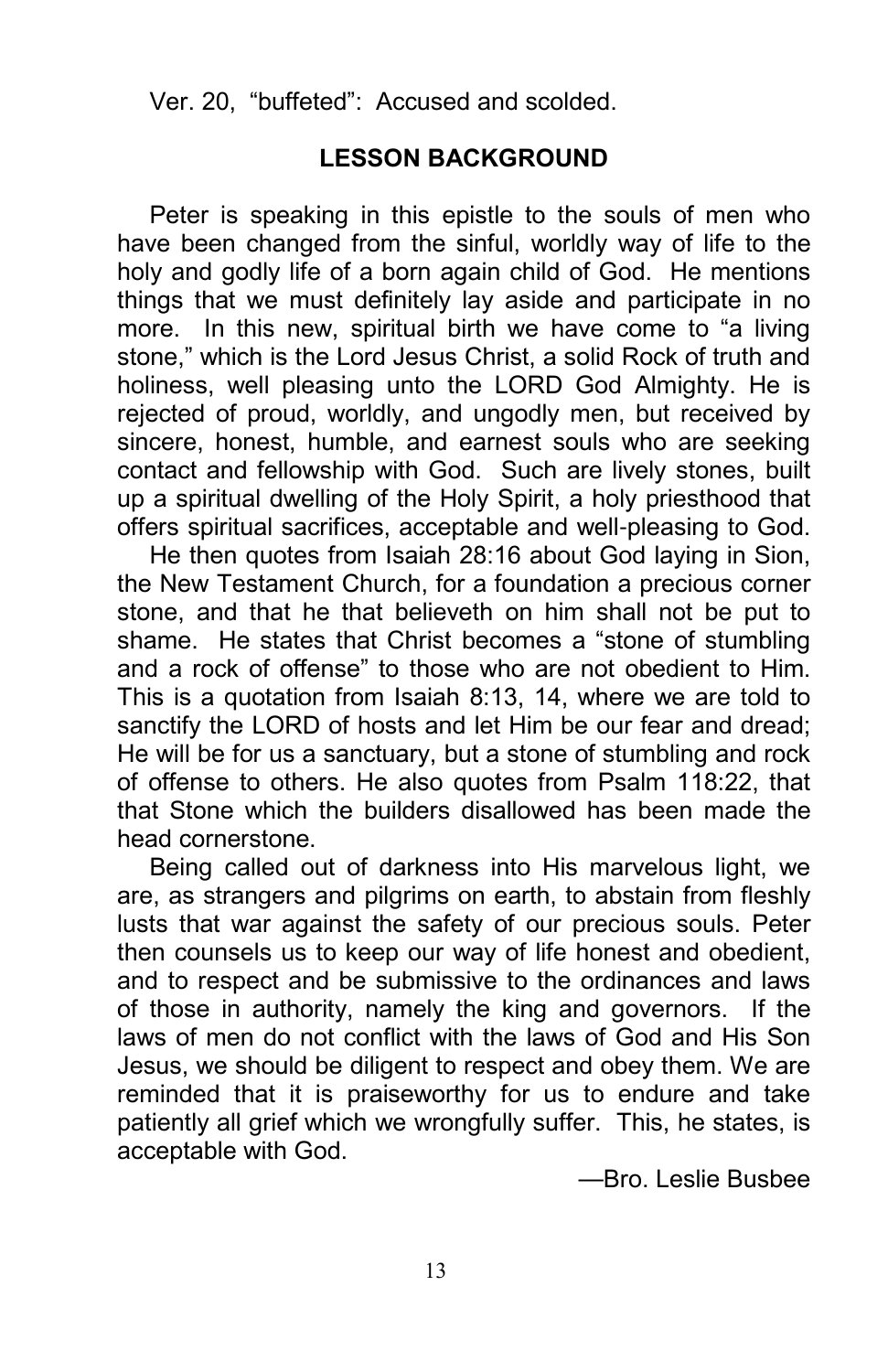Ver. 20, “buffeted”: Accused and scolded.

## LESSON BACKGROUND

Peter is speaking in this epistle to the souls of men who have been changed from the sinful, worldly way of life to the holy and godly life of a born again child of God. He mentions things that we must definitely lay aside and participate in no more. In this new, spiritual birth we have come to “a living stone,” which is the Lord Jesus Christ, a solid Rock of truth and holiness, well pleasing unto the LORD God Almighty. He is rejected of proud, worldly, and ungodly men, but received by sincere, honest, humble, and earnest souls who are seeking contact and fellowship with God. Such are lively stones, built up a spiritual dwelling of the Holy Spirit, a holy priesthood that offers spiritual sacrifices, acceptable and well-pleasing to God.

He then quotes from Isaiah 28:16 about God laying in Sion, the New Testament Church, for a foundation a precious corner stone, and that he that believeth on him shall not be put to shame. He states that Christ becomes a “stone of stumbling and a rock of offense” to those who are not obedient to Him. This is a quotation from Isaiah 8:13, 14, where we are told to sanctify the LORD of hosts and let Him be our fear and dread; He will be for us a sanctuary, but a stone of stumbling and rock of offense to others. He also quotes from Psalm 118:22, that that Stone which the builders disallowed has been made the head cornerstone.

Being called out of darkness into His marvelous light, we are, as strangers and pilgrims on earth, to abstain from fleshly lusts that war against the safety of our precious souls. Peter then counsels us to keep our way of life honest and obedient, and to respect and be submissive to the ordinances and laws of those in authority, namely the king and governors. If the laws of men do not conflict with the laws of God and His Son Jesus, we should be diligent to respect and obey them. We are reminded that it is praiseworthy for us to endure and take patiently all grief which we wrongfully suffer. This, he states, is acceptable with God.

—Bro. Leslie Busbee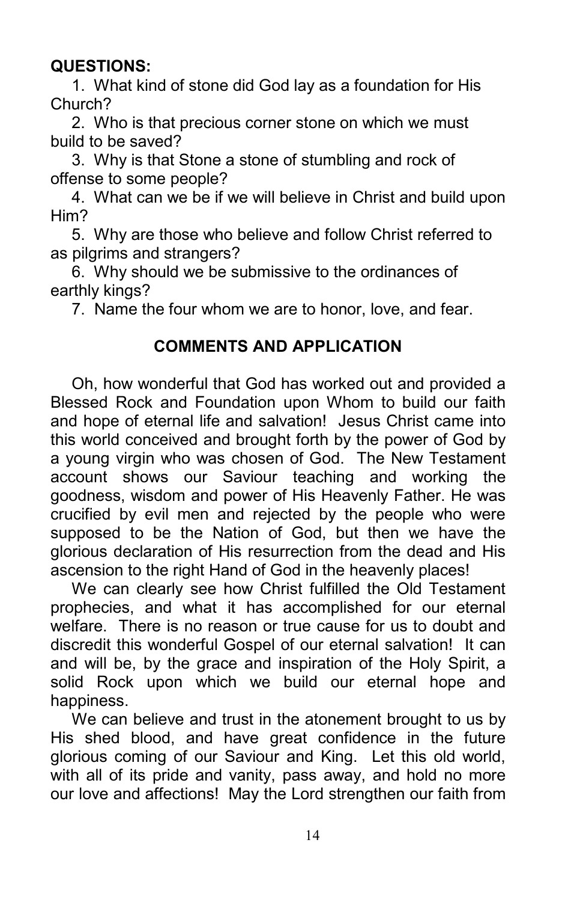**QUESTIONS:**

1. What kind of stone did God lay as a foundation for His Church?
2. Who is that precious corner stone on which we must build to be saved?
3. Why is that Stone a stone of stumbling and rock of offense to some people?
4. What can we be if we will believe in Christ and build upon Him?
5. Why are those who believe and follow Christ referred to as pilgrims and strangers?
6. Why should we be submissive to the ordinances of earthly kings?
7. Name the four whom we are to honor, love, and fear.

## COMMENTS AND APPLICATION

Oh, how wonderful that God has worked out and provided a Blessed Rock and Foundation upon Whom to build our faith and hope of eternal life and salvation! Jesus Christ came into this world conceived and brought forth by the power of God by a young virgin who was chosen of God. The New Testament account shows our Saviour teaching and working the goodness, wisdom and power of His Heavenly Father. He was crucified by evil men and rejected by the people who were supposed to be the Nation of God, but then we have the glorious declaration of His resurrection from the dead and His ascension to the right Hand of God in the heavenly places!

We can clearly see how Christ fulfilled the Old Testament prophecies, and what it has accomplished for our eternal welfare. There is no reason or true cause for us to doubt and discredit this wonderful Gospel of our eternal salvation! It can and will be, by the grace and inspiration of the Holy Spirit, a solid Rock upon which we build our eternal hope and happiness.

We can believe and trust in the atonement brought to us by His shed blood, and have great confidence in the future glorious coming of our Saviour and King. Let this old world, with all of its pride and vanity, pass away, and hold no more our love and affections! May the Lord strengthen our faith from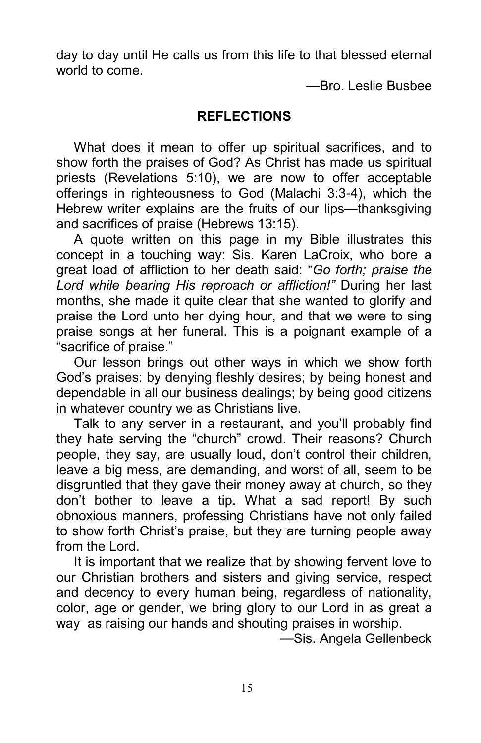day to day until He calls us from this life to that blessed eternal world to come.

—Bro. Leslie Busbee

## REFLECTIONS

What does it mean to offer up spiritual sacrifices, and to show forth the praises of God? As Christ has made us spiritual priests (Revelations 5:10), we are now to offer acceptable offerings in righteousness to God (Malachi 3:3-4), which the Hebrew writer explains are the fruits of our lips—thanksgiving and sacrifices of praise (Hebrews 13:15).

A quote written on this page in my Bible illustrates this concept in a touching way: Sis. Karen LaCroix, who bore a great load of affliction to her death said: "*Go forth; praise the Lord while bearing His reproach or affliction!"* During her last months, she made it quite clear that she wanted to glorify and praise the Lord unto her dying hour, and that we were to sing praise songs at her funeral. This is a poignant example of a "sacrifice of praise."

Our lesson brings out other ways in which we show forth God's praises: by denying fleshly desires; by being honest and dependable in all our business dealings; by being good citizens in whatever country we as Christians live.

Talk to any server in a restaurant, and you'll probably find they hate serving the "church" crowd. Their reasons? Church people, they say, are usually loud, don't control their children, leave a big mess, are demanding, and worst of all, seem to be disgruntled that they gave their money away at church, so they don't bother to leave a tip. What a sad report! By such obnoxious manners, professing Christians have not only failed to show forth Christ's praise, but they are turning people away from the Lord.

It is important that we realize that by showing fervent love to our Christian brothers and sisters and giving service, respect and decency to every human being, regardless of nationality, color, age or gender, we bring glory to our Lord in as great a way as raising our hands and shouting praises in worship.

—Sis. Angela Gellenbeck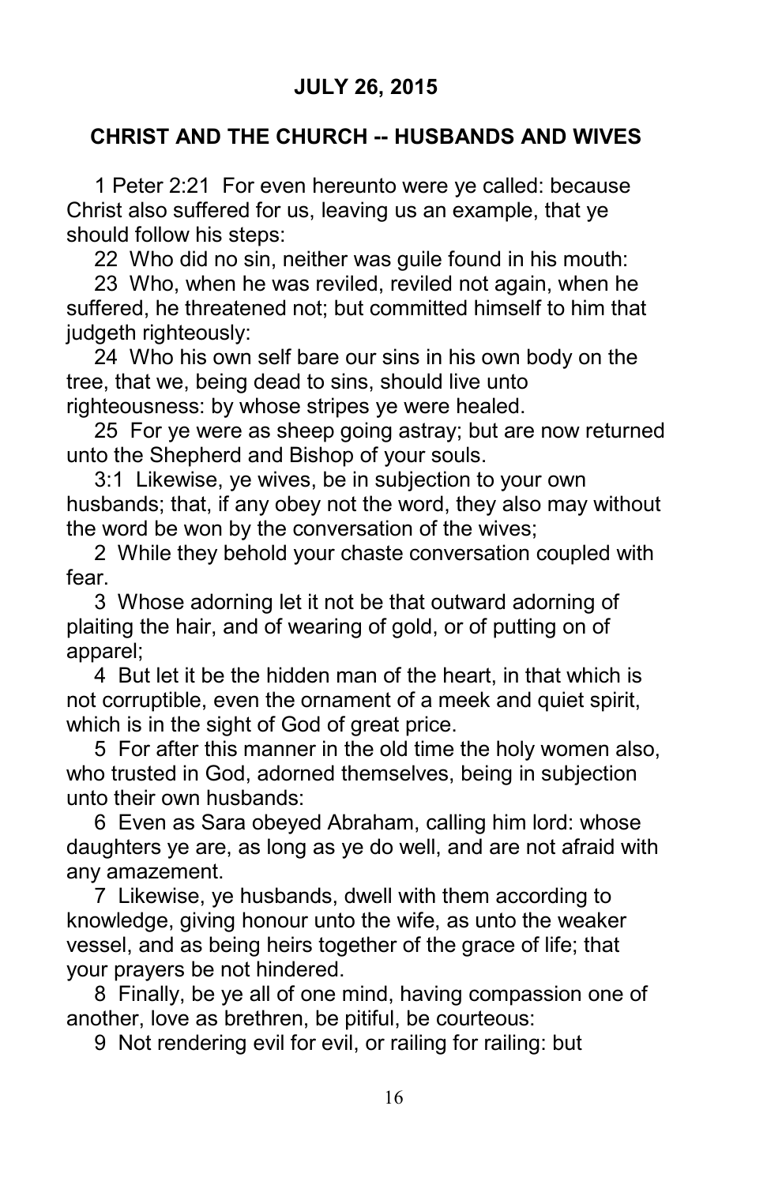## JULY 26, 2015

## CHRIST AND THE CHURCH -- HUSBANDS AND WIVES

1 Peter 2:21 For even hereunto were ye called: because Christ also suffered for us, leaving us an example, that ye should follow his steps:

22 Who did no sin, neither was guile found in his mouth:

23 Who, when he was reviled, reviled not again, when he suffered, he threatened not; but committed himself to him that judgeth righteously:

24 Who his own self bare our sins in his own body on the tree, that we, being dead to sins, should live unto righteousness: by whose stripes ye were healed.

25 For ye were as sheep going astray; but are now returned unto the Shepherd and Bishop of your souls.

3:1 Likewise, ye wives, be in subjection to your own husbands; that, if any obey not the word, they also may without the word be won by the conversation of the wives;

2 While they behold your chaste conversation coupled with fear.

3 Whose adorning let it not be that outward adorning of plaiting the hair, and of wearing of gold, or of putting on of apparel;

4 But let it be the hidden man of the heart, in that which is not corruptible, even the ornament of a meek and quiet spirit, which is in the sight of God of great price.

5 For after this manner in the old time the holy women also, who trusted in God, adorned themselves, being in subjection unto their own husbands:

6 Even as Sara obeyed Abraham, calling him lord: whose daughters ye are, as long as ye do well, and are not afraid with any amazement.

7 Likewise, ye husbands, dwell with them according to knowledge, giving honour unto the wife, as unto the weaker vessel, and as being heirs together of the grace of life; that your prayers be not hindered.

8 Finally, be ye all of one mind, having compassion one of another, love as brethren, be pitiful, be courteous:

9 Not rendering evil for evil, or railing for railing: but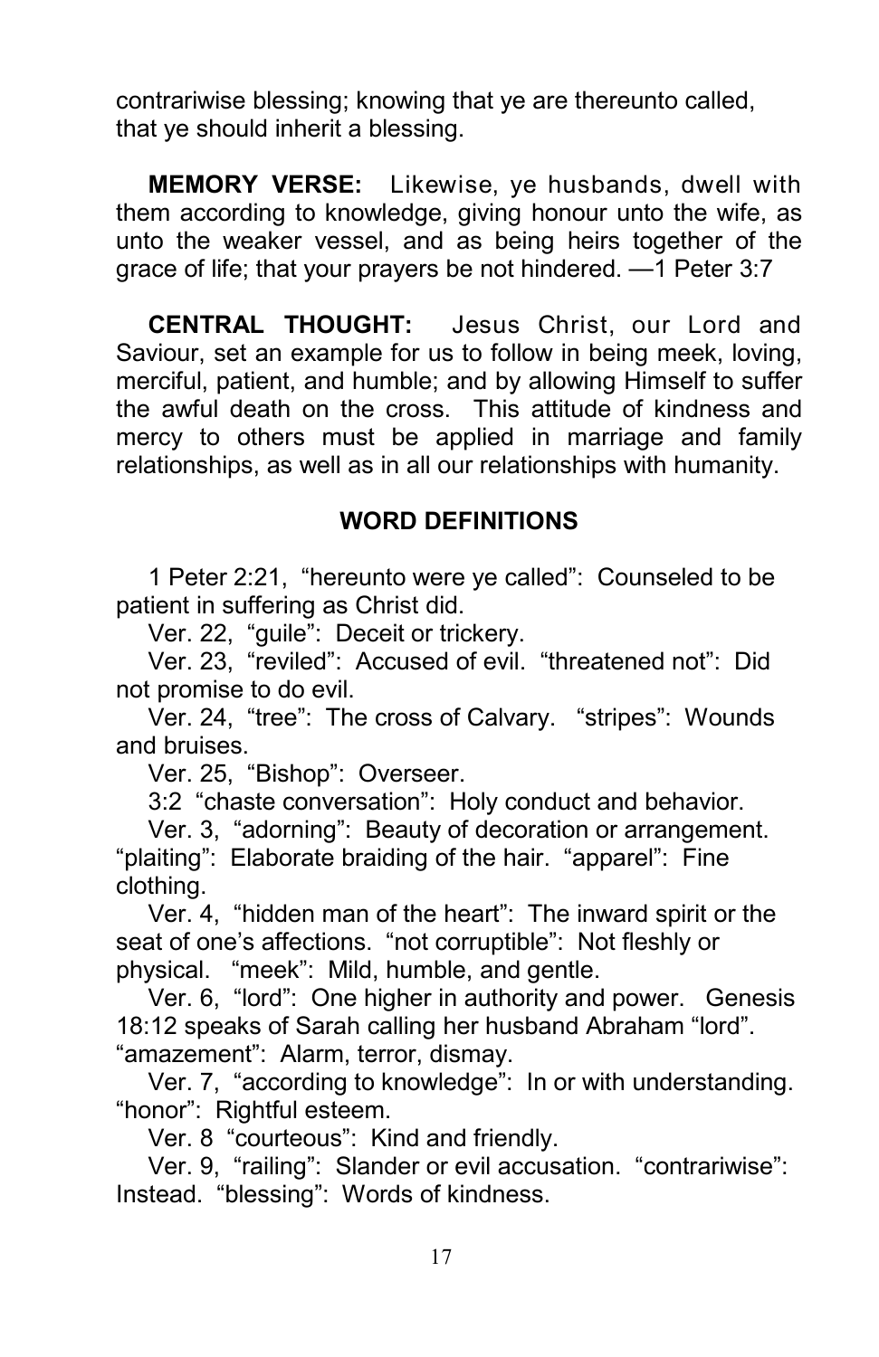contrariwise blessing; knowing that ye are thereunto called, that ye should inherit a blessing.

**MEMORY VERSE:** Likewise, ye husbands, dwell with them according to knowledge, giving honour unto the wife, as unto the weaker vessel, and as being heirs together of the grace of life; that your prayers be not hindered. —1 Peter 3:7

**CENTRAL THOUGHT:** Jesus Christ, our Lord and Saviour, set an example for us to follow in being meek, loving, merciful, patient, and humble; and by allowing Himself to suffer the awful death on the cross. This attitude of kindness and mercy to others must be applied in marriage and family relationships, as well as in all our relationships with humanity.

## WORD DEFINITIONS

1 Peter 2:21, "hereunto were ye called": Counseled to be patient in suffering as Christ did.

Ver. 22, "guile": Deceit or trickery.

Ver. 23, "reviled": Accused of evil. "threatened not": Did not promise to do evil.

Ver. 24, "tree": The cross of Calvary. "stripes": Wounds and bruises.

Ver. 25, "Bishop": Overseer.

3:2 "chaste conversation": Holy conduct and behavior.

Ver. 3, "adorning": Beauty of decoration or arrangement. "plaiting": Elaborate braiding of the hair. "apparel": Fine clothing.

Ver. 4, "hidden man of the heart": The inward spirit or the seat of one's affections. "not corruptible": Not fleshly or physical. "meek": Mild, humble, and gentle.

Ver. 6, "lord": One higher in authority and power. Genesis 18:12 speaks of Sarah calling her husband Abraham "lord". "amazement": Alarm, terror, dismay.

Ver. 7, "according to knowledge": In or with understanding. "honor": Rightful esteem.

Ver. 8 "courteous": Kind and friendly.

Ver. 9, "railing": Slander or evil accusation. "contrariwise": Instead. "blessing": Words of kindness.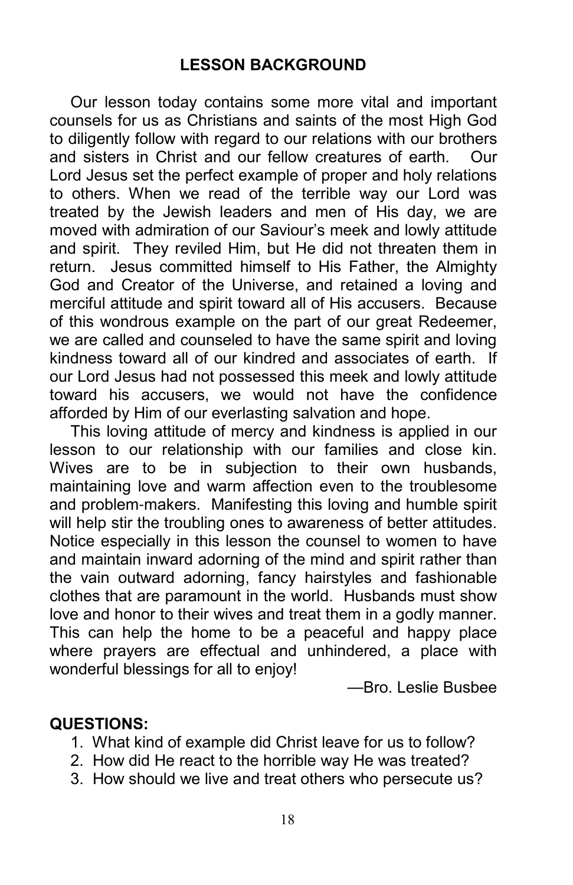## LESSON BACKGROUND

Our lesson today contains some more vital and important counsels for us as Christians and saints of the most High God to diligently follow with regard to our relations with our brothers and sisters in Christ and our fellow creatures of earth. Our Lord Jesus set the perfect example of proper and holy relations to others. When we read of the terrible way our Lord was treated by the Jewish leaders and men of His day, we are moved with admiration of our Saviour's meek and lowly attitude and spirit. They reviled Him, but He did not threaten them in return. Jesus committed himself to His Father, the Almighty God and Creator of the Universe, and retained a loving and merciful attitude and spirit toward all of His accusers. Because of this wondrous example on the part of our great Redeemer, we are called and counseled to have the same spirit and loving kindness toward all of our kindred and associates of earth. If our Lord Jesus had not possessed this meek and lowly attitude toward his accusers, we would not have the confidence afforded by Him of our everlasting salvation and hope.

This loving attitude of mercy and kindness is applied in our lesson to our relationship with our families and close kin. Wives are to be in subjection to their own husbands, maintaining love and warm affection even to the troublesome and problem-makers. Manifesting this loving and humble spirit will help stir the troubling ones to awareness of better attitudes. Notice especially in this lesson the counsel to women to have and maintain inward adorning of the mind and spirit rather than the vain outward adorning, fancy hairstyles and fashionable clothes that are paramount in the world. Husbands must show love and honor to their wives and treat them in a godly manner. This can help the home to be a peaceful and happy place where prayers are effectual and unhindered, a place with wonderful blessings for all to enjoy!

—Bro. Leslie Busbee

**QUESTIONS:**

1. What kind of example did Christ leave for us to follow?
2. How did He react to the horrible way He was treated?
3. How should we live and treat others who persecute us?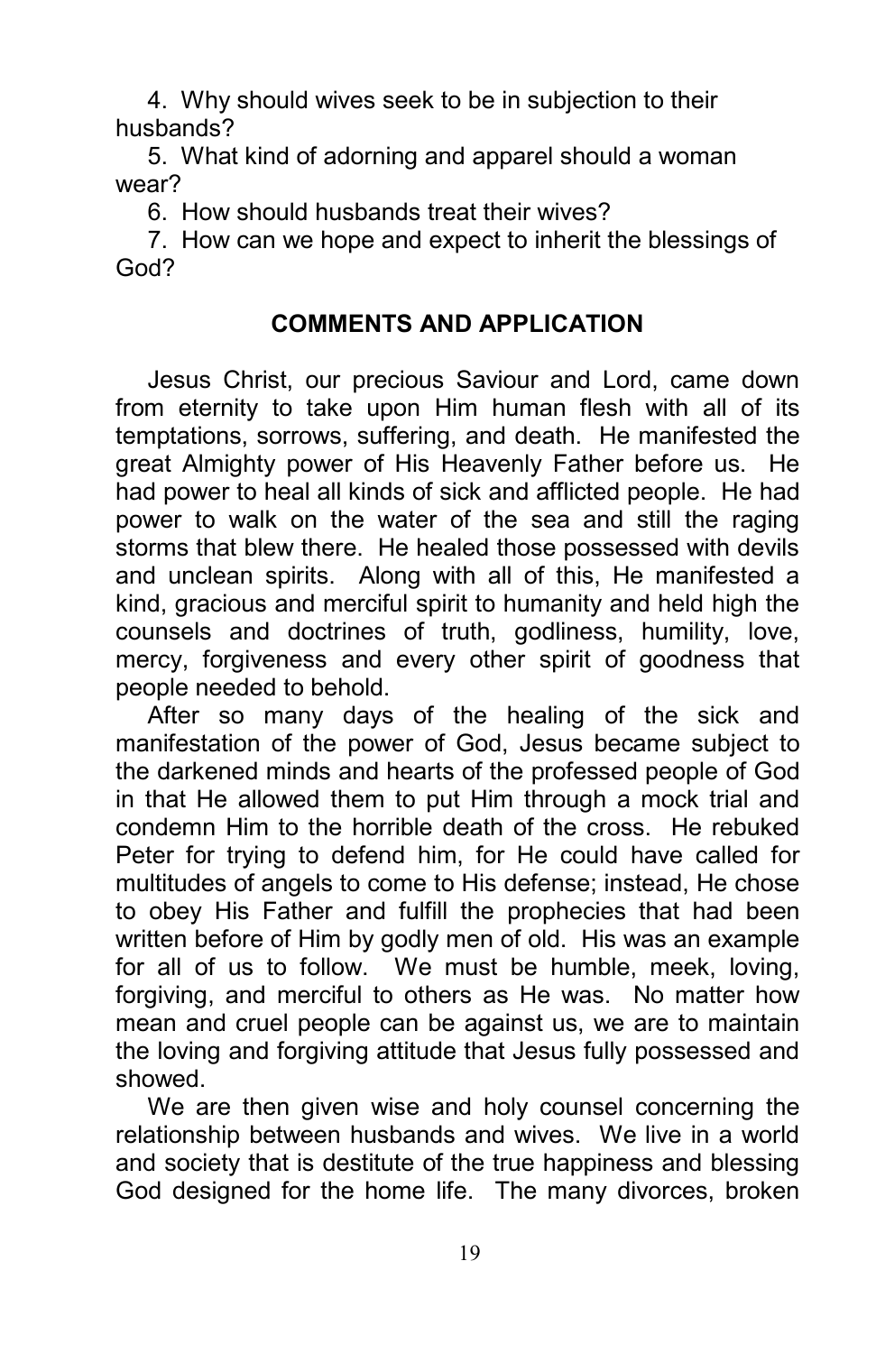4. Why should wives seek to be in subjection to their husbands?

5. What kind of adorning and apparel should a woman wear?

6. How should husbands treat their wives?

7. How can we hope and expect to inherit the blessings of God?

## COMMENTS AND APPLICATION

Jesus Christ, our precious Saviour and Lord, came down from eternity to take upon Him human flesh with all of its temptations, sorrows, suffering, and death. He manifested the great Almighty power of His Heavenly Father before us. He had power to heal all kinds of sick and afflicted people. He had power to walk on the water of the sea and still the raging storms that blew there. He healed those possessed with devils and unclean spirits. Along with all of this, He manifested a kind, gracious and merciful spirit to humanity and held high the counsels and doctrines of truth, godliness, humility, love, mercy, forgiveness and every other spirit of goodness that people needed to behold.

After so many days of the healing of the sick and manifestation of the power of God, Jesus became subject to the darkened minds and hearts of the professed people of God in that He allowed them to put Him through a mock trial and condemn Him to the horrible death of the cross. He rebuked Peter for trying to defend him, for He could have called for multitudes of angels to come to His defense; instead, He chose to obey His Father and fulfill the prophecies that had been written before of Him by godly men of old. His was an example for all of us to follow. We must be humble, meek, loving, forgiving, and merciful to others as He was. No matter how mean and cruel people can be against us, we are to maintain the loving and forgiving attitude that Jesus fully possessed and showed.

We are then given wise and holy counsel concerning the relationship between husbands and wives. We live in a world and society that is destitute of the true happiness and blessing God designed for the home life. The many divorces, broken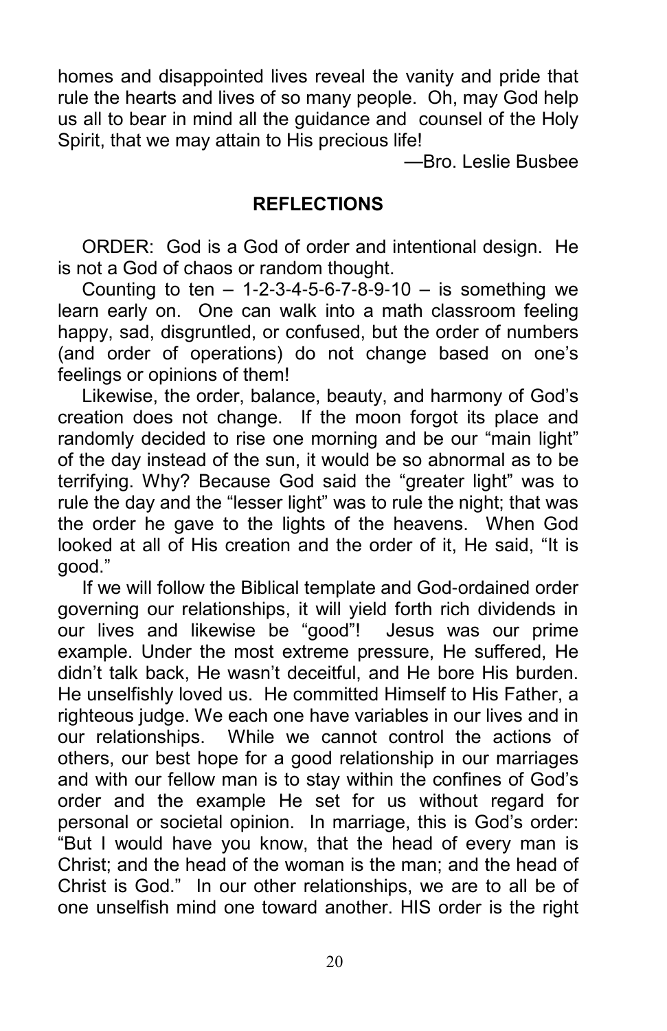homes and disappointed lives reveal the vanity and pride that rule the hearts and lives of so many people. Oh, may God help us all to bear in mind all the guidance and counsel of the Holy Spirit, that we may attain to His precious life!

—Bro. Leslie Busbee

## REFLECTIONS

ORDER: God is a God of order and intentional design. He is not a God of chaos or random thought.

Counting to ten – 1-2-3-4-5-6-7-8-9-10 – is something we learn early on. One can walk into a math classroom feeling happy, sad, disgruntled, or confused, but the order of numbers (and order of operations) do not change based on one's feelings or opinions of them!

Likewise, the order, balance, beauty, and harmony of God's creation does not change. If the moon forgot its place and randomly decided to rise one morning and be our "main light" of the day instead of the sun, it would be so abnormal as to be terrifying. Why? Because God said the "greater light" was to rule the day and the "lesser light" was to rule the night; that was the order he gave to the lights of the heavens. When God looked at all of His creation and the order of it, He said, "It is good."

If we will follow the Biblical template and God-ordained order governing our relationships, it will yield forth rich dividends in our lives and likewise be "good"! Jesus was our prime example. Under the most extreme pressure, He suffered, He didn't talk back, He wasn't deceitful, and He bore His burden. He unselfishly loved us. He committed Himself to His Father, a righteous judge. We each one have variables in our lives and in our relationships. While we cannot control the actions of others, our best hope for a good relationship in our marriages and with our fellow man is to stay within the confines of God's order and the example He set for us without regard for personal or societal opinion. In marriage, this is God's order: "But I would have you know, that the head of every man is Christ; and the head of the woman is the man; and the head of Christ is God." In our other relationships, we are to all be of one unselfish mind one toward another. HIS order is the right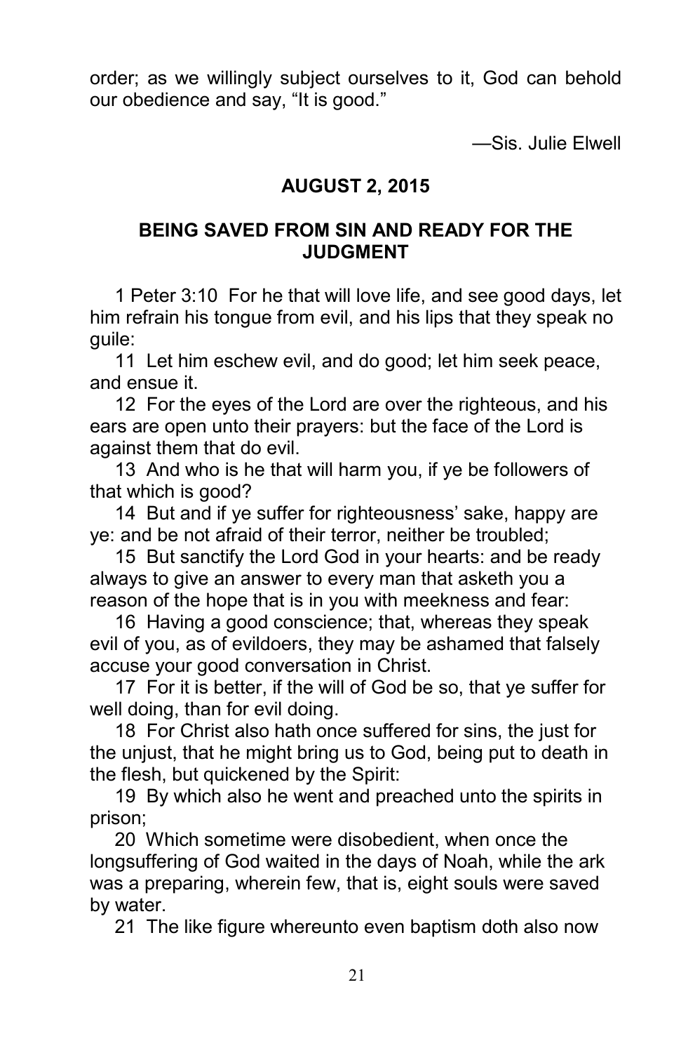order; as we willingly subject ourselves to it, God can behold our obedience and say, “It is good.”

—Sis. Julie Elwell

## AUGUST 2, 2015

## BEING SAVED FROM SIN AND READY FOR THE JUDGMENT

1 Peter 3:10 For he that will love life, and see good days, let him refrain his tongue from evil, and his lips that they speak no guile:

11 Let him eschew evil, and do good; let him seek peace, and ensue it.

12 For the eyes of the Lord are over the righteous, and his ears are open unto their prayers: but the face of the Lord is against them that do evil.

13 And who is he that will harm you, if ye be followers of that which is good?

14 But and if ye suffer for righteousness’ sake, happy are ye: and be not afraid of their terror, neither be troubled;

15 But sanctify the Lord God in your hearts: and be ready always to give an answer to every man that asketh you a reason of the hope that is in you with meekness and fear:

16 Having a good conscience; that, whereas they speak evil of you, as of evildoers, they may be ashamed that falsely accuse your good conversation in Christ.

17 For it is better, if the will of God be so, that ye suffer for well doing, than for evil doing.

18 For Christ also hath once suffered for sins, the just for the unjust, that he might bring us to God, being put to death in the flesh, but quickened by the Spirit:

19 By which also he went and preached unto the spirits in prison;

20 Which sometime were disobedient, when once the longsuffering of God waited in the days of Noah, while the ark was a preparing, wherein few, that is, eight souls were saved by water.

21 The like figure whereunto even baptism doth also now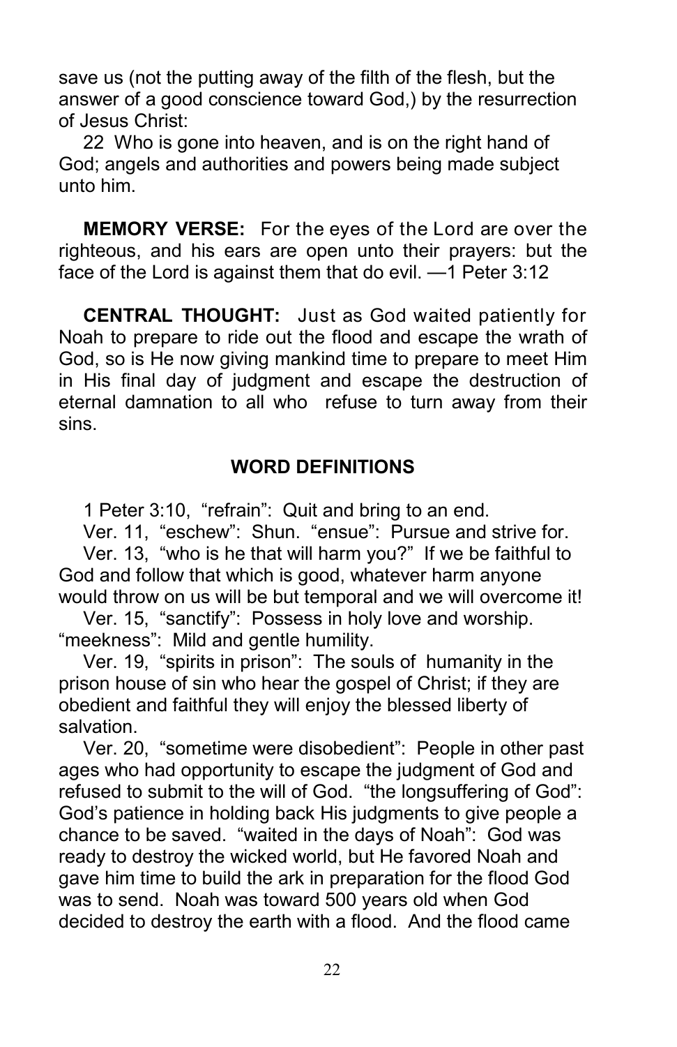save us (not the putting away of the filth of the flesh, but the answer of a good conscience toward God,) by the resurrection of Jesus Christ:

22 Who is gone into heaven, and is on the right hand of God; angels and authorities and powers being made subject unto him.

**MEMORY VERSE:** For the eyes of the Lord are over the righteous, and his ears are open unto their prayers: but the face of the Lord is against them that do evil. —1 Peter 3:12

**CENTRAL THOUGHT:** Just as God waited patiently for Noah to prepare to ride out the flood and escape the wrath of God, so is He now giving mankind time to prepare to meet Him in His final day of judgment and escape the destruction of eternal damnation to all who refuse to turn away from their sins.

**WORD DEFINITIONS**

1 Peter 3:10, "refrain": Quit and bring to an end.

Ver. 11, "eschew": Shun. "ensue": Pursue and strive for.

Ver. 13, "who is he that will harm you?" If we be faithful to God and follow that which is good, whatever harm anyone would throw on us will be but temporal and we will overcome it!

Ver. 15, "sanctify": Possess in holy love and worship. "meekness": Mild and gentle humility.

Ver. 19, "spirits in prison": The souls of humanity in the prison house of sin who hear the gospel of Christ; if they are obedient and faithful they will enjoy the blessed liberty of salvation.

Ver. 20, "sometime were disobedient": People in other past ages who had opportunity to escape the judgment of God and refused to submit to the will of God. "the longsuffering of God": God's patience in holding back His judgments to give people a chance to be saved. "waited in the days of Noah": God was ready to destroy the wicked world, but He favored Noah and gave him time to build the ark in preparation for the flood God was to send. Noah was toward 500 years old when God decided to destroy the earth with a flood. And the flood came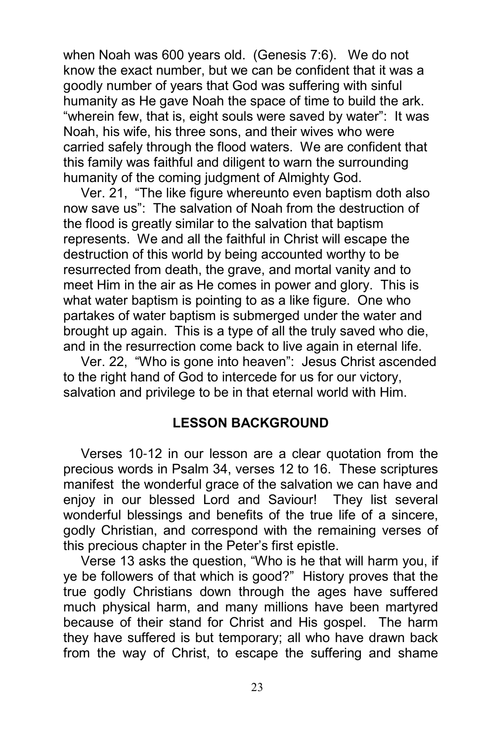when Noah was 600 years old. (Genesis 7:6). We do not know the exact number, but we can be confident that it was a goodly number of years that God was suffering with sinful humanity as He gave Noah the space of time to build the ark. "wherein few, that is, eight souls were saved by water": It was Noah, his wife, his three sons, and their wives who were carried safely through the flood waters. We are confident that this family was faithful and diligent to warn the surrounding humanity of the coming judgment of Almighty God.

Ver. 21, "The like figure whereunto even baptism doth also now save us": The salvation of Noah from the destruction of the flood is greatly similar to the salvation that baptism represents. We and all the faithful in Christ will escape the destruction of this world by being accounted worthy to be resurrected from death, the grave, and mortal vanity and to meet Him in the air as He comes in power and glory. This is what water baptism is pointing to as a like figure. One who partakes of water baptism is submerged under the water and brought up again. This is a type of all the truly saved who die, and in the resurrection come back to live again in eternal life.

Ver. 22, "Who is gone into heaven": Jesus Christ ascended to the right hand of God to intercede for us for our victory, salvation and privilege to be in that eternal world with Him.

## LESSON BACKGROUND

Verses 10-12 in our lesson are a clear quotation from the precious words in Psalm 34, verses 12 to 16. These scriptures manifest the wonderful grace of the salvation we can have and enjoy in our blessed Lord and Saviour! They list several wonderful blessings and benefits of the true life of a sincere, godly Christian, and correspond with the remaining verses of this precious chapter in the Peter's first epistle.

Verse 13 asks the question, "Who is he that will harm you, if ye be followers of that which is good?" History proves that the true godly Christians down through the ages have suffered much physical harm, and many millions have been martyred because of their stand for Christ and His gospel. The harm they have suffered is but temporary; all who have drawn back from the way of Christ, to escape the suffering and shame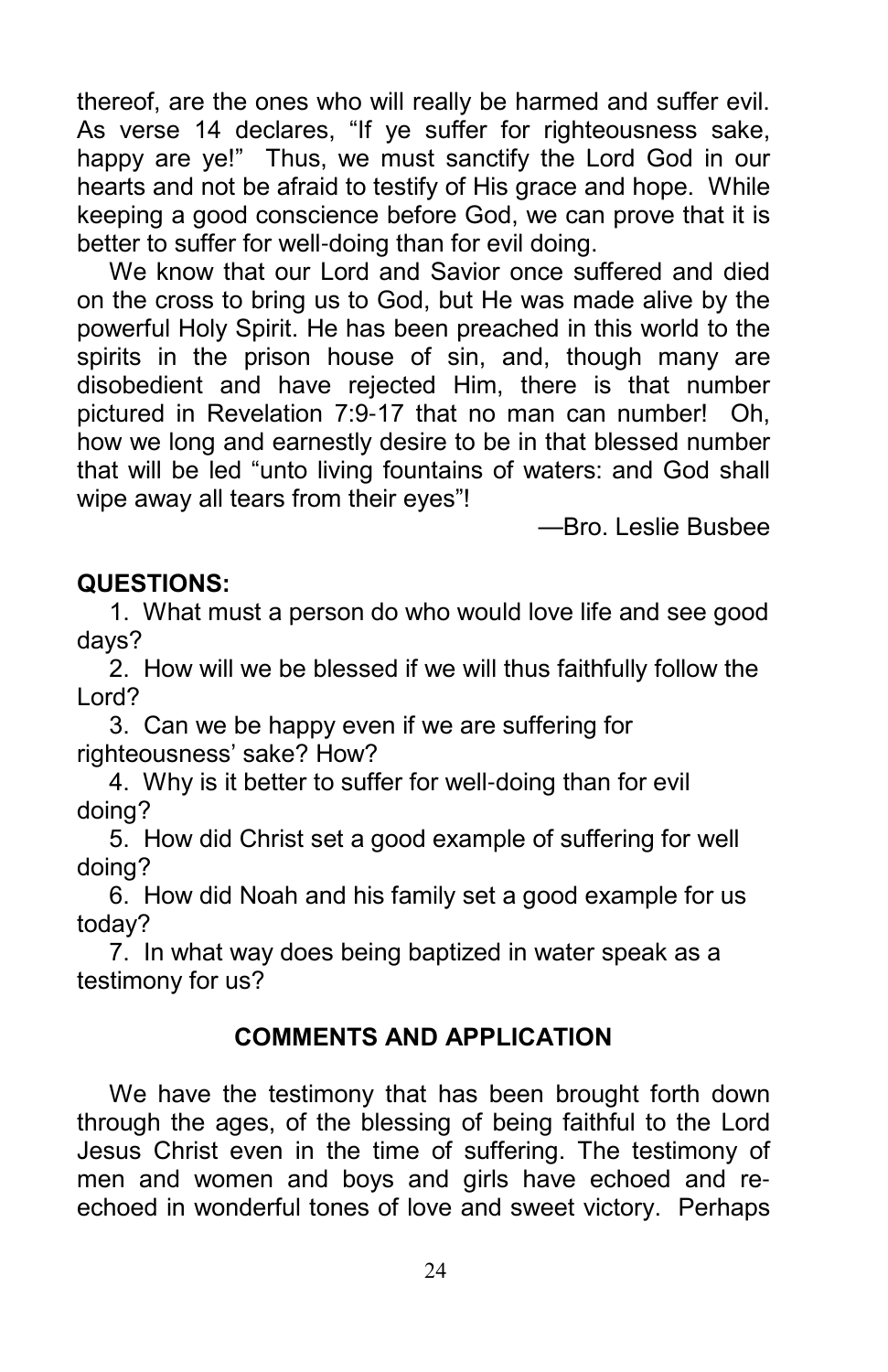thereof, are the ones who will really be harmed and suffer evil. As verse 14 declares, “If ye suffer for righteousness sake, happy are ye!” Thus, we must sanctify the Lord God in our hearts and not be afraid to testify of His grace and hope. While keeping a good conscience before God, we can prove that it is better to suffer for well-doing than for evil doing.

We know that our Lord and Savior once suffered and died on the cross to bring us to God, but He was made alive by the powerful Holy Spirit. He has been preached in this world to the spirits in the prison house of sin, and, though many are disobedient and have rejected Him, there is that number pictured in Revelation 7:9-17 that no man can number! Oh, how we long and earnestly desire to be in that blessed number that will be led “unto living fountains of waters: and God shall wipe away all tears from their eyes”!

—Bro. Leslie Busbee

**QUESTIONS:**

1. What must a person do who would love life and see good days?
2. How will we be blessed if we will thus faithfully follow the Lord?
3. Can we be happy even if we are suffering for righteousness’ sake? How?
4. Why is it better to suffer for well-doing than for evil doing?
5. How did Christ set a good example of suffering for well doing?
6. How did Noah and his family set a good example for us today?
7. In what way does being baptized in water speak as a testimony for us?

## COMMENTS AND APPLICATION

We have the testimony that has been brought forth down through the ages, of the blessing of being faithful to the Lord Jesus Christ even in the time of suffering. The testimony of men and women and boys and girls have echoed and re-echoed in wonderful tones of love and sweet victory. Perhaps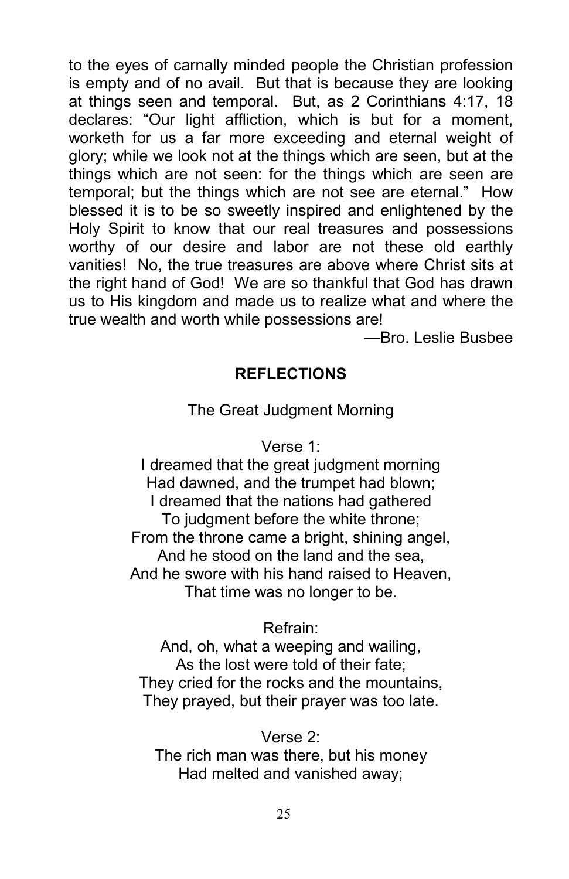to the eyes of carnally minded people the Christian profession is empty and of no avail. But that is because they are looking at things seen and temporal. But, as 2 Corinthians 4:17, 18 declares: "Our light affliction, which is but for a moment, worketh for us a far more exceeding and eternal weight of glory; while we look not at the things which are seen, but at the things which are not seen: for the things which are seen are temporal; but the things which are not see are eternal." How blessed it is to be so sweetly inspired and enlightened by the Holy Spirit to know that our real treasures and possessions worthy of our desire and labor are not these old earthly vanities! No, the true treasures are above where Christ sits at the right hand of God! We are so thankful that God has drawn us to His kingdom and made us to realize what and where the true wealth and worth while possessions are!

—Bro. Leslie Busbee

## REFLECTIONS

The Great Judgment Morning

Verse 1:

I dreamed that the great judgment morning
Had dawned, and the trumpet had blown;
I dreamed that the nations had gathered
To judgment before the white throne;
From the throne came a bright, shining angel,
And he stood on the land and the sea,
And he swore with his hand raised to Heaven,
That time was no longer to be.

Refrain:

And, oh, what a weeping and wailing,
As the lost were told of their fate;
They cried for the rocks and the mountains,
They prayed, but their prayer was too late.

Verse 2:

The rich man was there, but his money
Had melted and vanished away;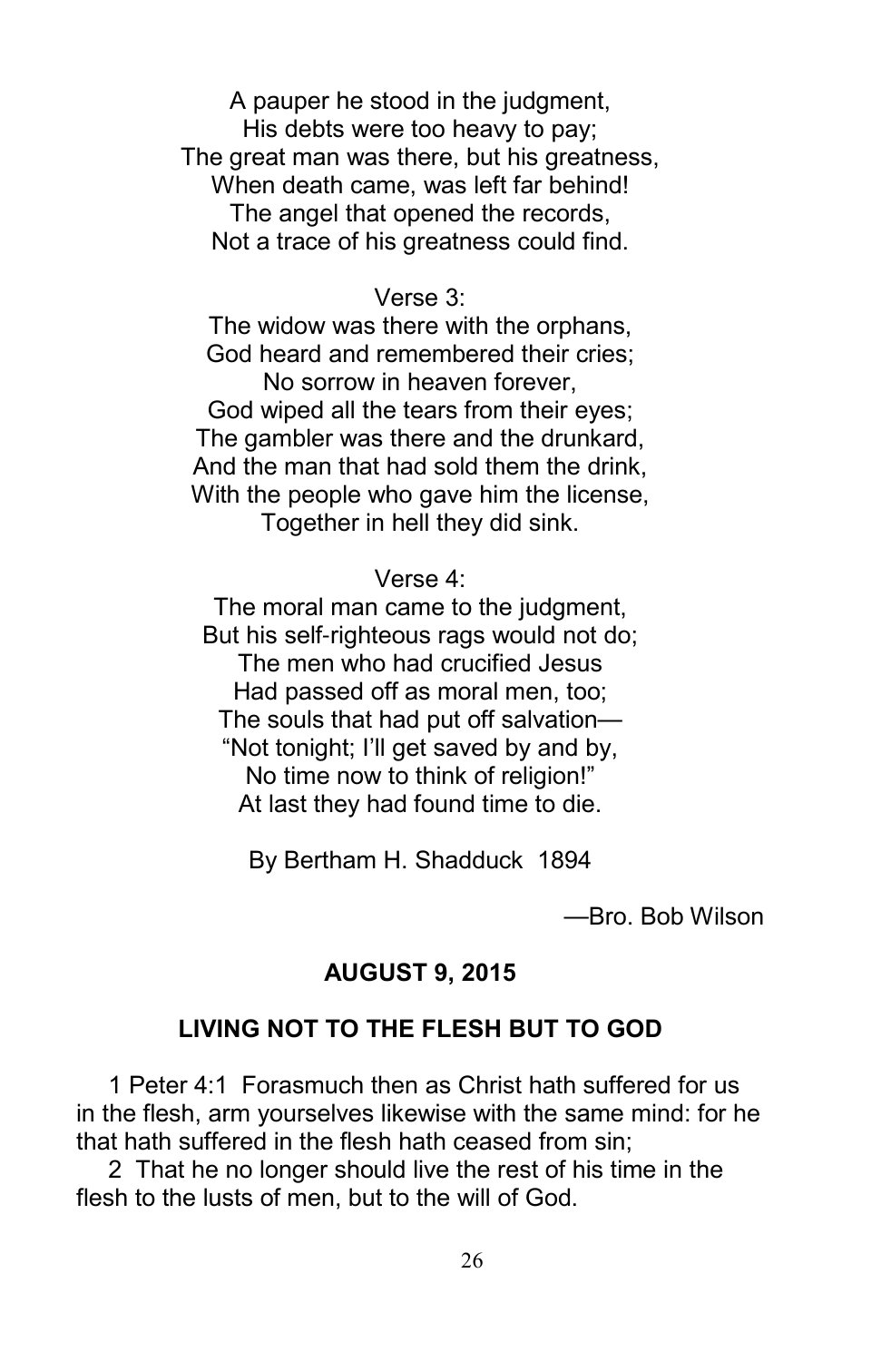A pauper he stood in the judgment,
His debts were too heavy to pay;
The great man was there, but his greatness,
When death came, was left far behind!
The angel that opened the records,
Not a trace of his greatness could find.

Verse 3:

The widow was there with the orphans,
God heard and remembered their cries;
No sorrow in heaven forever,
God wiped all the tears from their eyes;
The gambler was there and the drunkard,
And the man that had sold them the drink,
With the people who gave him the license,
Together in hell they did sink.

Verse 4:

The moral man came to the judgment,
But his self-righteous rags would not do;
The men who had crucified Jesus
Had passed off as moral men, too;
The souls that had put off salvation—
"Not tonight; I'll get saved by and by,
No time now to think of religion!"
At last they had found time to die.

By Bertham H. Shadduck 1894

—Bro. Bob Wilson

**AUGUST 9, 2015**

**LIVING NOT TO THE FLESH BUT TO GOD**

1 Peter 4:1 Forasmuch then as Christ hath suffered for us in the flesh, arm yourselves likewise with the same mind: for he that hath suffered in the flesh hath ceased from sin;

2 That he no longer should live the rest of his time in the flesh to the lusts of men, but to the will of God.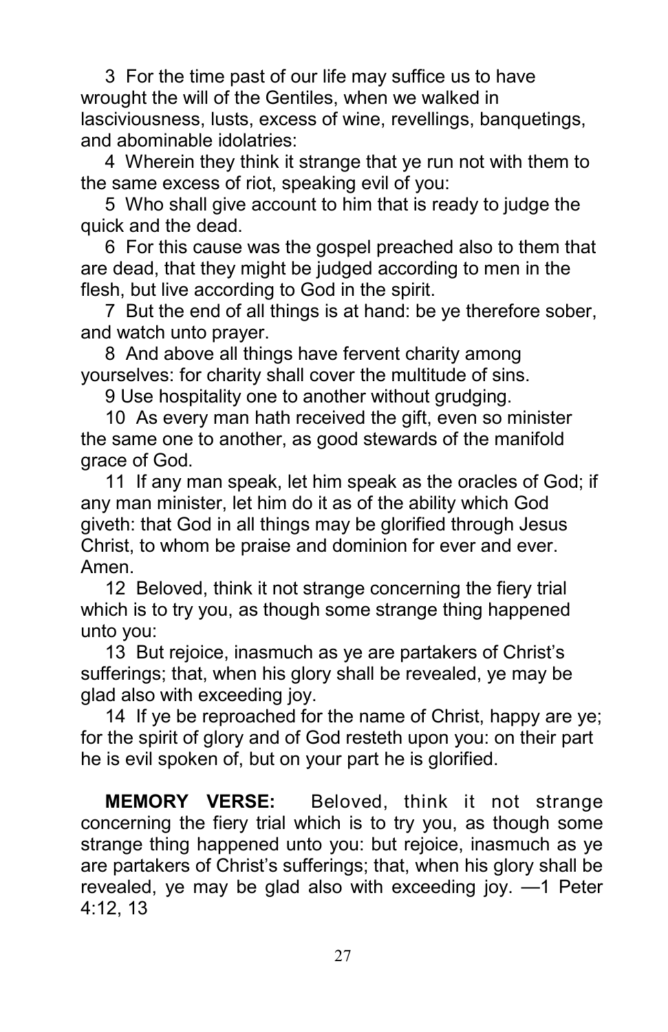3 For the time past of our life may suffice us to have wrought the will of the Gentiles, when we walked in lasciviousness, lusts, excess of wine, revellings, banquetings, and abominable idolatries:

4 Wherein they think it strange that ye run not with them to the same excess of riot, speaking evil of you:

5 Who shall give account to him that is ready to judge the quick and the dead.

6 For this cause was the gospel preached also to them that are dead, that they might be judged according to men in the flesh, but live according to God in the spirit.

7 But the end of all things is at hand: be ye therefore sober, and watch unto prayer.

8 And above all things have fervent charity among yourselves: for charity shall cover the multitude of sins.

9 Use hospitality one to another without grudging.

10 As every man hath received the gift, even so minister the same one to another, as good stewards of the manifold grace of God.

11 If any man speak, let him speak as the oracles of God; if any man minister, let him do it as of the ability which God giveth: that God in all things may be glorified through Jesus Christ, to whom be praise and dominion for ever and ever. Amen.

12 Beloved, think it not strange concerning the fiery trial which is to try you, as though some strange thing happened unto you:

13 But rejoice, inasmuch as ye are partakers of Christ's sufferings; that, when his glory shall be revealed, ye may be glad also with exceeding joy.

14 If ye be reproached for the name of Christ, happy are ye; for the spirit of glory and of God resteth upon you: on their part he is evil spoken of, but on your part he is glorified.

**MEMORY VERSE:** Beloved, think it not strange concerning the fiery trial which is to try you, as though some strange thing happened unto you: but rejoice, inasmuch as ye are partakers of Christ's sufferings; that, when his glory shall be revealed, ye may be glad also with exceeding joy. —1 Peter 4:12, 13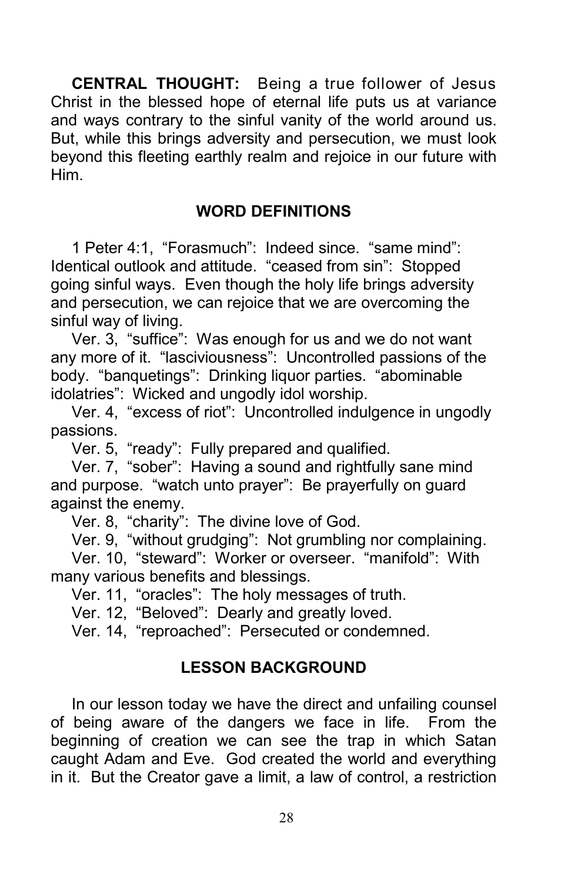**CENTRAL THOUGHT:** Being a true follower of Jesus Christ in the blessed hope of eternal life puts us at variance and ways contrary to the sinful vanity of the world around us. But, while this brings adversity and persecution, we must look beyond this fleeting earthly realm and rejoice in our future with Him.

## WORD DEFINITIONS

1 Peter 4:1, "Forasmuch": Indeed since. "same mind": Identical outlook and attitude. "ceased from sin": Stopped going sinful ways. Even though the holy life brings adversity and persecution, we can rejoice that we are overcoming the sinful way of living.

Ver. 3, "suffice": Was enough for us and we do not want any more of it. "lasciviousness": Uncontrolled passions of the body. "banquetings": Drinking liquor parties. "abominable idolatries": Wicked and ungodly idol worship.

Ver. 4, "excess of riot": Uncontrolled indulgence in ungodly passions.

Ver. 5, "ready": Fully prepared and qualified.

Ver. 7, "sober": Having a sound and rightfully sane mind and purpose. "watch unto prayer": Be prayerfully on guard against the enemy.

Ver. 8, "charity": The divine love of God.

Ver. 9, "without grudging": Not grumbling nor complaining.

Ver. 10, "steward": Worker or overseer. "manifold": With many various benefits and blessings.

Ver. 11, "oracles": The holy messages of truth.

Ver. 12, "Beloved": Dearly and greatly loved.

Ver. 14, "reproached": Persecuted or condemned.

## LESSON BACKGROUND

In our lesson today we have the direct and unfailing counsel of being aware of the dangers we face in life. From the beginning of creation we can see the trap in which Satan caught Adam and Eve. God created the world and everything in it. But the Creator gave a limit, a law of control, a restriction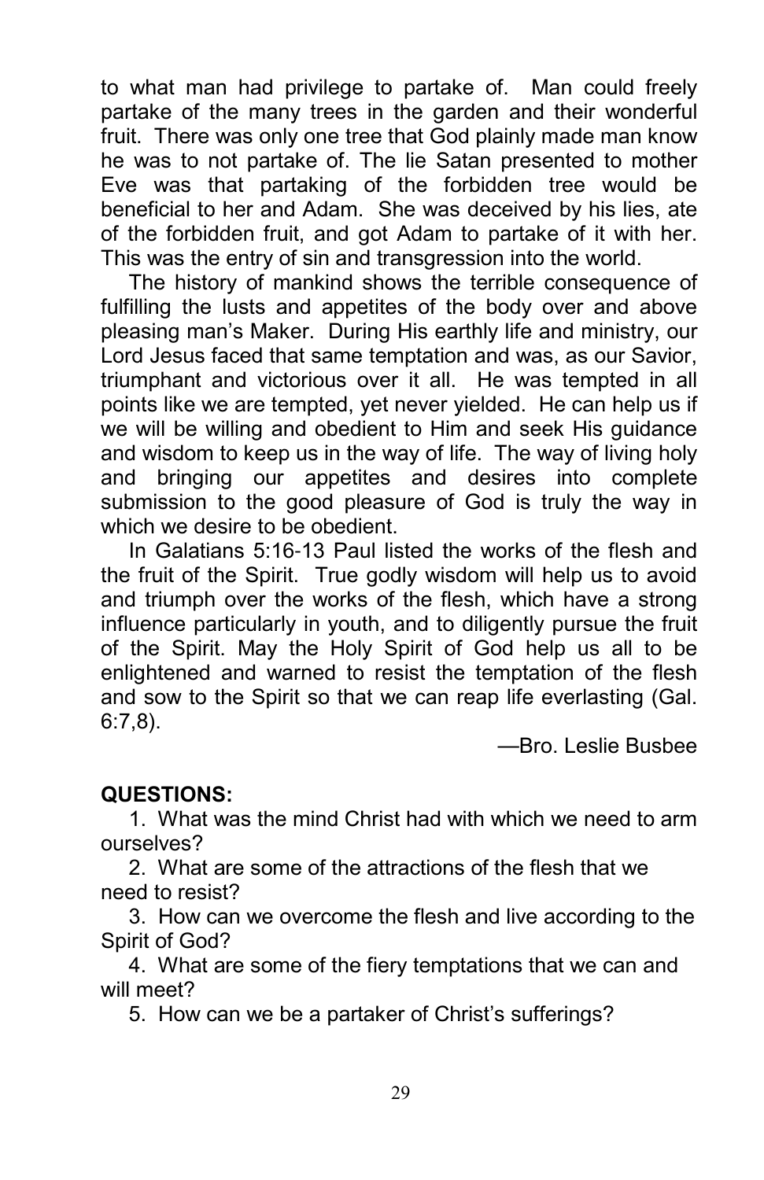to what man had privilege to partake of. Man could freely partake of the many trees in the garden and their wonderful fruit. There was only one tree that God plainly made man know he was to not partake of. The lie Satan presented to mother Eve was that partaking of the forbidden tree would be beneficial to her and Adam. She was deceived by his lies, ate of the forbidden fruit, and got Adam to partake of it with her. This was the entry of sin and transgression into the world.

The history of mankind shows the terrible consequence of fulfilling the lusts and appetites of the body over and above pleasing man's Maker. During His earthly life and ministry, our Lord Jesus faced that same temptation and was, as our Savior, triumphant and victorious over it all. He was tempted in all points like we are tempted, yet never yielded. He can help us if we will be willing and obedient to Him and seek His guidance and wisdom to keep us in the way of life. The way of living holy and bringing our appetites and desires into complete submission to the good pleasure of God is truly the way in which we desire to be obedient.

In Galatians 5:16-13 Paul listed the works of the flesh and the fruit of the Spirit. True godly wisdom will help us to avoid and triumph over the works of the flesh, which have a strong influence particularly in youth, and to diligently pursue the fruit of the Spirit. May the Holy Spirit of God help us all to be enlightened and warned to resist the temptation of the flesh and sow to the Spirit so that we can reap life everlasting (Gal. 6:7,8).

—Bro. Leslie Busbee

**QUESTIONS:**

1. What was the mind Christ had with which we need to arm ourselves?
2. What are some of the attractions of the flesh that we need to resist?
3. How can we overcome the flesh and live according to the Spirit of God?
4. What are some of the fiery temptations that we can and will meet?
5. How can we be a partaker of Christ's sufferings?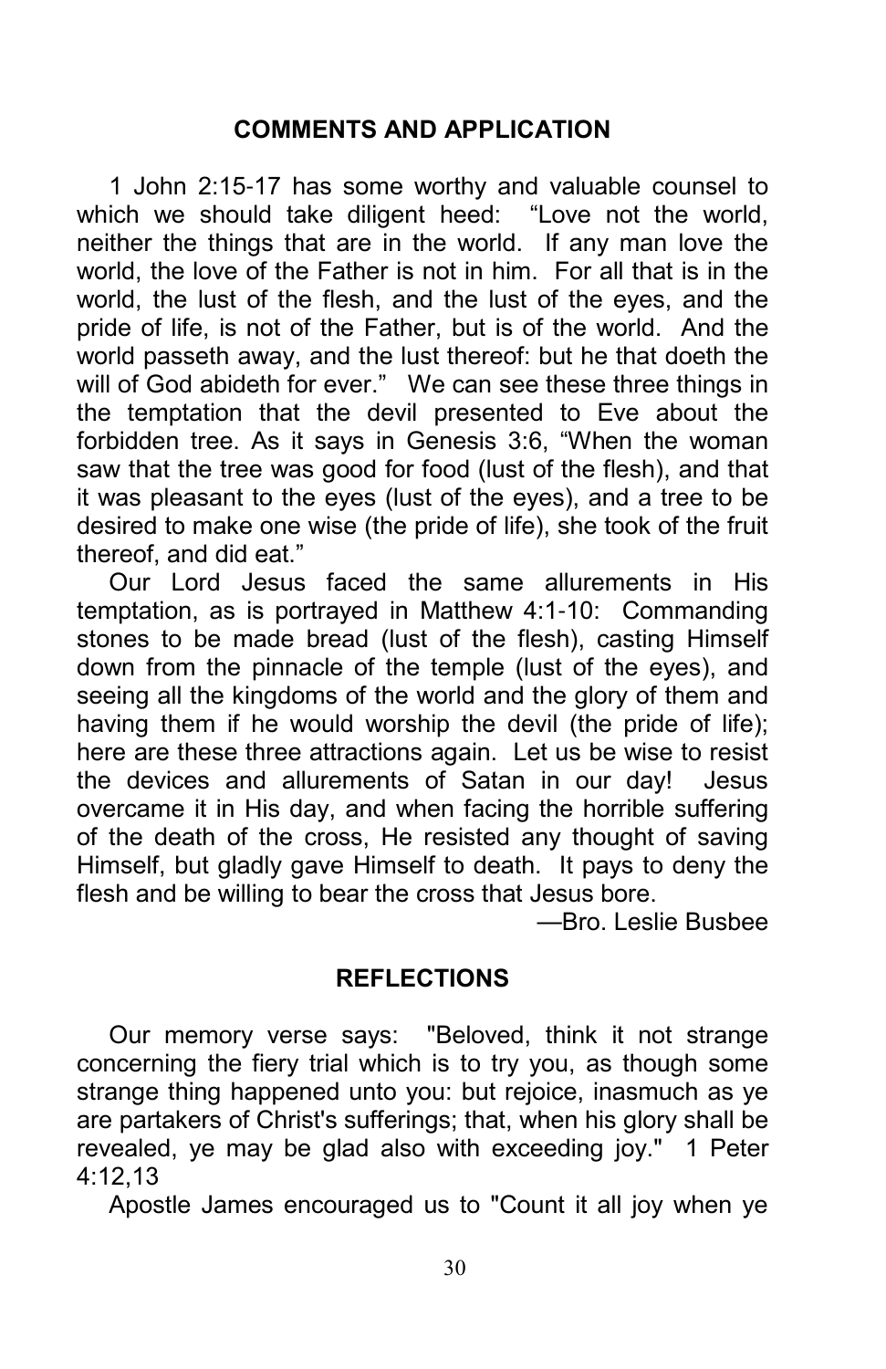## COMMENTS AND APPLICATION

1 John 2:15-17 has some worthy and valuable counsel to which we should take diligent heed: “Love not the world, neither the things that are in the world. If any man love the world, the love of the Father is not in him. For all that is in the world, the lust of the flesh, and the lust of the eyes, and the pride of life, is not of the Father, but is of the world. And the world passeth away, and the lust thereof: but he that doeth the will of God abideth for ever.” We can see these three things in the temptation that the devil presented to Eve about the forbidden tree. As it says in Genesis 3:6, “When the woman saw that the tree was good for food (lust of the flesh), and that it was pleasant to the eyes (lust of the eyes), and a tree to be desired to make one wise (the pride of life), she took of the fruit thereof, and did eat.”

Our Lord Jesus faced the same allurements in His temptation, as is portrayed in Matthew 4:1-10: Commanding stones to be made bread (lust of the flesh), casting Himself down from the pinnacle of the temple (lust of the eyes), and seeing all the kingdoms of the world and the glory of them and having them if he would worship the devil (the pride of life); here are these three attractions again. Let us be wise to resist the devices and allurements of Satan in our day! Jesus overcame it in His day, and when facing the horrible suffering of the death of the cross, He resisted any thought of saving Himself, but gladly gave Himself to death. It pays to deny the flesh and be willing to bear the cross that Jesus bore.

—Bro. Leslie Busbee

## REFLECTIONS

Our memory verse says: "Beloved, think it not strange concerning the fiery trial which is to try you, as though some strange thing happened unto you: but rejoice, inasmuch as ye are partakers of Christ's sufferings; that, when his glory shall be revealed, ye may be glad also with exceeding joy." 1 Peter 4:12,13

Apostle James encouraged us to "Count it all joy when ye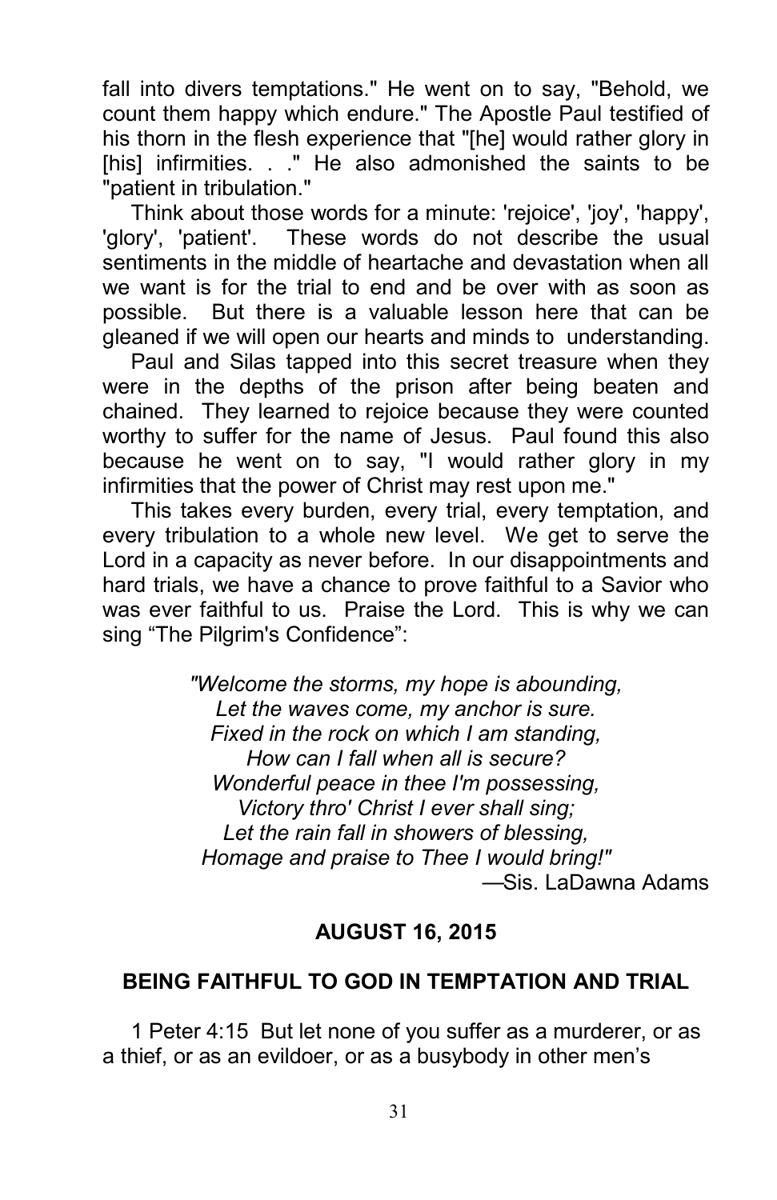fall into divers temptations." He went on to say, "Behold, we count them happy which endure." The Apostle Paul testified of his thorn in the flesh experience that "[he] would rather glory in [his] infirmities. . ." He also admonished the saints to be "patient in tribulation."

Think about those words for a minute: 'rejoice', 'joy', 'happy', 'glory', 'patient'. These words do not describe the usual sentiments in the middle of heartache and devastation when all we want is for the trial to end and be over with as soon as possible. But there is a valuable lesson here that can be gleaned if we will open our hearts and minds to understanding.

Paul and Silas tapped into this secret treasure when they were in the depths of the prison after being beaten and chained. They learned to rejoice because they were counted worthy to suffer for the name of Jesus. Paul found this also because he went on to say, "I would rather glory in my infirmities that the power of Christ may rest upon me."

This takes every burden, every trial, every temptation, and every tribulation to a whole new level. We get to serve the Lord in a capacity as never before. In our disappointments and hard trials, we have a chance to prove faithful to a Savior who was ever faithful to us. Praise the Lord. This is why we can sing "The Pilgrim's Confidence":

*"Welcome the storms, my hope is abounding,*
*Let the waves come, my anchor is sure.*
*Fixed in the rock on which I am standing,*
*How can I fall when all is secure?*
*Wonderful peace in thee I'm possessing,*
*Victory thro' Christ I ever shall sing;*
*Let the rain fall in showers of blessing,*
*Homage and praise to Thee I would bring!"*

—Sis. LaDawna Adams

## AUGUST 16, 2015

## BEING FAITHFUL TO GOD IN TEMPTATION AND TRIAL

1 Peter 4:15 But let none of you suffer as a murderer, or as a thief, or as an evildoer, or as a busybody in other men's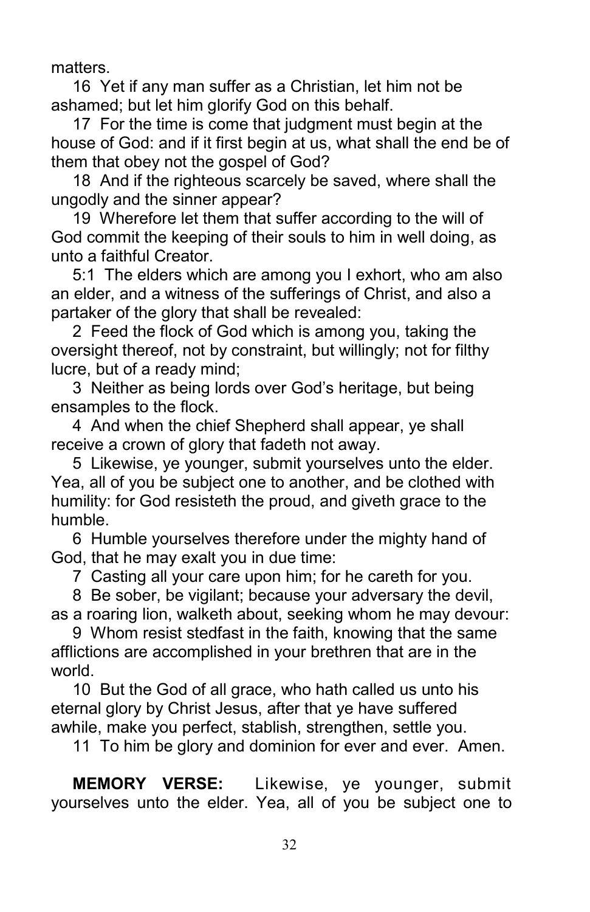matters.

16 Yet if any man suffer as a Christian, let him not be ashamed; but let him glorify God on this behalf.

17 For the time is come that judgment must begin at the house of God: and if it first begin at us, what shall the end be of them that obey not the gospel of God?

18 And if the righteous scarcely be saved, where shall the ungodly and the sinner appear?

19 Wherefore let them that suffer according to the will of God commit the keeping of their souls to him in well doing, as unto a faithful Creator.

5:1 The elders which are among you I exhort, who am also an elder, and a witness of the sufferings of Christ, and also a partaker of the glory that shall be revealed:

2 Feed the flock of God which is among you, taking the oversight thereof, not by constraint, but willingly; not for filthy lucre, but of a ready mind;

3 Neither as being lords over God's heritage, but being ensamples to the flock.

4 And when the chief Shepherd shall appear, ye shall receive a crown of glory that fadeth not away.

5 Likewise, ye younger, submit yourselves unto the elder. Yea, all of you be subject one to another, and be clothed with humility: for God resisteth the proud, and giveth grace to the humble.

6 Humble yourselves therefore under the mighty hand of God, that he may exalt you in due time:

7 Casting all your care upon him; for he careth for you.

8 Be sober, be vigilant; because your adversary the devil, as a roaring lion, walketh about, seeking whom he may devour:

9 Whom resist stedfast in the faith, knowing that the same afflictions are accomplished in your brethren that are in the world.

10 But the God of all grace, who hath called us unto his eternal glory by Christ Jesus, after that ye have suffered awhile, make you perfect, stablish, strengthen, settle you.

11 To him be glory and dominion for ever and ever. Amen.

**MEMORY VERSE:** Likewise, ye younger, submit yourselves unto the elder. Yea, all of you be subject one to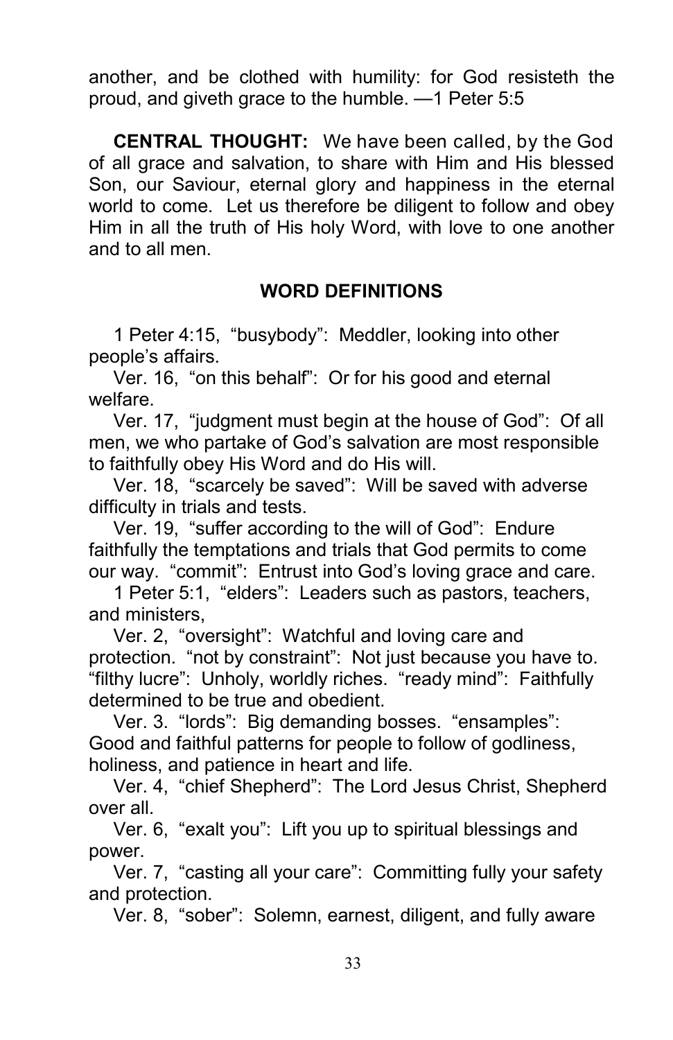another, and be clothed with humility: for God resisteth the proud, and giveth grace to the humble. —1 Peter 5:5

**CENTRAL THOUGHT:** We have been called, by the God of all grace and salvation, to share with Him and His blessed Son, our Saviour, eternal glory and happiness in the eternal world to come. Let us therefore be diligent to follow and obey Him in all the truth of His holy Word, with love to one another and to all men.

## WORD DEFINITIONS

1 Peter 4:15, "busybody": Meddler, looking into other people's affairs.

Ver. 16, "on this behalf": Or for his good and eternal welfare.

Ver. 17, "judgment must begin at the house of God": Of all men, we who partake of God's salvation are most responsible to faithfully obey His Word and do His will.

Ver. 18, "scarcely be saved": Will be saved with adverse difficulty in trials and tests.

Ver. 19, "suffer according to the will of God": Endure faithfully the temptations and trials that God permits to come our way. "commit": Entrust into God's loving grace and care.

1 Peter 5:1, "elders": Leaders such as pastors, teachers, and ministers,

Ver. 2, "oversight": Watchful and loving care and protection. "not by constraint": Not just because you have to. "filthy lucre": Unholy, worldly riches. "ready mind": Faithfully determined to be true and obedient.

Ver. 3. "lords": Big demanding bosses. "ensamples": Good and faithful patterns for people to follow of godliness, holiness, and patience in heart and life.

Ver. 4, "chief Shepherd": The Lord Jesus Christ, Shepherd over all.

Ver. 6, "exalt you": Lift you up to spiritual blessings and power.

Ver. 7, "casting all your care": Committing fully your safety and protection.

Ver. 8, "sober": Solemn, earnest, diligent, and fully aware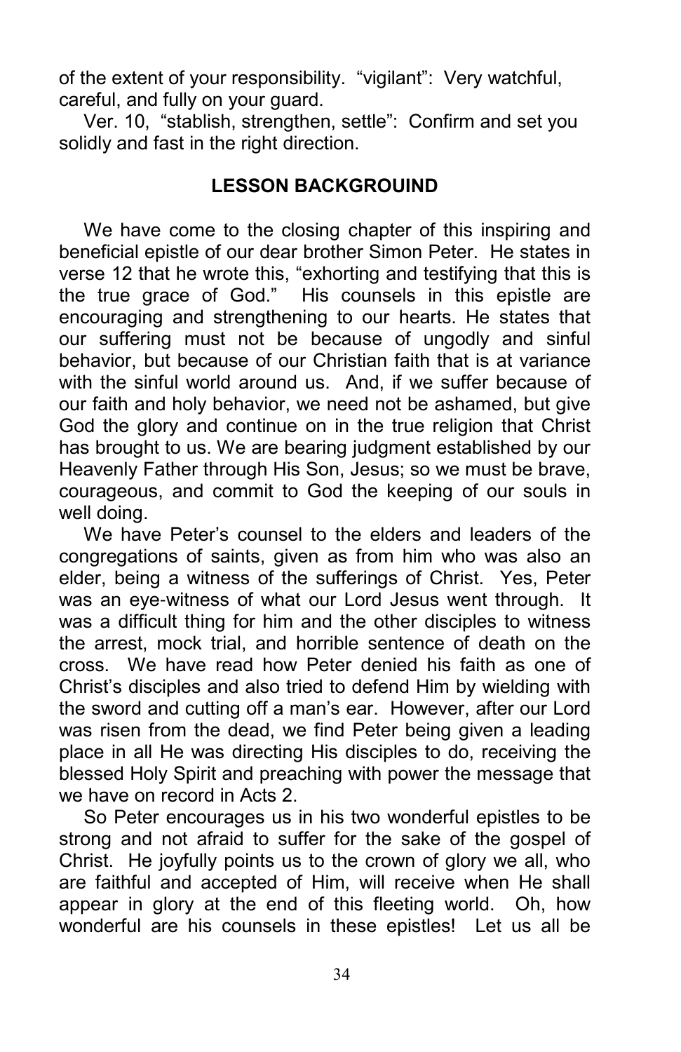of the extent of your responsibility. "vigilant": Very watchful, careful, and fully on your guard.

Ver. 10, "stablish, strengthen, settle": Confirm and set you solidly and fast in the right direction.

## LESSON BACKGROUIND

We have come to the closing chapter of this inspiring and beneficial epistle of our dear brother Simon Peter. He states in verse 12 that he wrote this, "exhorting and testifying that this is the true grace of God." His counsels in this epistle are encouraging and strengthening to our hearts. He states that our suffering must not be because of ungodly and sinful behavior, but because of our Christian faith that is at variance with the sinful world around us. And, if we suffer because of our faith and holy behavior, we need not be ashamed, but give God the glory and continue on in the true religion that Christ has brought to us. We are bearing judgment established by our Heavenly Father through His Son, Jesus; so we must be brave, courageous, and commit to God the keeping of our souls in well doing.

We have Peter's counsel to the elders and leaders of the congregations of saints, given as from him who was also an elder, being a witness of the sufferings of Christ. Yes, Peter was an eye-witness of what our Lord Jesus went through. It was a difficult thing for him and the other disciples to witness the arrest, mock trial, and horrible sentence of death on the cross. We have read how Peter denied his faith as one of Christ's disciples and also tried to defend Him by wielding with the sword and cutting off a man's ear. However, after our Lord was risen from the dead, we find Peter being given a leading place in all He was directing His disciples to do, receiving the blessed Holy Spirit and preaching with power the message that we have on record in Acts 2.

So Peter encourages us in his two wonderful epistles to be strong and not afraid to suffer for the sake of the gospel of Christ. He joyfully points us to the crown of glory we all, who are faithful and accepted of Him, will receive when He shall appear in glory at the end of this fleeting world. Oh, how wonderful are his counsels in these epistles! Let us all be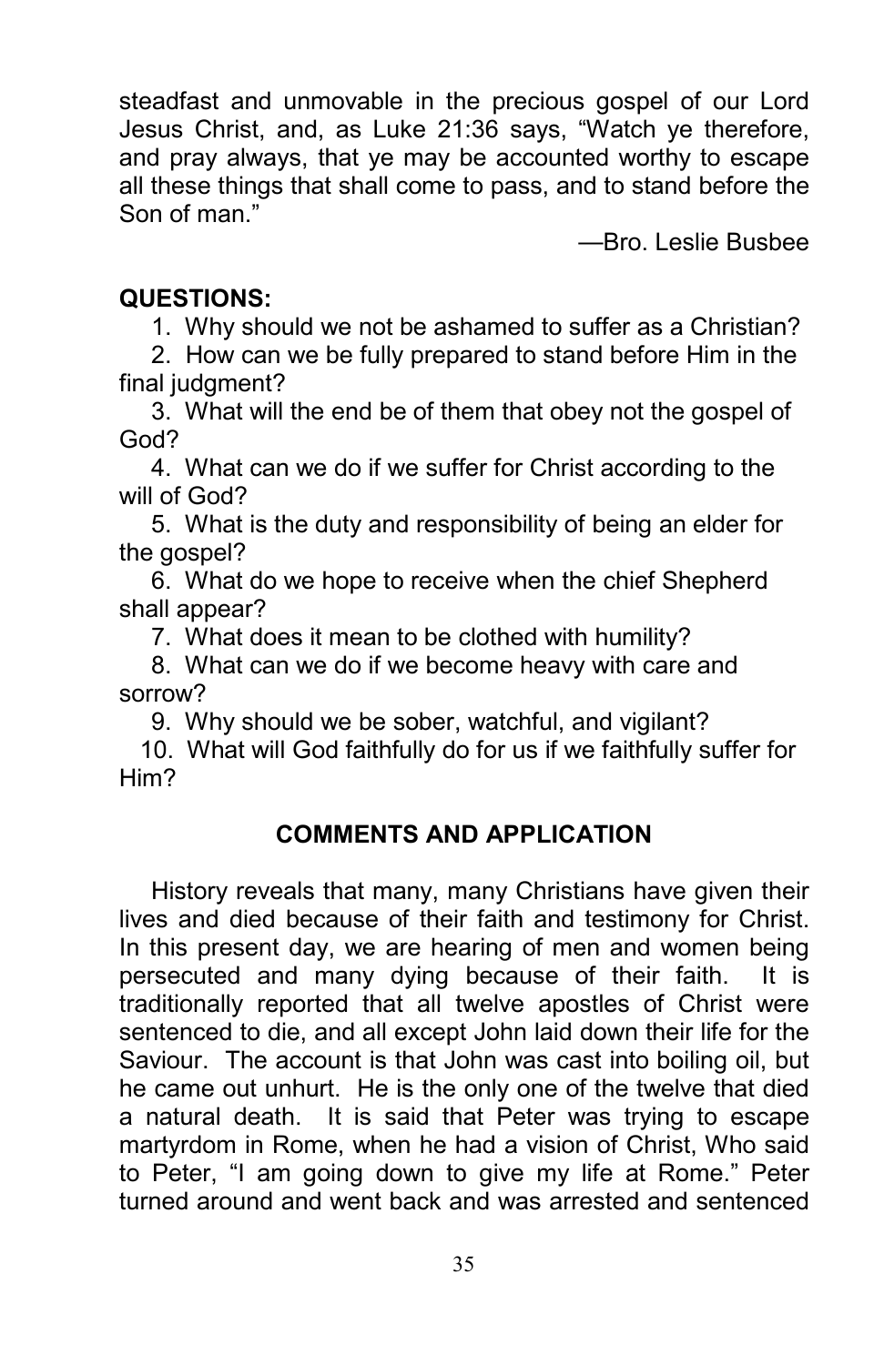steadfast and unmovable in the precious gospel of our Lord Jesus Christ, and, as Luke 21:36 says, "Watch ye therefore, and pray always, that ye may be accounted worthy to escape all these things that shall come to pass, and to stand before the Son of man."

—Bro. Leslie Busbee

**QUESTIONS:**

1. Why should we not be ashamed to suffer as a Christian?
2. How can we be fully prepared to stand before Him in the final judgment?
3. What will the end be of them that obey not the gospel of God?
4. What can we do if we suffer for Christ according to the will of God?
5. What is the duty and responsibility of being an elder for the gospel?
6. What do we hope to receive when the chief Shepherd shall appear?
7. What does it mean to be clothed with humility?
8. What can we do if we become heavy with care and sorrow?
9. Why should we be sober, watchful, and vigilant?
10. What will God faithfully do for us if we faithfully suffer for Him?

## COMMENTS AND APPLICATION

History reveals that many, many Christians have given their lives and died because of their faith and testimony for Christ. In this present day, we are hearing of men and women being persecuted and many dying because of their faith. It is traditionally reported that all twelve apostles of Christ were sentenced to die, and all except John laid down their life for the Saviour. The account is that John was cast into boiling oil, but he came out unhurt. He is the only one of the twelve that died a natural death. It is said that Peter was trying to escape martyrdom in Rome, when he had a vision of Christ, Who said to Peter, "I am going down to give my life at Rome." Peter turned around and went back and was arrested and sentenced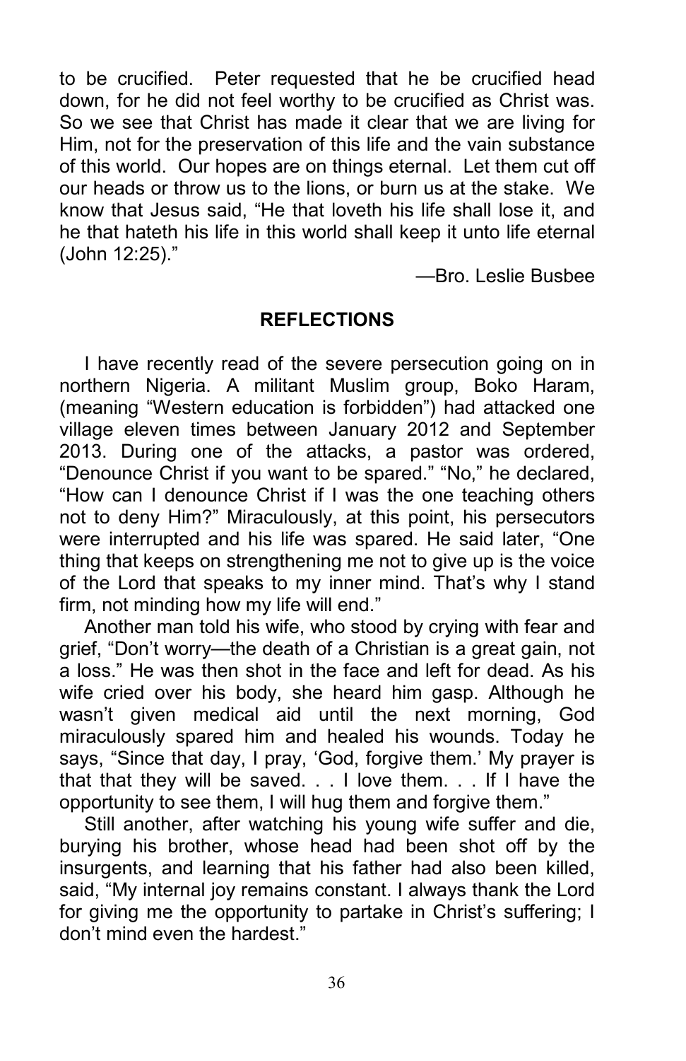to be crucified. Peter requested that he be crucified head down, for he did not feel worthy to be crucified as Christ was. So we see that Christ has made it clear that we are living for Him, not for the preservation of this life and the vain substance of this world. Our hopes are on things eternal. Let them cut off our heads or throw us to the lions, or burn us at the stake. We know that Jesus said, "He that loveth his life shall lose it, and he that hateth his life in this world shall keep it unto life eternal (John 12:25)."

—Bro. Leslie Busbee

## REFLECTIONS

I have recently read of the severe persecution going on in northern Nigeria. A militant Muslim group, Boko Haram, (meaning "Western education is forbidden") had attacked one village eleven times between January 2012 and September 2013. During one of the attacks, a pastor was ordered, "Denounce Christ if you want to be spared." "No," he declared, "How can I denounce Christ if I was the one teaching others not to deny Him?" Miraculously, at this point, his persecutors were interrupted and his life was spared. He said later, "One thing that keeps on strengthening me not to give up is the voice of the Lord that speaks to my inner mind. That's why I stand firm, not minding how my life will end."

Another man told his wife, who stood by crying with fear and grief, "Don't worry—the death of a Christian is a great gain, not a loss." He was then shot in the face and left for dead. As his wife cried over his body, she heard him gasp. Although he wasn't given medical aid until the next morning, God miraculously spared him and healed his wounds. Today he says, "Since that day, I pray, 'God, forgive them.' My prayer is that that they will be saved. . . I love them. . . If I have the opportunity to see them, I will hug them and forgive them."

Still another, after watching his young wife suffer and die, burying his brother, whose head had been shot off by the insurgents, and learning that his father had also been killed, said, "My internal joy remains constant. I always thank the Lord for giving me the opportunity to partake in Christ's suffering; I don't mind even the hardest."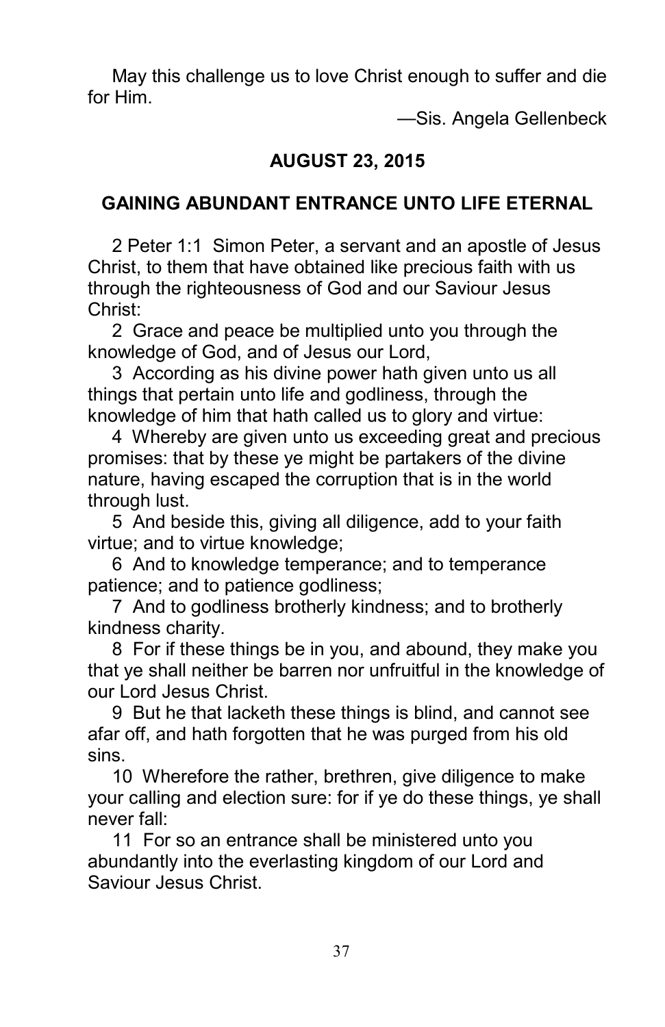May this challenge us to love Christ enough to suffer and die for Him.

—Sis. Angela Gellenbeck

## AUGUST 23, 2015

### GAINING ABUNDANT ENTRANCE UNTO LIFE ETERNAL

2 Peter 1:1 Simon Peter, a servant and an apostle of Jesus Christ, to them that have obtained like precious faith with us through the righteousness of God and our Saviour Jesus Christ:

2 Grace and peace be multiplied unto you through the knowledge of God, and of Jesus our Lord,

3 According as his divine power hath given unto us all things that pertain unto life and godliness, through the knowledge of him that hath called us to glory and virtue:

4 Whereby are given unto us exceeding great and precious promises: that by these ye might be partakers of the divine nature, having escaped the corruption that is in the world through lust.

5 And beside this, giving all diligence, add to your faith virtue; and to virtue knowledge;

6 And to knowledge temperance; and to temperance patience; and to patience godliness;

7 And to godliness brotherly kindness; and to brotherly kindness charity.

8 For if these things be in you, and abound, they make you that ye shall neither be barren nor unfruitful in the knowledge of our Lord Jesus Christ.

9 But he that lacketh these things is blind, and cannot see afar off, and hath forgotten that he was purged from his old sins.

10 Wherefore the rather, brethren, give diligence to make your calling and election sure: for if ye do these things, ye shall never fall:

11 For so an entrance shall be ministered unto you abundantly into the everlasting kingdom of our Lord and Saviour Jesus Christ.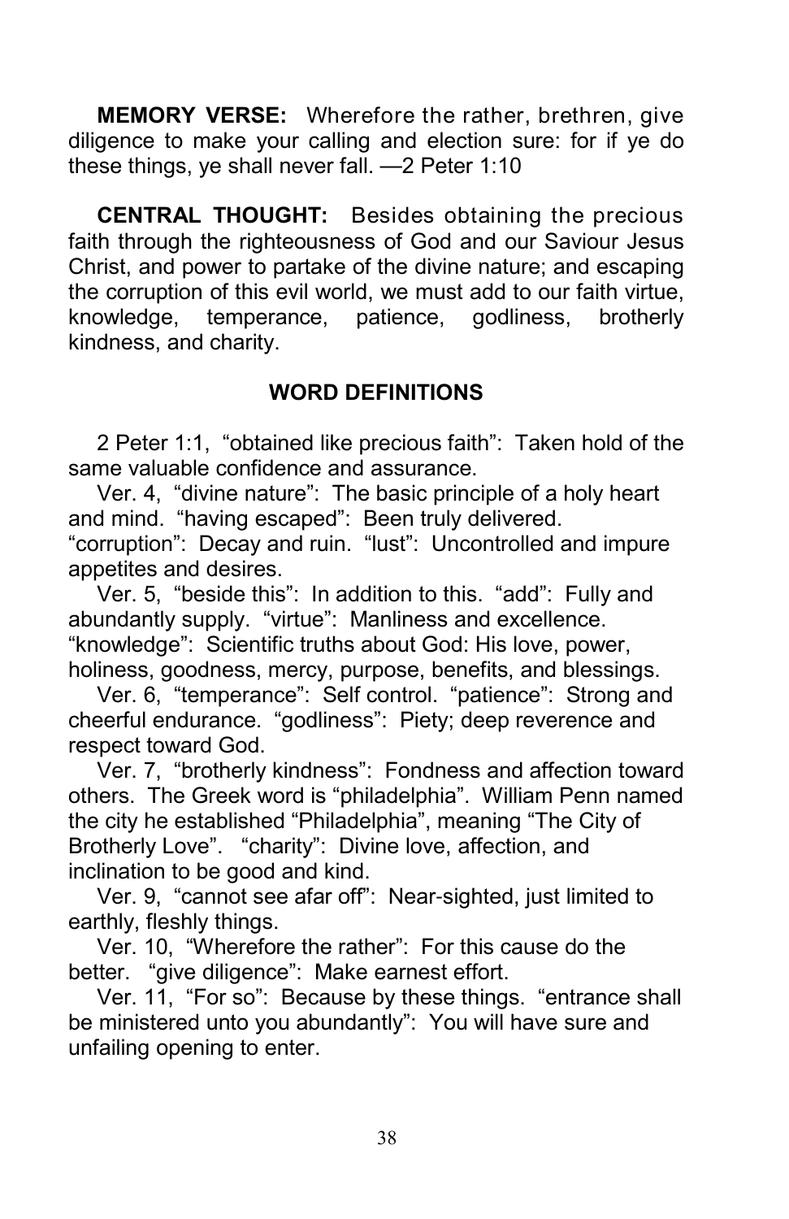**MEMORY VERSE:** Wherefore the rather, brethren, give diligence to make your calling and election sure: for if ye do these things, ye shall never fall. —2 Peter 1:10

**CENTRAL THOUGHT:** Besides obtaining the precious faith through the righteousness of God and our Saviour Jesus Christ, and power to partake of the divine nature; and escaping the corruption of this evil world, we must add to our faith virtue, knowledge, temperance, patience, godliness, brotherly kindness, and charity.

## WORD DEFINITIONS

2 Peter 1:1, "obtained like precious faith": Taken hold of the same valuable confidence and assurance.

Ver. 4, "divine nature": The basic principle of a holy heart and mind. "having escaped": Been truly delivered. "corruption": Decay and ruin. "lust": Uncontrolled and impure appetites and desires.

Ver. 5, "beside this": In addition to this. "add": Fully and abundantly supply. "virtue": Manliness and excellence. "knowledge": Scientific truths about God: His love, power, holiness, goodness, mercy, purpose, benefits, and blessings.

Ver. 6, "temperance": Self control. "patience": Strong and cheerful endurance. "godliness": Piety; deep reverence and respect toward God.

Ver. 7, "brotherly kindness": Fondness and affection toward others. The Greek word is "philadelphia". William Penn named the city he established "Philadelphia", meaning "The City of Brotherly Love". "charity": Divine love, affection, and inclination to be good and kind.

Ver. 9, "cannot see afar off": Near-sighted, just limited to earthly, fleshly things.

Ver. 10, "Wherefore the rather": For this cause do the better. "give diligence": Make earnest effort.

Ver. 11, "For so": Because by these things. "entrance shall be ministered unto you abundantly": You will have sure and unfailing opening to enter.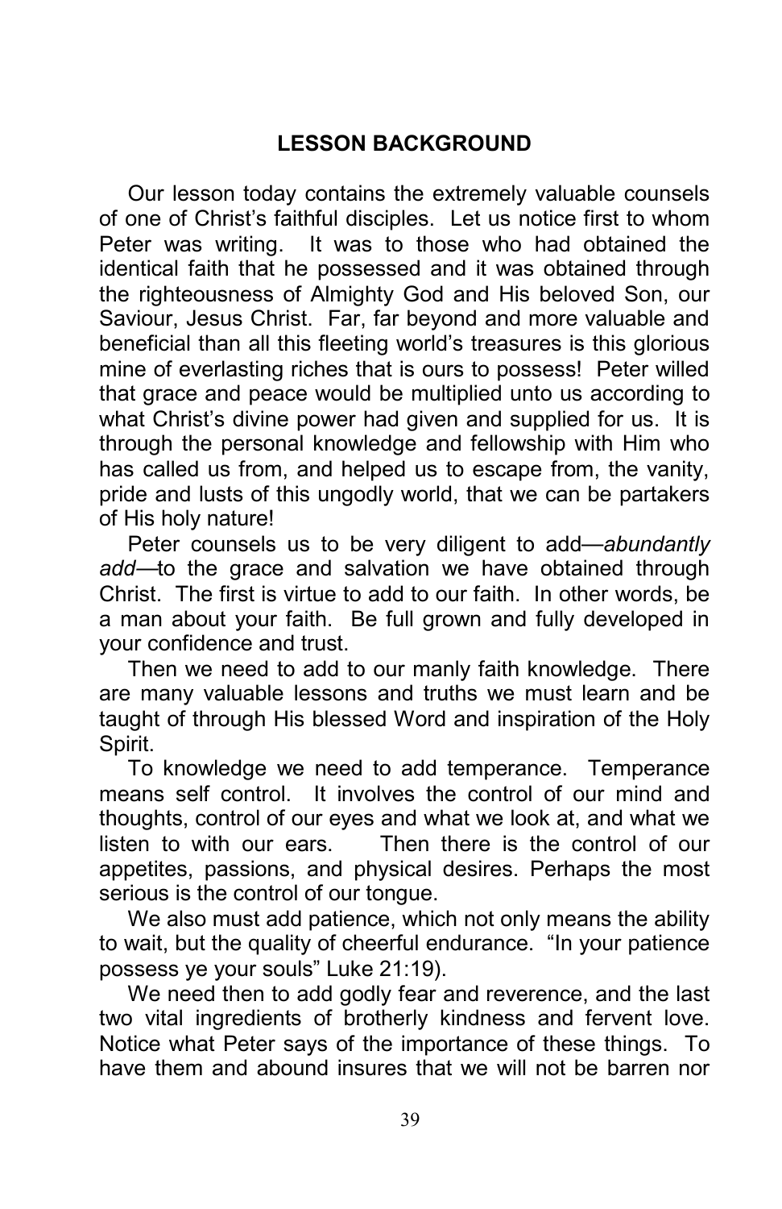## LESSON BACKGROUND

Our lesson today contains the extremely valuable counsels of one of Christ's faithful disciples. Let us notice first to whom Peter was writing. It was to those who had obtained the identical faith that he possessed and it was obtained through the righteousness of Almighty God and His beloved Son, our Saviour, Jesus Christ. Far, far beyond and more valuable and beneficial than all this fleeting world's treasures is this glorious mine of everlasting riches that is ours to possess! Peter willed that grace and peace would be multiplied unto us according to what Christ's divine power had given and supplied for us. It is through the personal knowledge and fellowship with Him who has called us from, and helped us to escape from, the vanity, pride and lusts of this ungodly world, that we can be partakers of His holy nature!

Peter counsels us to be very diligent to add—*abundantly add*—to the grace and salvation we have obtained through Christ. The first is virtue to add to our faith. In other words, be a man about your faith. Be full grown and fully developed in your confidence and trust.

Then we need to add to our manly faith knowledge. There are many valuable lessons and truths we must learn and be taught of through His blessed Word and inspiration of the Holy Spirit.

To knowledge we need to add temperance. Temperance means self control. It involves the control of our mind and thoughts, control of our eyes and what we look at, and what we listen to with our ears. Then there is the control of our appetites, passions, and physical desires. Perhaps the most serious is the control of our tongue.

We also must add patience, which not only means the ability to wait, but the quality of cheerful endurance. "In your patience possess ye your souls" Luke 21:19).

We need then to add godly fear and reverence, and the last two vital ingredients of brotherly kindness and fervent love. Notice what Peter says of the importance of these things. To have them and abound insures that we will not be barren nor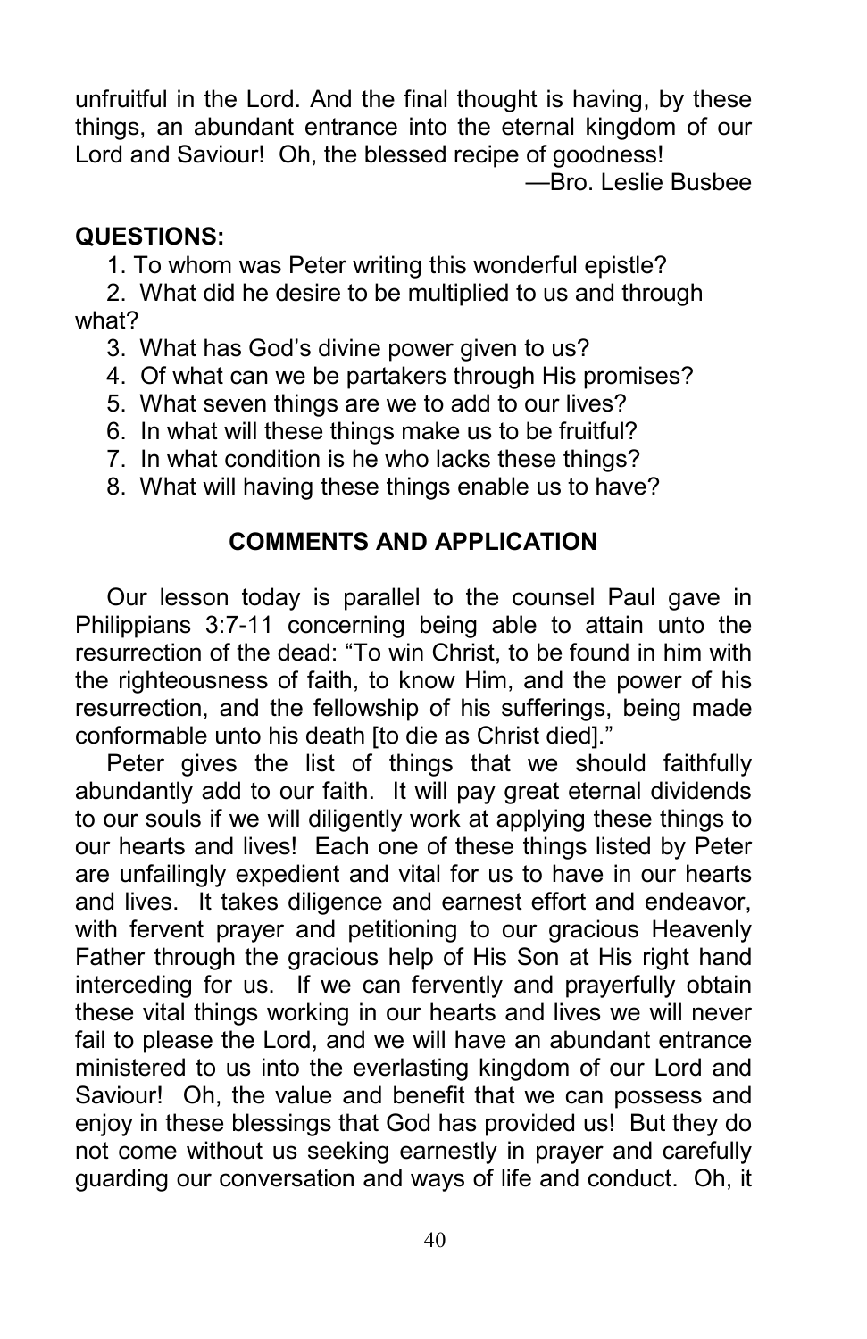unfruitful in the Lord. And the final thought is having, by these things, an abundant entrance into the eternal kingdom of our Lord and Saviour! Oh, the blessed recipe of goodness!

—Bro. Leslie Busbee

**QUESTIONS:**

1. To whom was Peter writing this wonderful epistle?
2. What did he desire to be multiplied to us and through what?
3. What has God's divine power given to us?
4. Of what can we be partakers through His promises?
5. What seven things are we to add to our lives?
6. In what will these things make us to be fruitful?
7. In what condition is he who lacks these things?
8. What will having these things enable us to have?

## COMMENTS AND APPLICATION

Our lesson today is parallel to the counsel Paul gave in Philippians 3:7-11 concerning being able to attain unto the resurrection of the dead: "To win Christ, to be found in him with the righteousness of faith, to know Him, and the power of his resurrection, and the fellowship of his sufferings, being made conformable unto his death [to die as Christ died]."

Peter gives the list of things that we should faithfully abundantly add to our faith. It will pay great eternal dividends to our souls if we will diligently work at applying these things to our hearts and lives! Each one of these things listed by Peter are unfailingly expedient and vital for us to have in our hearts and lives. It takes diligence and earnest effort and endeavor, with fervent prayer and petitioning to our gracious Heavenly Father through the gracious help of His Son at His right hand interceding for us. If we can fervently and prayerfully obtain these vital things working in our hearts and lives we will never fail to please the Lord, and we will have an abundant entrance ministered to us into the everlasting kingdom of our Lord and Saviour! Oh, the value and benefit that we can possess and enjoy in these blessings that God has provided us! But they do not come without us seeking earnestly in prayer and carefully guarding our conversation and ways of life and conduct. Oh, it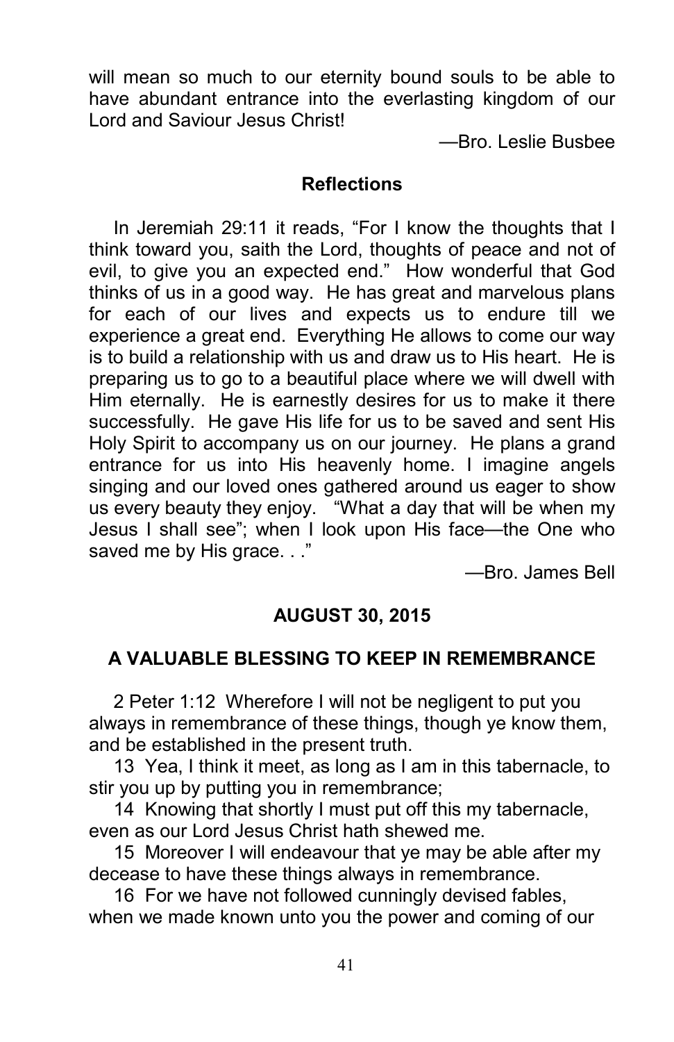will mean so much to our eternity bound souls to be able to have abundant entrance into the everlasting kingdom of our Lord and Saviour Jesus Christ!

—Bro. Leslie Busbee

## Reflections

In Jeremiah 29:11 it reads, "For I know the thoughts that I think toward you, saith the Lord, thoughts of peace and not of evil, to give you an expected end." How wonderful that God thinks of us in a good way. He has great and marvelous plans for each of our lives and expects us to endure till we experience a great end. Everything He allows to come our way is to build a relationship with us and draw us to His heart. He is preparing us to go to a beautiful place where we will dwell with Him eternally. He is earnestly desires for us to make it there successfully. He gave His life for us to be saved and sent His Holy Spirit to accompany us on our journey. He plans a grand entrance for us into His heavenly home. I imagine angels singing and our loved ones gathered around us eager to show us every beauty they enjoy. "What a day that will be when my Jesus I shall see"; when I look upon His face—the One who saved me by His grace. . ."

—Bro. James Bell

## AUGUST 30, 2015

## A VALUABLE BLESSING TO KEEP IN REMEMBRANCE

2 Peter 1:12 Wherefore I will not be negligent to put you always in remembrance of these things, though ye know them, and be established in the present truth.

13 Yea, I think it meet, as long as I am in this tabernacle, to stir you up by putting you in remembrance;

14 Knowing that shortly I must put off this my tabernacle, even as our Lord Jesus Christ hath shewed me.

15 Moreover I will endeavour that ye may be able after my decease to have these things always in remembrance.

16 For we have not followed cunningly devised fables, when we made known unto you the power and coming of our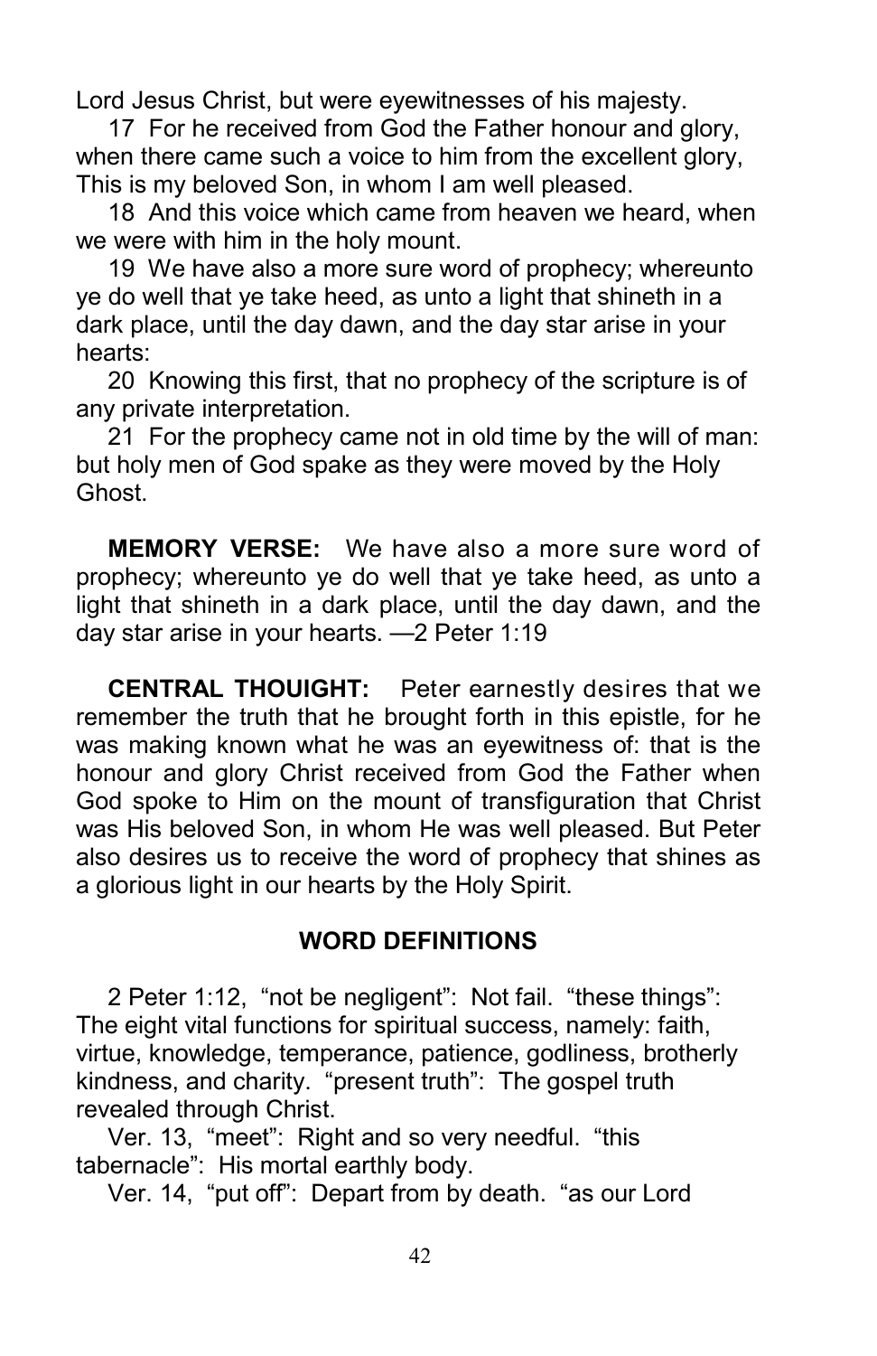Lord Jesus Christ, but were eyewitnesses of his majesty.

17 For he received from God the Father honour and glory, when there came such a voice to him from the excellent glory, This is my beloved Son, in whom I am well pleased.

18 And this voice which came from heaven we heard, when we were with him in the holy mount.

19 We have also a more sure word of prophecy; whereunto ye do well that ye take heed, as unto a light that shineth in a dark place, until the day dawn, and the day star arise in your hearts:

20 Knowing this first, that no prophecy of the scripture is of any private interpretation.

21 For the prophecy came not in old time by the will of man: but holy men of God spake as they were moved by the Holy Ghost.

**MEMORY VERSE:** We have also a more sure word of prophecy; whereunto ye do well that ye take heed, as unto a light that shineth in a dark place, until the day dawn, and the day star arise in your hearts. —2 Peter 1:19

**CENTRAL THOUIGHT:** Peter earnestly desires that we remember the truth that he brought forth in this epistle, for he was making known what he was an eyewitness of: that is the honour and glory Christ received from God the Father when God spoke to Him on the mount of transfiguration that Christ was His beloved Son, in whom He was well pleased. But Peter also desires us to receive the word of prophecy that shines as a glorious light in our hearts by the Holy Spirit.

## WORD DEFINITIONS

2 Peter 1:12, "not be negligent": Not fail. "these things": The eight vital functions for spiritual success, namely: faith, virtue, knowledge, temperance, patience, godliness, brotherly kindness, and charity. "present truth": The gospel truth revealed through Christ.

Ver. 13, "meet": Right and so very needful. "this tabernacle": His mortal earthly body.

Ver. 14, "put off": Depart from by death. "as our Lord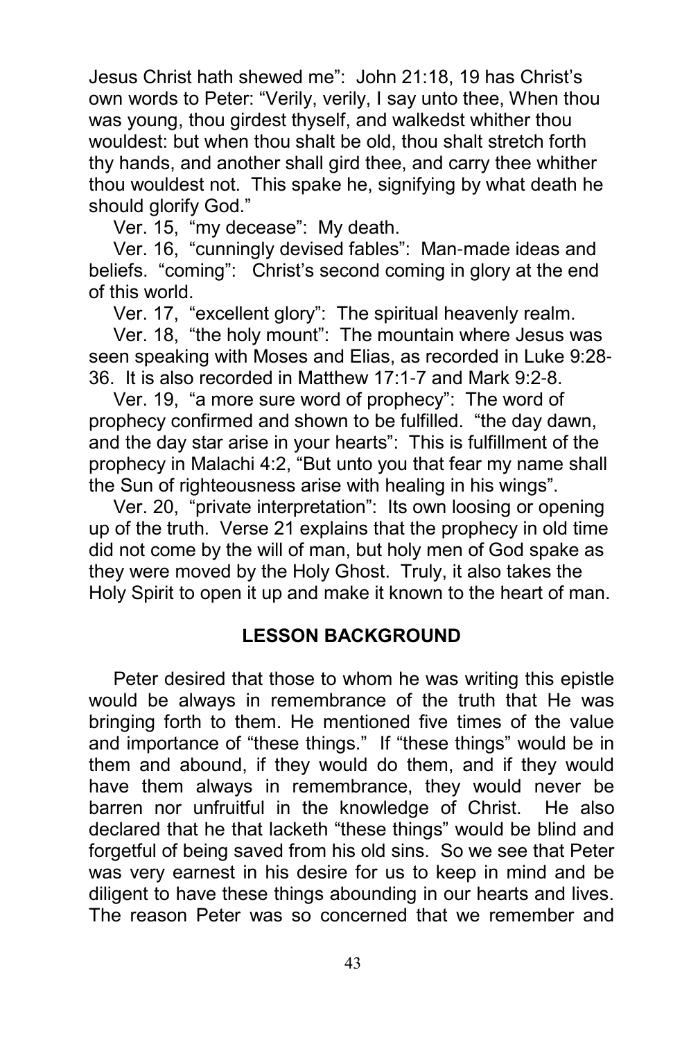Jesus Christ hath shewed me": John 21:18, 19 has Christ's own words to Peter: "Verily, verily, I say unto thee, When thou was young, thou girdest thyself, and walkedst whither thou wouldest: but when thou shalt be old, thou shalt stretch forth thy hands, and another shall gird thee, and carry thee whither thou wouldest not. This spake he, signifying by what death he should glorify God."

Ver. 15, "my decease": My death.

Ver. 16, "cunningly devised fables": Man-made ideas and beliefs. "coming": Christ's second coming in glory at the end of this world.

Ver. 17, "excellent glory": The spiritual heavenly realm.

Ver. 18, "the holy mount": The mountain where Jesus was seen speaking with Moses and Elias, as recorded in Luke 9:28-36. It is also recorded in Matthew 17:1-7 and Mark 9:2-8.

Ver. 19, "a more sure word of prophecy": The word of prophecy confirmed and shown to be fulfilled. "the day dawn, and the day star arise in your hearts": This is fulfillment of the prophecy in Malachi 4:2, "But unto you that fear my name shall the Sun of righteousness arise with healing in his wings".

Ver. 20, "private interpretation": Its own loosing or opening up of the truth. Verse 21 explains that the prophecy in old time did not come by the will of man, but holy men of God spake as they were moved by the Holy Ghost. Truly, it also takes the Holy Spirit to open it up and make it known to the heart of man.

## LESSON BACKGROUND

Peter desired that those to whom he was writing this epistle would be always in remembrance of the truth that He was bringing forth to them. He mentioned five times of the value and importance of "these things." If "these things" would be in them and abound, if they would do them, and if they would have them always in remembrance, they would never be barren nor unfruitful in the knowledge of Christ. He also declared that he that lacketh "these things" would be blind and forgetful of being saved from his old sins. So we see that Peter was very earnest in his desire for us to keep in mind and be diligent to have these things abounding in our hearts and lives. The reason Peter was so concerned that we remember and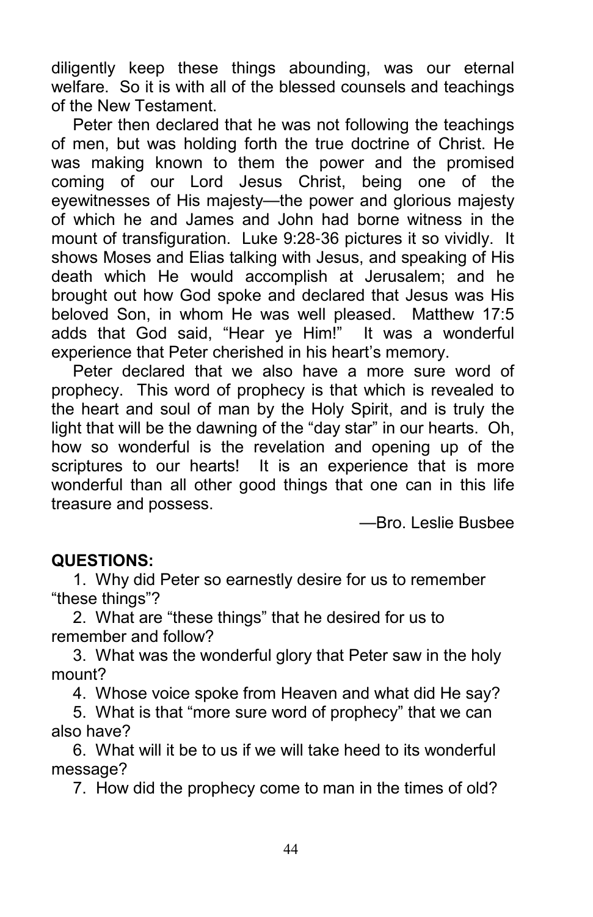diligently keep these things abounding, was our eternal welfare. So it is with all of the blessed counsels and teachings of the New Testament.

Peter then declared that he was not following the teachings of men, but was holding forth the true doctrine of Christ. He was making known to them the power and the promised coming of our Lord Jesus Christ, being one of the eyewitnesses of His majesty—the power and glorious majesty of which he and James and John had borne witness in the mount of transfiguration. Luke 9:28-36 pictures it so vividly. It shows Moses and Elias talking with Jesus, and speaking of His death which He would accomplish at Jerusalem; and he brought out how God spoke and declared that Jesus was His beloved Son, in whom He was well pleased. Matthew 17:5 adds that God said, "Hear ye Him!" It was a wonderful experience that Peter cherished in his heart's memory.

Peter declared that we also have a more sure word of prophecy. This word of prophecy is that which is revealed to the heart and soul of man by the Holy Spirit, and is truly the light that will be the dawning of the "day star" in our hearts. Oh, how so wonderful is the revelation and opening up of the scriptures to our hearts! It is an experience that is more wonderful than all other good things that one can in this life treasure and possess.

—Bro. Leslie Busbee

**QUESTIONS:**

1. Why did Peter so earnestly desire for us to remember "these things"?
2. What are "these things" that he desired for us to remember and follow?
3. What was the wonderful glory that Peter saw in the holy mount?
4. Whose voice spoke from Heaven and what did He say?
5. What is that "more sure word of prophecy" that we can also have?
6. What will it be to us if we will take heed to its wonderful message?
7. How did the prophecy come to man in the times of old?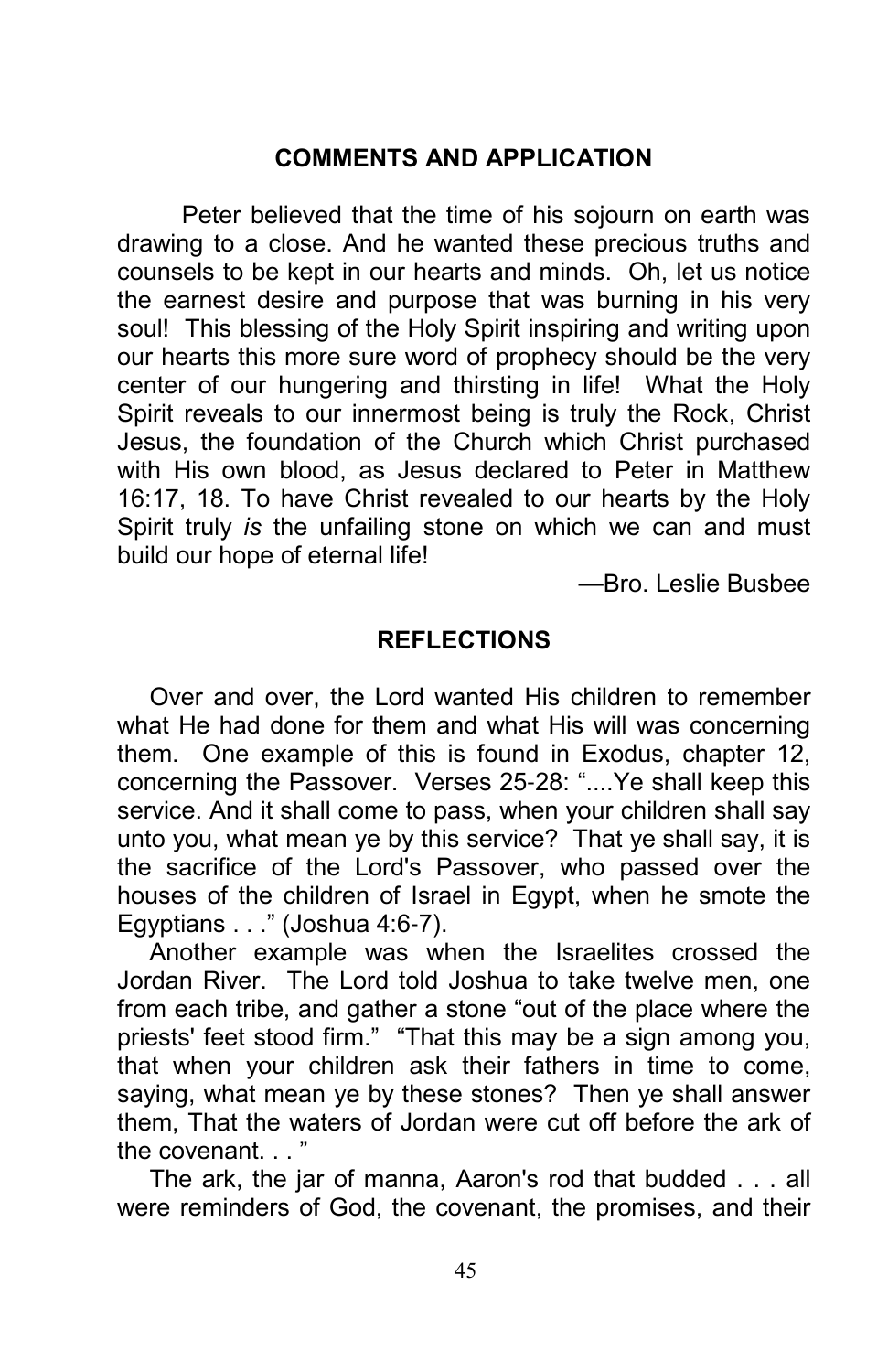## COMMENTS AND APPLICATION

Peter believed that the time of his sojourn on earth was drawing to a close. And he wanted these precious truths and counsels to be kept in our hearts and minds. Oh, let us notice the earnest desire and purpose that was burning in his very soul! This blessing of the Holy Spirit inspiring and writing upon our hearts this more sure word of prophecy should be the very center of our hungering and thirsting in life! What the Holy Spirit reveals to our innermost being is truly the Rock, Christ Jesus, the foundation of the Church which Christ purchased with His own blood, as Jesus declared to Peter in Matthew 16:17, 18. To have Christ revealed to our hearts by the Holy Spirit truly *is* the unfailing stone on which we can and must build our hope of eternal life!

—Bro. Leslie Busbee

## REFLECTIONS

Over and over, the Lord wanted His children to remember what He had done for them and what His will was concerning them. One example of this is found in Exodus, chapter 12, concerning the Passover. Verses 25-28: "....Ye shall keep this service. And it shall come to pass, when your children shall say unto you, what mean ye by this service? That ye shall say, it is the sacrifice of the Lord's Passover, who passed over the houses of the children of Israel in Egypt, when he smote the Egyptians . . ." (Joshua 4:6-7).

Another example was when the Israelites crossed the Jordan River. The Lord told Joshua to take twelve men, one from each tribe, and gather a stone "out of the place where the priests' feet stood firm." "That this may be a sign among you, that when your children ask their fathers in time to come, saying, what mean ye by these stones? Then ye shall answer them, That the waters of Jordan were cut off before the ark of the covenant. . . "

The ark, the jar of manna, Aaron's rod that budded . . . all were reminders of God, the covenant, the promises, and their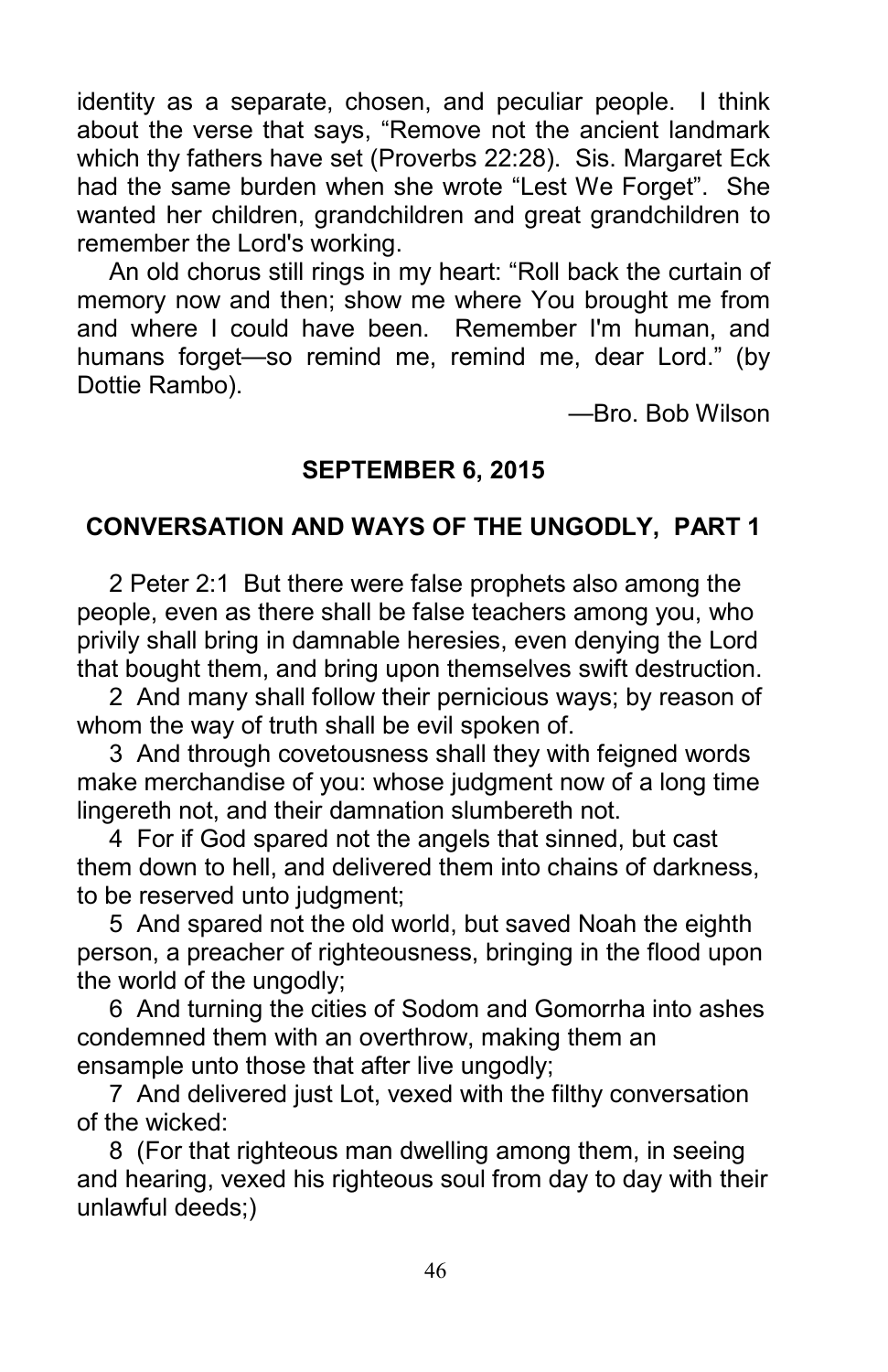identity as a separate, chosen, and peculiar people. I think about the verse that says, "Remove not the ancient landmark which thy fathers have set (Proverbs 22:28). Sis. Margaret Eck had the same burden when she wrote "Lest We Forget". She wanted her children, grandchildren and great grandchildren to remember the Lord's working.

An old chorus still rings in my heart: "Roll back the curtain of memory now and then; show me where You brought me from and where I could have been. Remember I'm human, and humans forget—so remind me, remind me, dear Lord." (by Dottie Rambo).

—Bro. Bob Wilson

## SEPTEMBER 6, 2015

## CONVERSATION AND WAYS OF THE UNGODLY, PART 1

2 Peter 2:1 But there were false prophets also among the people, even as there shall be false teachers among you, who privily shall bring in damnable heresies, even denying the Lord that bought them, and bring upon themselves swift destruction.

2 And many shall follow their pernicious ways; by reason of whom the way of truth shall be evil spoken of.

3 And through covetousness shall they with feigned words make merchandise of you: whose judgment now of a long time lingereth not, and their damnation slumbereth not.

4 For if God spared not the angels that sinned, but cast them down to hell, and delivered them into chains of darkness, to be reserved unto judgment;

5 And spared not the old world, but saved Noah the eighth person, a preacher of righteousness, bringing in the flood upon the world of the ungodly;

6 And turning the cities of Sodom and Gomorrha into ashes condemned them with an overthrow, making them an ensample unto those that after live ungodly;

7 And delivered just Lot, vexed with the filthy conversation of the wicked:

8 (For that righteous man dwelling among them, in seeing and hearing, vexed his righteous soul from day to day with their unlawful deeds;)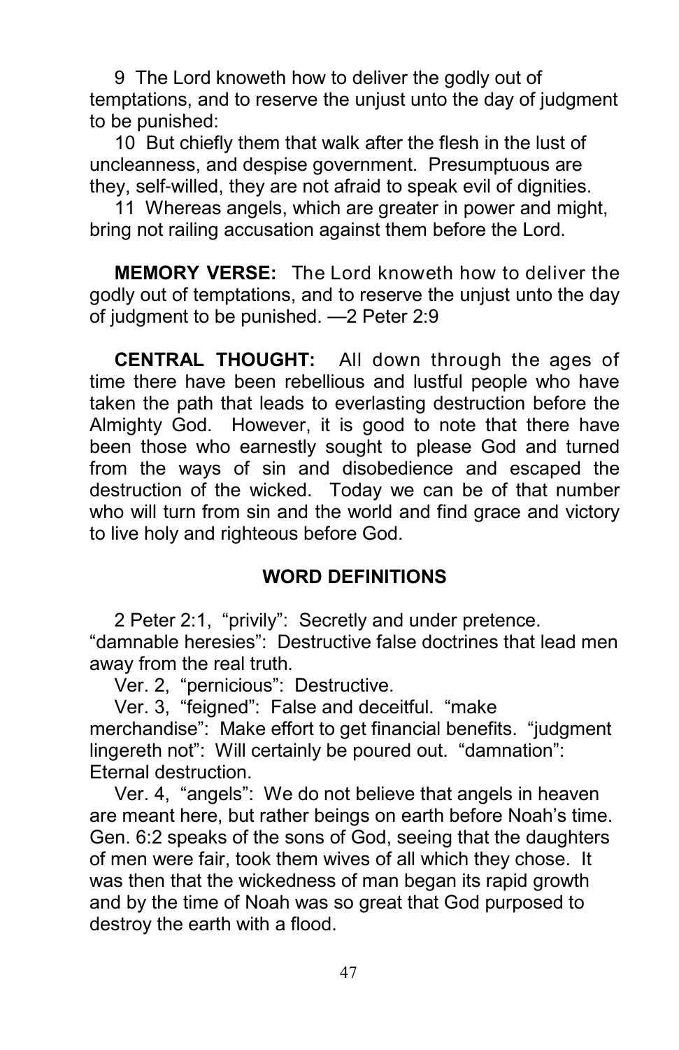9 The Lord knoweth how to deliver the godly out of temptations, and to reserve the unjust unto the day of judgment to be punished:

10 But chiefly them that walk after the flesh in the lust of uncleanness, and despise government. Presumptuous are they, self-willed, they are not afraid to speak evil of dignities.

11 Whereas angels, which are greater in power and might, bring not railing accusation against them before the Lord.

**MEMORY VERSE:** The Lord knoweth how to deliver the godly out of temptations, and to reserve the unjust unto the day of judgment to be punished. —2 Peter 2:9

**CENTRAL THOUGHT:** All down through the ages of time there have been rebellious and lustful people who have taken the path that leads to everlasting destruction before the Almighty God. However, it is good to note that there have been those who earnestly sought to please God and turned from the ways of sin and disobedience and escaped the destruction of the wicked. Today we can be of that number who will turn from sin and the world and find grace and victory to live holy and righteous before God.

## WORD DEFINITIONS

2 Peter 2:1, "privily": Secretly and under pretence. "damnable heresies": Destructive false doctrines that lead men away from the real truth.

Ver. 2, "pernicious": Destructive.

Ver. 3, "feigned": False and deceitful. "make merchandise": Make effort to get financial benefits. "judgment lingereth not": Will certainly be poured out. "damnation": Eternal destruction.

Ver. 4, "angels": We do not believe that angels in heaven are meant here, but rather beings on earth before Noah's time. Gen. 6:2 speaks of the sons of God, seeing that the daughters of men were fair, took them wives of all which they chose. It was then that the wickedness of man began its rapid growth and by the time of Noah was so great that God purposed to destroy the earth with a flood.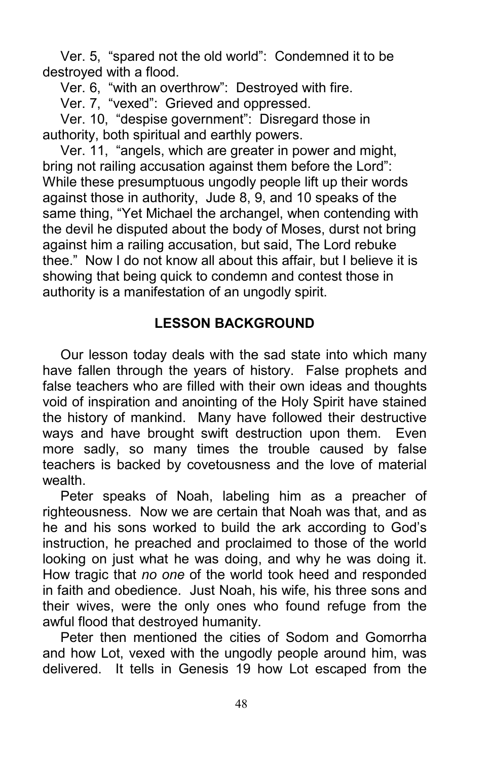Ver. 5, "spared not the old world": Condemned it to be destroyed with a flood.

Ver. 6, "with an overthrow": Destroyed with fire.

Ver. 7, "vexed": Grieved and oppressed.

Ver. 10, "despise government": Disregard those in authority, both spiritual and earthly powers.

Ver. 11, "angels, which are greater in power and might, bring not railing accusation against them before the Lord": While these presumptuous ungodly people lift up their words against those in authority, Jude 8, 9, and 10 speaks of the same thing, "Yet Michael the archangel, when contending with the devil he disputed about the body of Moses, durst not bring against him a railing accusation, but said, The Lord rebuke thee." Now I do not know all about this affair, but I believe it is showing that being quick to condemn and contest those in authority is a manifestation of an ungodly spirit.

## LESSON BACKGROUND

Our lesson today deals with the sad state into which many have fallen through the years of history. False prophets and false teachers who are filled with their own ideas and thoughts void of inspiration and anointing of the Holy Spirit have stained the history of mankind. Many have followed their destructive ways and have brought swift destruction upon them. Even more sadly, so many times the trouble caused by false teachers is backed by covetousness and the love of material wealth.

Peter speaks of Noah, labeling him as a preacher of righteousness. Now we are certain that Noah was that, and as he and his sons worked to build the ark according to God's instruction, he preached and proclaimed to those of the world looking on just what he was doing, and why he was doing it. How tragic that *no one* of the world took heed and responded in faith and obedience. Just Noah, his wife, his three sons and their wives, were the only ones who found refuge from the awful flood that destroyed humanity.

Peter then mentioned the cities of Sodom and Gomorrha and how Lot, vexed with the ungodly people around him, was delivered. It tells in Genesis 19 how Lot escaped from the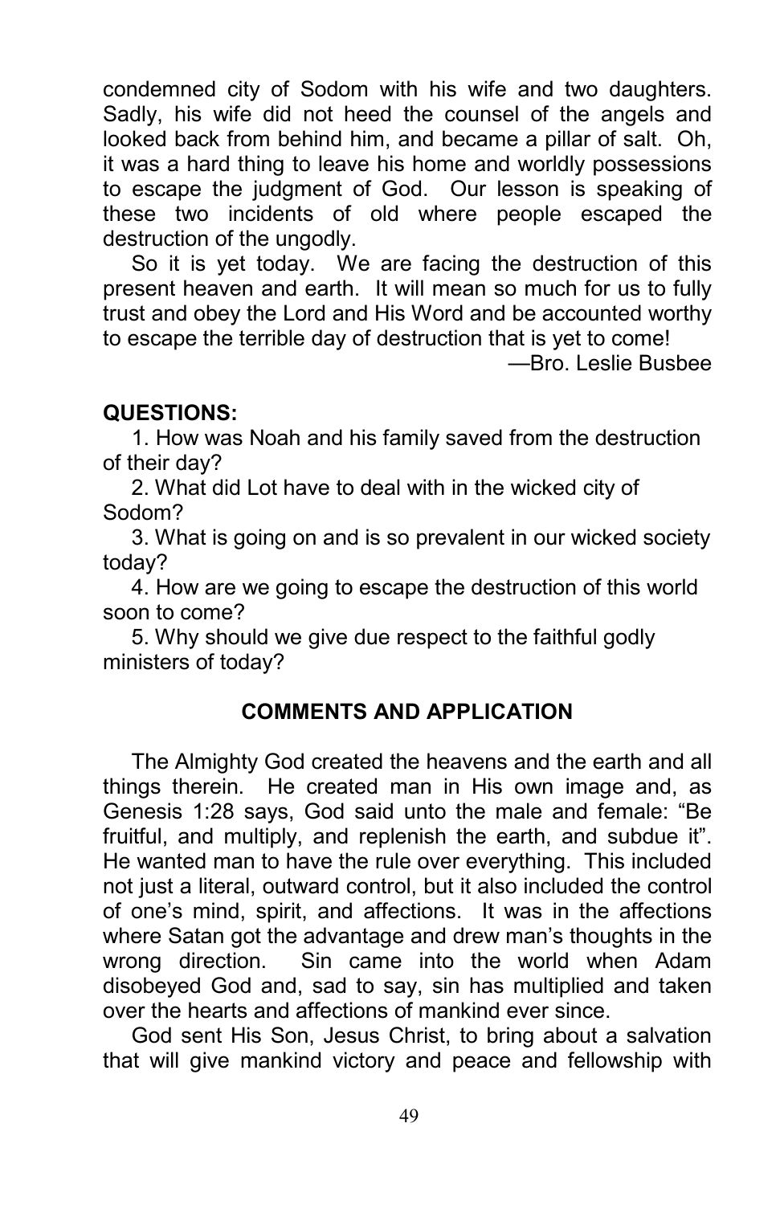condemned city of Sodom with his wife and two daughters. Sadly, his wife did not heed the counsel of the angels and looked back from behind him, and became a pillar of salt. Oh, it was a hard thing to leave his home and worldly possessions to escape the judgment of God. Our lesson is speaking of these two incidents of old where people escaped the destruction of the ungodly.

So it is yet today. We are facing the destruction of this present heaven and earth. It will mean so much for us to fully trust and obey the Lord and His Word and be accounted worthy to escape the terrible day of destruction that is yet to come!

—Bro. Leslie Busbee

**QUESTIONS:**

1. How was Noah and his family saved from the destruction of their day?

2. What did Lot have to deal with in the wicked city of Sodom?

3. What is going on and is so prevalent in our wicked society today?

4. How are we going to escape the destruction of this world soon to come?

5. Why should we give due respect to the faithful godly ministers of today?

## COMMENTS AND APPLICATION

The Almighty God created the heavens and the earth and all things therein. He created man in His own image and, as Genesis 1:28 says, God said unto the male and female: "Be fruitful, and multiply, and replenish the earth, and subdue it". He wanted man to have the rule over everything. This included not just a literal, outward control, but it also included the control of one's mind, spirit, and affections. It was in the affections where Satan got the advantage and drew man's thoughts in the wrong direction. Sin came into the world when Adam disobeyed God and, sad to say, sin has multiplied and taken over the hearts and affections of mankind ever since.

God sent His Son, Jesus Christ, to bring about a salvation that will give mankind victory and peace and fellowship with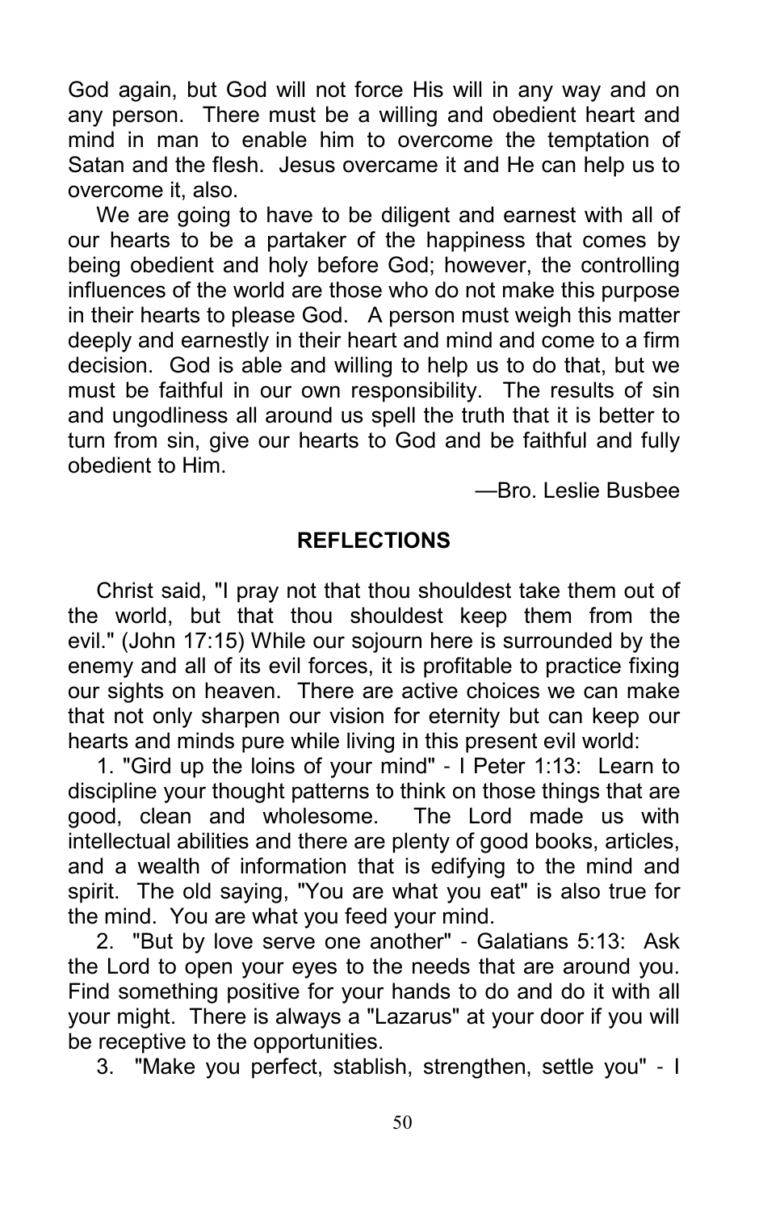God again, but God will not force His will in any way and on any person. There must be a willing and obedient heart and mind in man to enable him to overcome the temptation of Satan and the flesh. Jesus overcame it and He can help us to overcome it, also.

We are going to have to be diligent and earnest with all of our hearts to be a partaker of the happiness that comes by being obedient and holy before God; however, the controlling influences of the world are those who do not make this purpose in their hearts to please God. A person must weigh this matter deeply and earnestly in their heart and mind and come to a firm decision. God is able and willing to help us to do that, but we must be faithful in our own responsibility. The results of sin and ungodliness all around us spell the truth that it is better to turn from sin, give our hearts to God and be faithful and fully obedient to Him.

—Bro. Leslie Busbee

## REFLECTIONS

Christ said, "I pray not that thou shouldest take them out of the world, but that thou shouldest keep them from the evil." (John 17:15) While our sojourn here is surrounded by the enemy and all of its evil forces, it is profitable to practice fixing our sights on heaven. There are active choices we can make that not only sharpen our vision for eternity but can keep our hearts and minds pure while living in this present evil world:

1. "Gird up the loins of your mind" - I Peter 1:13: Learn to discipline your thought patterns to think on those things that are good, clean and wholesome. The Lord made us with intellectual abilities and there are plenty of good books, articles, and a wealth of information that is edifying to the mind and spirit. The old saying, "You are what you eat" is also true for the mind. You are what you feed your mind.

2. "But by love serve one another" - Galatians 5:13: Ask the Lord to open your eyes to the needs that are around you. Find something positive for your hands to do and do it with all your might. There is always a "Lazarus" at your door if you will be receptive to the opportunities.

3. "Make you perfect, stablish, strengthen, settle you" - I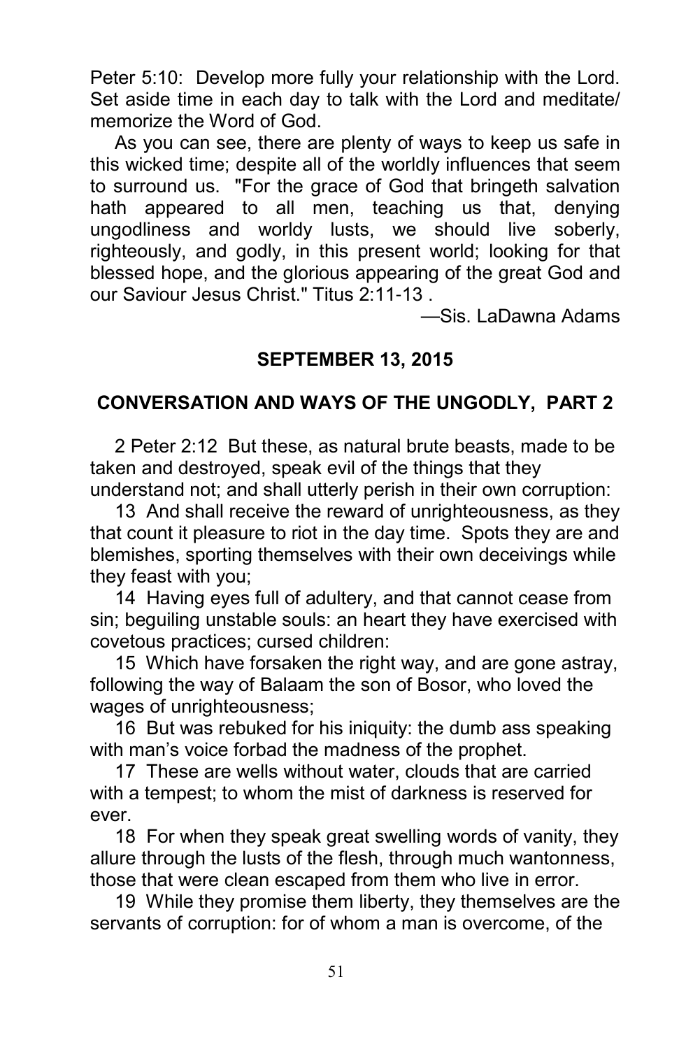Peter 5:10: Develop more fully your relationship with the Lord. Set aside time in each day to talk with the Lord and meditate/ memorize the Word of God.

As you can see, there are plenty of ways to keep us safe in this wicked time; despite all of the worldly influences that seem to surround us. "For the grace of God that bringeth salvation hath appeared to all men, teaching us that, denying ungodliness and worldy lusts, we should live soberly, righteously, and godly, in this present world; looking for that blessed hope, and the glorious appearing of the great God and our Saviour Jesus Christ." Titus 2:11-13 .

—Sis. LaDawna Adams

## SEPTEMBER 13, 2015

## CONVERSATION AND WAYS OF THE UNGODLY, PART 2

2 Peter 2:12 But these, as natural brute beasts, made to be taken and destroyed, speak evil of the things that they understand not; and shall utterly perish in their own corruption:

13 And shall receive the reward of unrighteousness, as they that count it pleasure to riot in the day time. Spots they are and blemishes, sporting themselves with their own deceivings while they feast with you;

14 Having eyes full of adultery, and that cannot cease from sin; beguiling unstable souls: an heart they have exercised with covetous practices; cursed children:

15 Which have forsaken the right way, and are gone astray, following the way of Balaam the son of Bosor, who loved the wages of unrighteousness;

16 But was rebuked for his iniquity: the dumb ass speaking with man's voice forbad the madness of the prophet.

17 These are wells without water, clouds that are carried with a tempest; to whom the mist of darkness is reserved for ever.

18 For when they speak great swelling words of vanity, they allure through the lusts of the flesh, through much wantonness, those that were clean escaped from them who live in error.

19 While they promise them liberty, they themselves are the servants of corruption: for of whom a man is overcome, of the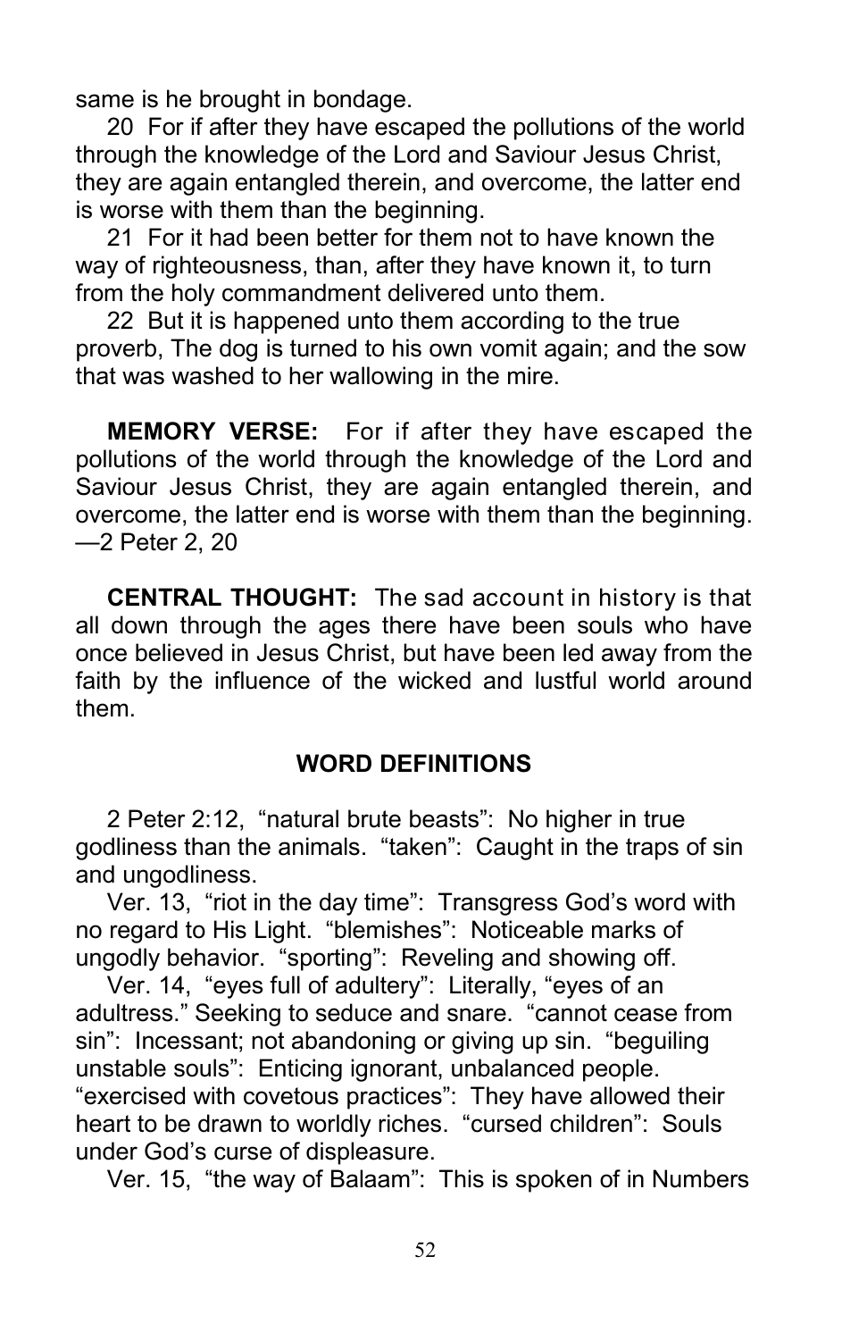same is he brought in bondage.

20 For if after they have escaped the pollutions of the world through the knowledge of the Lord and Saviour Jesus Christ, they are again entangled therein, and overcome, the latter end is worse with them than the beginning.

21 For it had been better for them not to have known the way of righteousness, than, after they have known it, to turn from the holy commandment delivered unto them.

22 But it is happened unto them according to the true proverb, The dog is turned to his own vomit again; and the sow that was washed to her wallowing in the mire.

**MEMORY VERSE:** For if after they have escaped the pollutions of the world through the knowledge of the Lord and Saviour Jesus Christ, they are again entangled therein, and overcome, the latter end is worse with them than the beginning. —2 Peter 2, 20

**CENTRAL THOUGHT:** The sad account in history is that all down through the ages there have been souls who have once believed in Jesus Christ, but have been led away from the faith by the influence of the wicked and lustful world around them.

## WORD DEFINITIONS

2 Peter 2:12, "natural brute beasts": No higher in true godliness than the animals. "taken": Caught in the traps of sin and ungodliness.

Ver. 13, "riot in the day time": Transgress God's word with no regard to His Light. "blemishes": Noticeable marks of ungodly behavior. "sporting": Reveling and showing off.

Ver. 14, "eyes full of adultery": Literally, "eyes of an adultress." Seeking to seduce and snare. "cannot cease from sin": Incessant; not abandoning or giving up sin. "beguiling unstable souls": Enticing ignorant, unbalanced people. "exercised with covetous practices": They have allowed their heart to be drawn to worldly riches. "cursed children": Souls under God's curse of displeasure.

Ver. 15, "the way of Balaam": This is spoken of in Numbers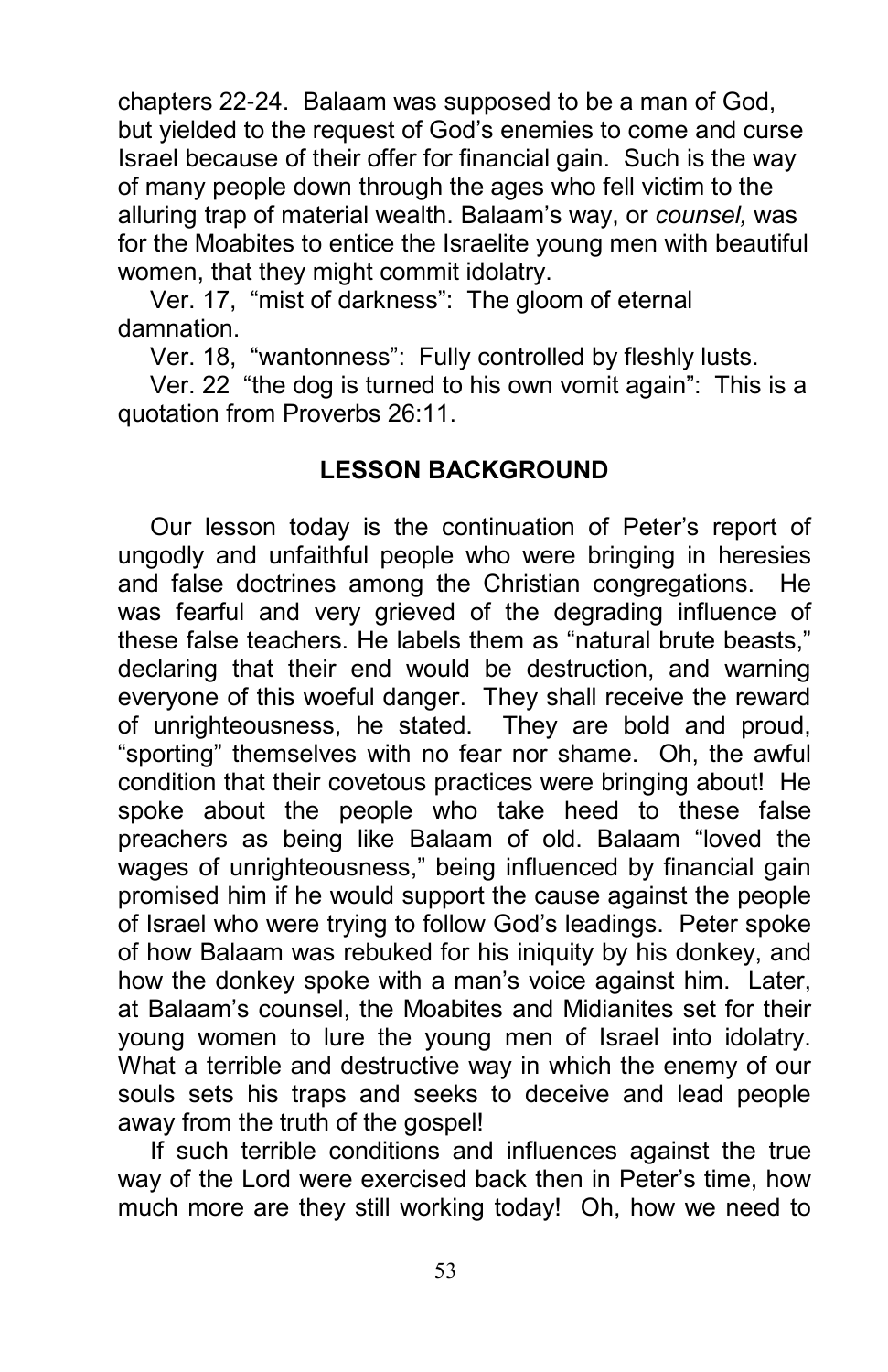chapters 22-24. Balaam was supposed to be a man of God, but yielded to the request of God's enemies to come and curse Israel because of their offer for financial gain. Such is the way of many people down through the ages who fell victim to the alluring trap of material wealth. Balaam's way, or *counsel,* was for the Moabites to entice the Israelite young men with beautiful women, that they might commit idolatry.

Ver. 17, "mist of darkness": The gloom of eternal damnation.

Ver. 18, "wantonness": Fully controlled by fleshly lusts.

Ver. 22 "the dog is turned to his own vomit again": This is a quotation from Proverbs 26:11.

## LESSON BACKGROUND

Our lesson today is the continuation of Peter's report of ungodly and unfaithful people who were bringing in heresies and false doctrines among the Christian congregations. He was fearful and very grieved of the degrading influence of these false teachers. He labels them as "natural brute beasts," declaring that their end would be destruction, and warning everyone of this woeful danger. They shall receive the reward of unrighteousness, he stated. They are bold and proud, "sporting" themselves with no fear nor shame. Oh, the awful condition that their covetous practices were bringing about! He spoke about the people who take heed to these false preachers as being like Balaam of old. Balaam "loved the wages of unrighteousness," being influenced by financial gain promised him if he would support the cause against the people of Israel who were trying to follow God's leadings. Peter spoke of how Balaam was rebuked for his iniquity by his donkey, and how the donkey spoke with a man's voice against him. Later, at Balaam's counsel, the Moabites and Midianites set for their young women to lure the young men of Israel into idolatry. What a terrible and destructive way in which the enemy of our souls sets his traps and seeks to deceive and lead people away from the truth of the gospel!

If such terrible conditions and influences against the true way of the Lord were exercised back then in Peter's time, how much more are they still working today! Oh, how we need to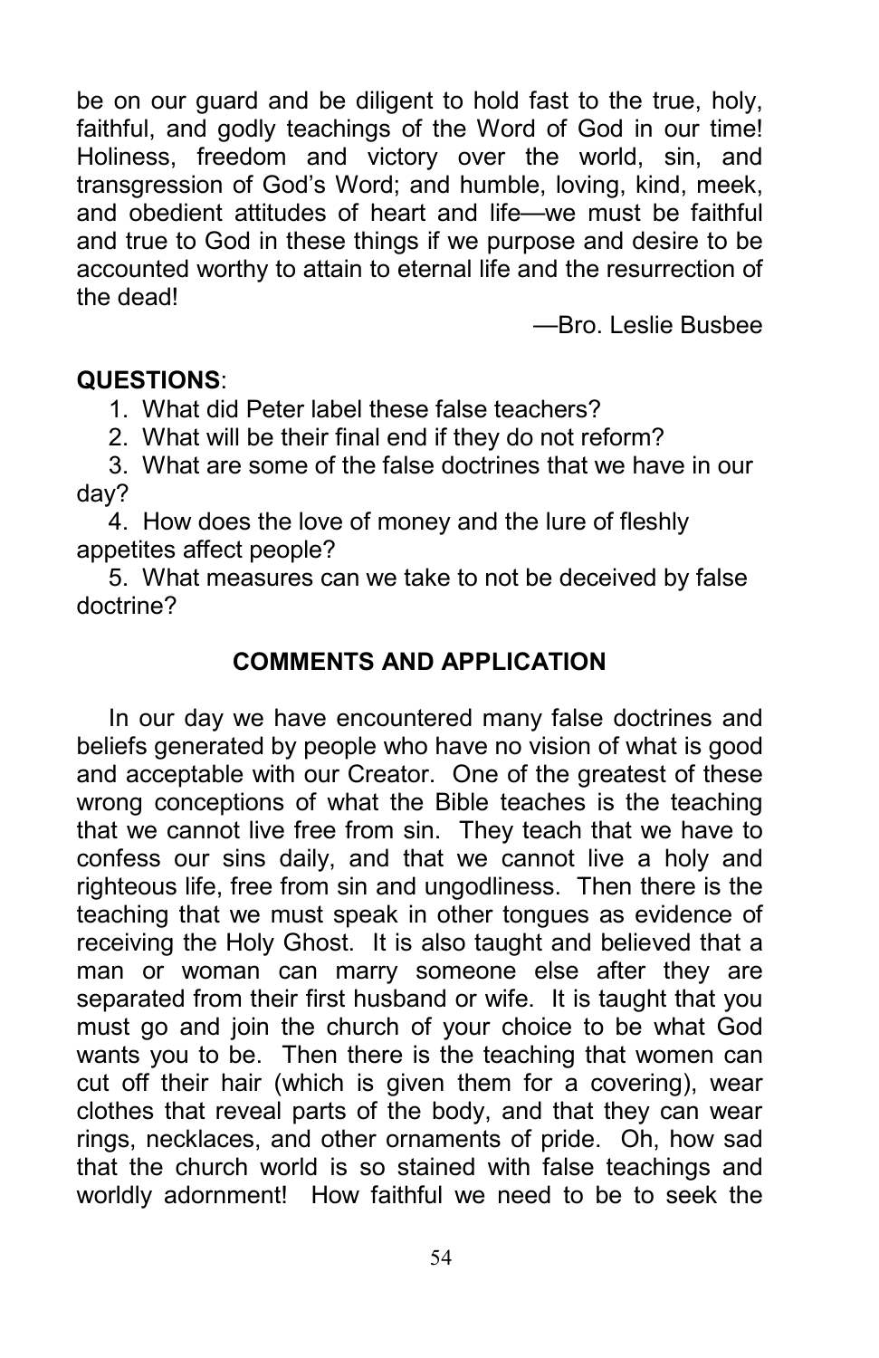be on our guard and be diligent to hold fast to the true, holy, faithful, and godly teachings of the Word of God in our time! Holiness, freedom and victory over the world, sin, and transgression of God's Word; and humble, loving, kind, meek, and obedient attitudes of heart and life—we must be faithful and true to God in these things if we purpose and desire to be accounted worthy to attain to eternal life and the resurrection of the dead!

—Bro. Leslie Busbee

**QUESTIONS**:

1. What did Peter label these false teachers?
2. What will be their final end if they do not reform?
3. What are some of the false doctrines that we have in our day?
4. How does the love of money and the lure of fleshly appetites affect people?
5. What measures can we take to not be deceived by false doctrine?

## COMMENTS AND APPLICATION

In our day we have encountered many false doctrines and beliefs generated by people who have no vision of what is good and acceptable with our Creator. One of the greatest of these wrong conceptions of what the Bible teaches is the teaching that we cannot live free from sin. They teach that we have to confess our sins daily, and that we cannot live a holy and righteous life, free from sin and ungodliness. Then there is the teaching that we must speak in other tongues as evidence of receiving the Holy Ghost. It is also taught and believed that a man or woman can marry someone else after they are separated from their first husband or wife. It is taught that you must go and join the church of your choice to be what God wants you to be. Then there is the teaching that women can cut off their hair (which is given them for a covering), wear clothes that reveal parts of the body, and that they can wear rings, necklaces, and other ornaments of pride. Oh, how sad that the church world is so stained with false teachings and worldly adornment! How faithful we need to be to seek the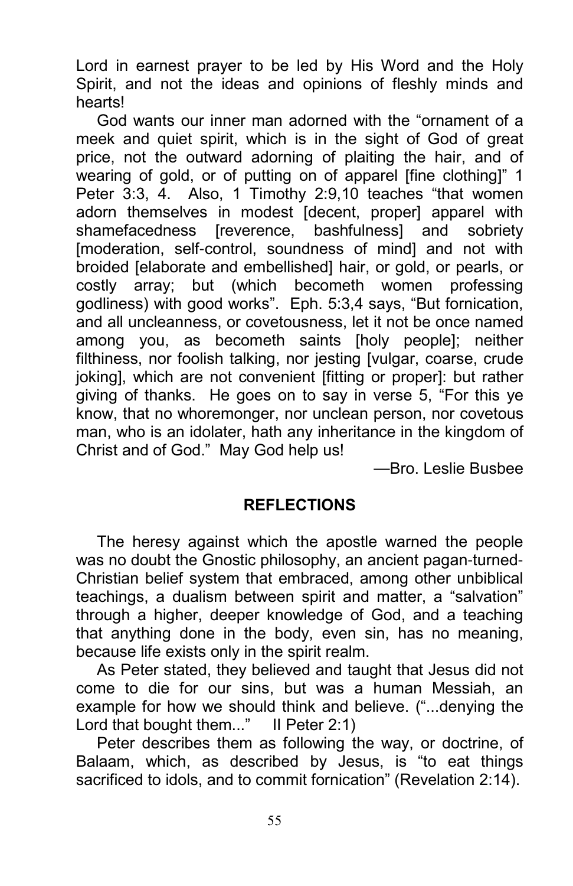Lord in earnest prayer to be led by His Word and the Holy Spirit, and not the ideas and opinions of fleshly minds and hearts!

God wants our inner man adorned with the "ornament of a meek and quiet spirit, which is in the sight of God of great price, not the outward adorning of plaiting the hair, and of wearing of gold, or of putting on of apparel [fine clothing]" 1 Peter 3:3, 4. Also, 1 Timothy 2:9,10 teaches "that women adorn themselves in modest [decent, proper] apparel with shamefacedness [reverence, bashfulness] and sobriety [moderation, self-control, soundness of mind] and not with broided [elaborate and embellished] hair, or gold, or pearls, or costly array; but (which becometh women professing godliness) with good works". Eph. 5:3,4 says, "But fornication, and all uncleanness, or covetousness, let it not be once named among you, as becometh saints [holy people]; neither filthiness, nor foolish talking, nor jesting [vulgar, coarse, crude joking], which are not convenient [fitting or proper]: but rather giving of thanks. He goes on to say in verse 5, "For this ye know, that no whoremonger, nor unclean person, nor covetous man, who is an idolater, hath any inheritance in the kingdom of Christ and of God." May God help us!

—Bro. Leslie Busbee

## REFLECTIONS

The heresy against which the apostle warned the people was no doubt the Gnostic philosophy, an ancient pagan-turned-Christian belief system that embraced, among other unbiblical teachings, a dualism between spirit and matter, a "salvation" through a higher, deeper knowledge of God, and a teaching that anything done in the body, even sin, has no meaning, because life exists only in the spirit realm.

As Peter stated, they believed and taught that Jesus did not come to die for our sins, but was a human Messiah, an example for how we should think and believe. ("...denying the Lord that bought them..." II Peter 2:1)

Peter describes them as following the way, or doctrine, of Balaam, which, as described by Jesus, is "to eat things sacrificed to idols, and to commit fornication" (Revelation 2:14).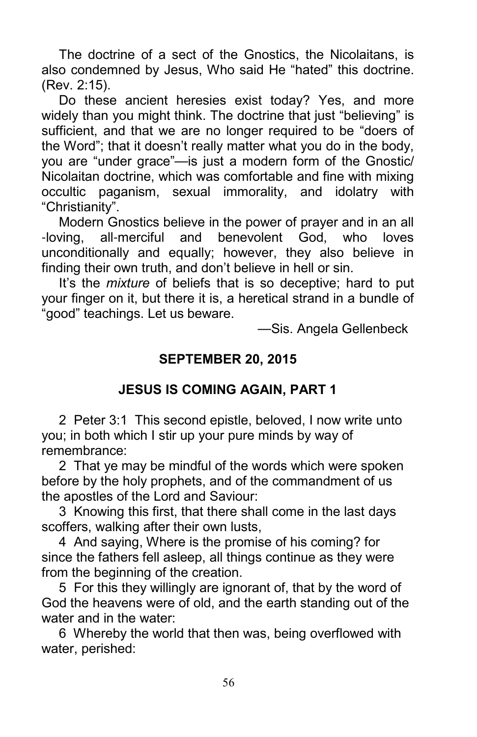The doctrine of a sect of the Gnostics, the Nicolaitans, is also condemned by Jesus, Who said He "hated" this doctrine. (Rev. 2:15).

Do these ancient heresies exist today? Yes, and more widely than you might think. The doctrine that just "believing" is sufficient, and that we are no longer required to be "doers of the Word"; that it doesn't really matter what you do in the body, you are "under grace"—is just a modern form of the Gnostic/ Nicolaitan doctrine, which was comfortable and fine with mixing occultic paganism, sexual immorality, and idolatry with "Christianity".

Modern Gnostics believe in the power of prayer and in an all -loving, all-merciful and benevolent God, who loves unconditionally and equally; however, they also believe in finding their own truth, and don't believe in hell or sin.

It's the *mixture* of beliefs that is so deceptive; hard to put your finger on it, but there it is, a heretical strand in a bundle of "good" teachings. Let us beware.

—Sis. Angela Gellenbeck

## SEPTEMBER 20, 2015

## JESUS IS COMING AGAIN, PART 1

2 Peter 3:1 This second epistle, beloved, I now write unto you; in both which I stir up your pure minds by way of remembrance:

2 That ye may be mindful of the words which were spoken before by the holy prophets, and of the commandment of us the apostles of the Lord and Saviour:

3 Knowing this first, that there shall come in the last days scoffers, walking after their own lusts,

4 And saying, Where is the promise of his coming? for since the fathers fell asleep, all things continue as they were from the beginning of the creation.

5 For this they willingly are ignorant of, that by the word of God the heavens were of old, and the earth standing out of the water and in the water:

6 Whereby the world that then was, being overflowed with water, perished: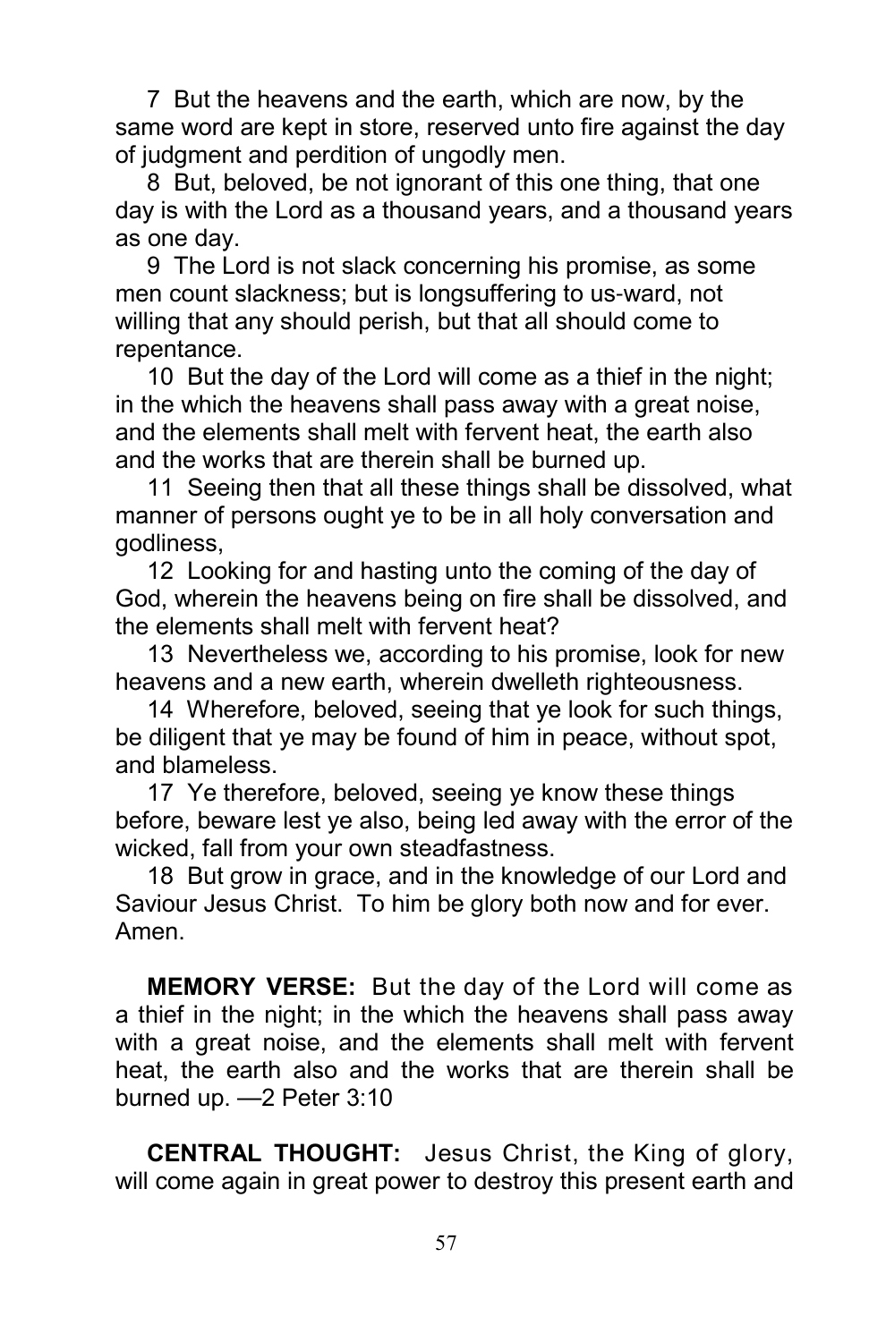7 But the heavens and the earth, which are now, by the same word are kept in store, reserved unto fire against the day of judgment and perdition of ungodly men.

8 But, beloved, be not ignorant of this one thing, that one day is with the Lord as a thousand years, and a thousand years as one day.

9 The Lord is not slack concerning his promise, as some men count slackness; but is longsuffering to us-ward, not willing that any should perish, but that all should come to repentance.

10 But the day of the Lord will come as a thief in the night; in the which the heavens shall pass away with a great noise, and the elements shall melt with fervent heat, the earth also and the works that are therein shall be burned up.

11 Seeing then that all these things shall be dissolved, what manner of persons ought ye to be in all holy conversation and godliness,

12 Looking for and hasting unto the coming of the day of God, wherein the heavens being on fire shall be dissolved, and the elements shall melt with fervent heat?

13 Nevertheless we, according to his promise, look for new heavens and a new earth, wherein dwelleth righteousness.

14 Wherefore, beloved, seeing that ye look for such things, be diligent that ye may be found of him in peace, without spot, and blameless.

17 Ye therefore, beloved, seeing ye know these things before, beware lest ye also, being led away with the error of the wicked, fall from your own steadfastness.

18 But grow in grace, and in the knowledge of our Lord and Saviour Jesus Christ. To him be glory both now and for ever. Amen.

**MEMORY VERSE:** But the day of the Lord will come as a thief in the night; in the which the heavens shall pass away with a great noise, and the elements shall melt with fervent heat, the earth also and the works that are therein shall be burned up. —2 Peter 3:10

**CENTRAL THOUGHT:** Jesus Christ, the King of glory, will come again in great power to destroy this present earth and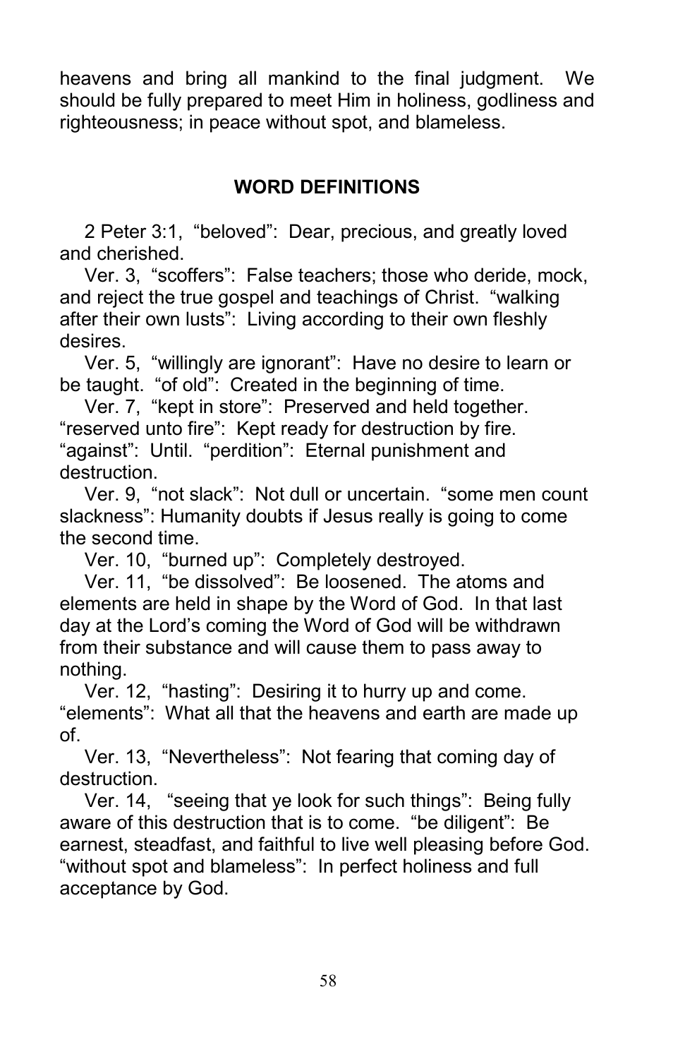heavens and bring all mankind to the final judgment. We should be fully prepared to meet Him in holiness, godliness and righteousness; in peace without spot, and blameless.

## WORD DEFINITIONS

2 Peter 3:1, "beloved": Dear, precious, and greatly loved and cherished.

Ver. 3, "scoffers": False teachers; those who deride, mock, and reject the true gospel and teachings of Christ. "walking after their own lusts": Living according to their own fleshly desires.

Ver. 5, "willingly are ignorant": Have no desire to learn or be taught. "of old": Created in the beginning of time.

Ver. 7, "kept in store": Preserved and held together. "reserved unto fire": Kept ready for destruction by fire. "against": Until. "perdition": Eternal punishment and destruction.

Ver. 9, "not slack": Not dull or uncertain. "some men count slackness": Humanity doubts if Jesus really is going to come the second time.

Ver. 10, "burned up": Completely destroyed.

Ver. 11, "be dissolved": Be loosened. The atoms and elements are held in shape by the Word of God. In that last day at the Lord's coming the Word of God will be withdrawn from their substance and will cause them to pass away to nothing.

Ver. 12, "hasting": Desiring it to hurry up and come. "elements": What all that the heavens and earth are made up of.

Ver. 13, "Nevertheless": Not fearing that coming day of destruction.

Ver. 14, "seeing that ye look for such things": Being fully aware of this destruction that is to come. "be diligent": Be earnest, steadfast, and faithful to live well pleasing before God. "without spot and blameless": In perfect holiness and full acceptance by God.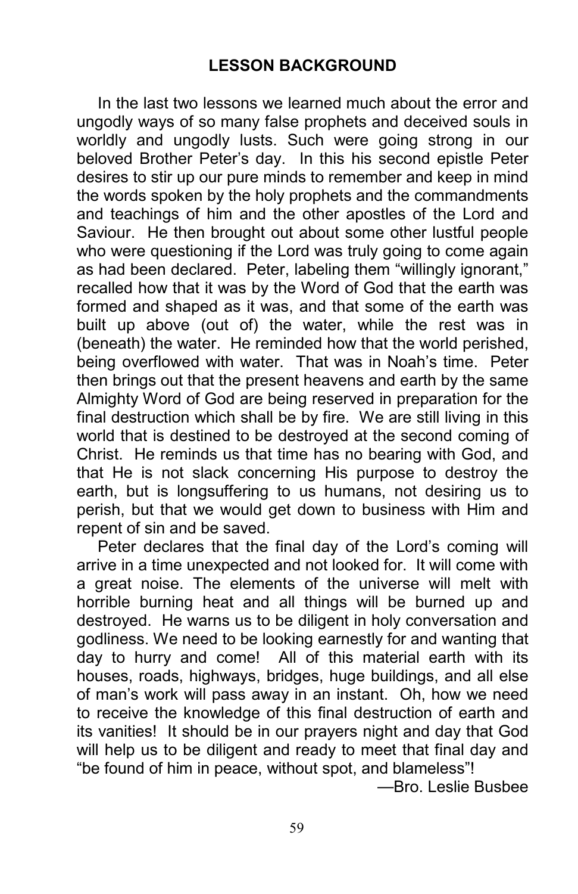## LESSON BACKGROUND

In the last two lessons we learned much about the error and ungodly ways of so many false prophets and deceived souls in worldly and ungodly lusts. Such were going strong in our beloved Brother Peter's day. In this his second epistle Peter desires to stir up our pure minds to remember and keep in mind the words spoken by the holy prophets and the commandments and teachings of him and the other apostles of the Lord and Saviour. He then brought out about some other lustful people who were questioning if the Lord was truly going to come again as had been declared. Peter, labeling them "willingly ignorant," recalled how that it was by the Word of God that the earth was formed and shaped as it was, and that some of the earth was built up above (out of) the water, while the rest was in (beneath) the water. He reminded how that the world perished, being overflowed with water. That was in Noah's time. Peter then brings out that the present heavens and earth by the same Almighty Word of God are being reserved in preparation for the final destruction which shall be by fire. We are still living in this world that is destined to be destroyed at the second coming of Christ. He reminds us that time has no bearing with God, and that He is not slack concerning His purpose to destroy the earth, but is longsuffering to us humans, not desiring us to perish, but that we would get down to business with Him and repent of sin and be saved.

Peter declares that the final day of the Lord's coming will arrive in a time unexpected and not looked for. It will come with a great noise. The elements of the universe will melt with horrible burning heat and all things will be burned up and destroyed. He warns us to be diligent in holy conversation and godliness. We need to be looking earnestly for and wanting that day to hurry and come! All of this material earth with its houses, roads, highways, bridges, huge buildings, and all else of man's work will pass away in an instant. Oh, how we need to receive the knowledge of this final destruction of earth and its vanities! It should be in our prayers night and day that God will help us to be diligent and ready to meet that final day and "be found of him in peace, without spot, and blameless"!

—Bro. Leslie Busbee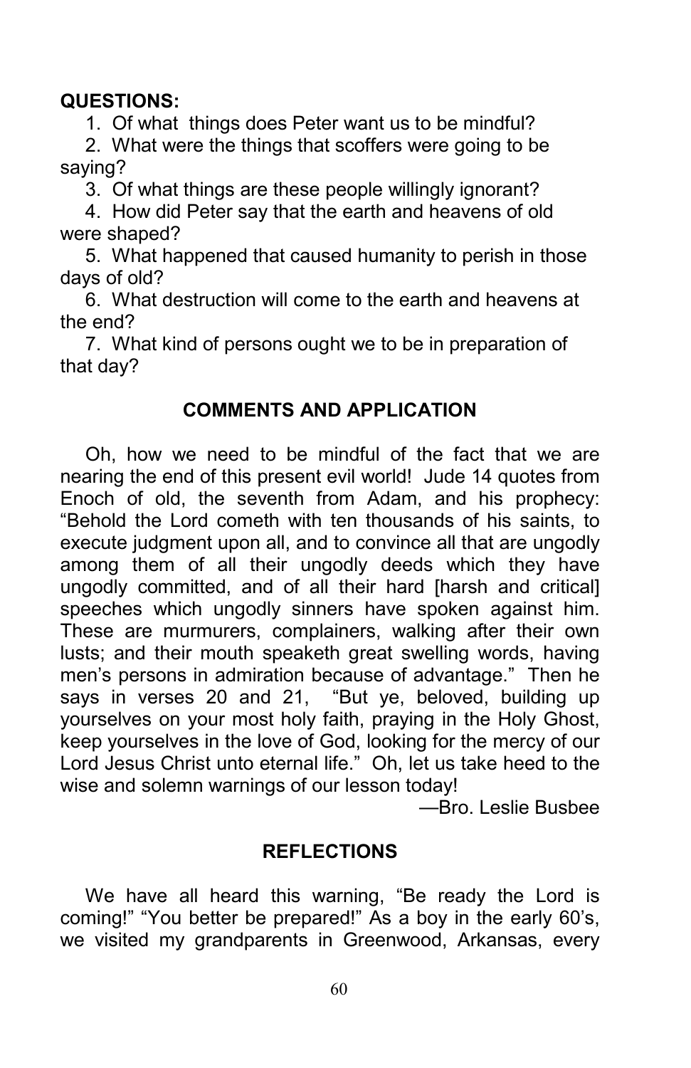**QUESTIONS:**

1. Of what things does Peter want us to be mindful?
2. What were the things that scoffers were going to be saying?
3. Of what things are these people willingly ignorant?
4. How did Peter say that the earth and heavens of old were shaped?
5. What happened that caused humanity to perish in those days of old?
6. What destruction will come to the earth and heavens at the end?
7. What kind of persons ought we to be in preparation of that day?

## COMMENTS AND APPLICATION

Oh, how we need to be mindful of the fact that we are nearing the end of this present evil world! Jude 14 quotes from Enoch of old, the seventh from Adam, and his prophecy: "Behold the Lord cometh with ten thousands of his saints, to execute judgment upon all, and to convince all that are ungodly among them of all their ungodly deeds which they have ungodly committed, and of all their hard [harsh and critical] speeches which ungodly sinners have spoken against him. These are murmurers, complainers, walking after their own lusts; and their mouth speaketh great swelling words, having men's persons in admiration because of advantage." Then he says in verses 20 and 21, "But ye, beloved, building up yourselves on your most holy faith, praying in the Holy Ghost, keep yourselves in the love of God, looking for the mercy of our Lord Jesus Christ unto eternal life." Oh, let us take heed to the wise and solemn warnings of our lesson today!

—Bro. Leslie Busbee

## REFLECTIONS

We have all heard this warning, "Be ready the Lord is coming!" "You better be prepared!" As a boy in the early 60's, we visited my grandparents in Greenwood, Arkansas, every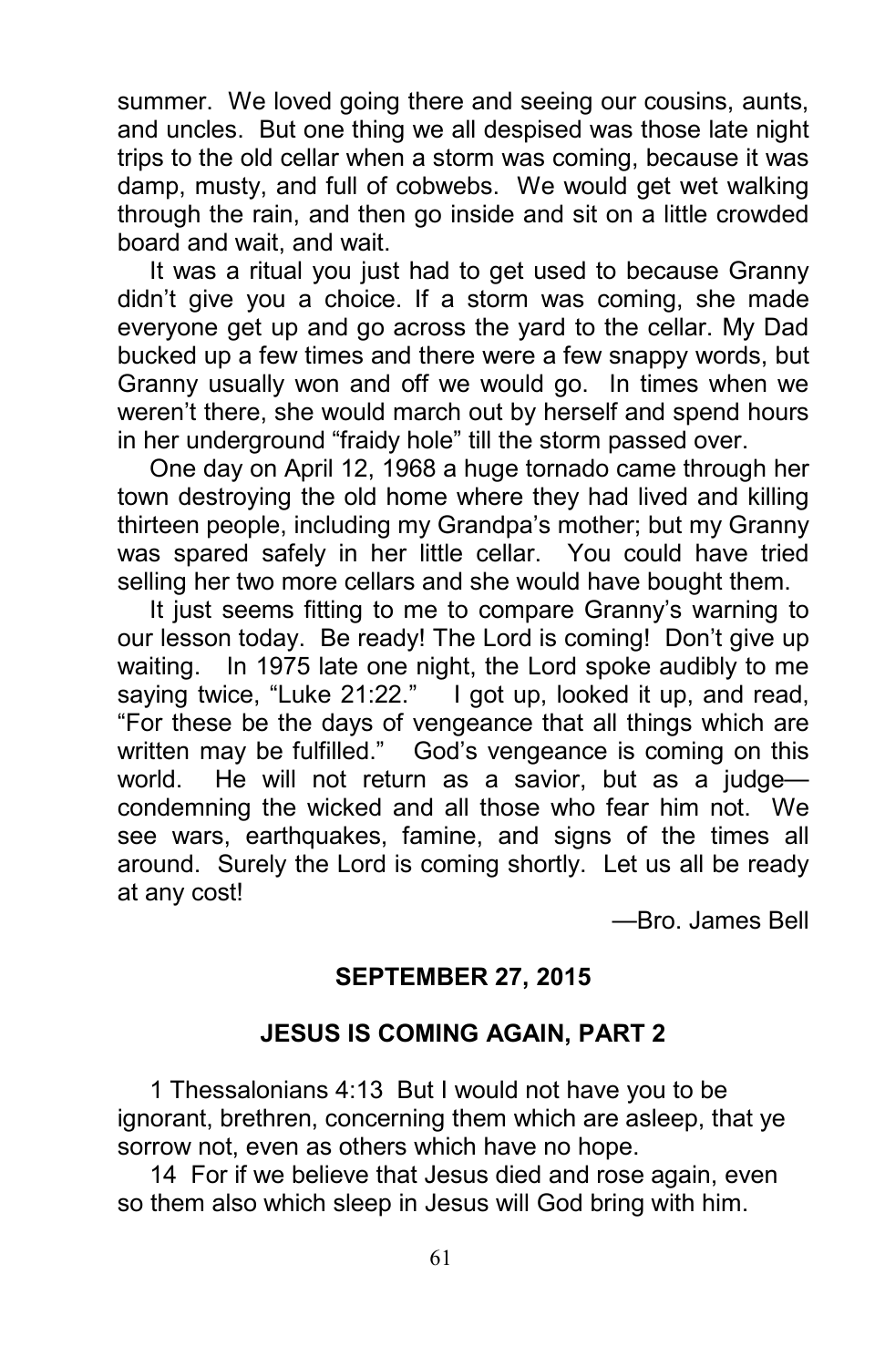summer. We loved going there and seeing our cousins, aunts, and uncles. But one thing we all despised was those late night trips to the old cellar when a storm was coming, because it was damp, musty, and full of cobwebs. We would get wet walking through the rain, and then go inside and sit on a little crowded board and wait, and wait.

It was a ritual you just had to get used to because Granny didn't give you a choice. If a storm was coming, she made everyone get up and go across the yard to the cellar. My Dad bucked up a few times and there were a few snappy words, but Granny usually won and off we would go. In times when we weren't there, she would march out by herself and spend hours in her underground "fraidy hole" till the storm passed over.

One day on April 12, 1968 a huge tornado came through her town destroying the old home where they had lived and killing thirteen people, including my Grandpa's mother; but my Granny was spared safely in her little cellar. You could have tried selling her two more cellars and she would have bought them.

It just seems fitting to me to compare Granny's warning to our lesson today. Be ready! The Lord is coming! Don't give up waiting. In 1975 late one night, the Lord spoke audibly to me saying twice, "Luke 21:22." I got up, looked it up, and read, "For these be the days of vengeance that all things which are written may be fulfilled." God's vengeance is coming on this world. He will not return as a savior, but as a judge—condemning the wicked and all those who fear him not. We see wars, earthquakes, famine, and signs of the times all around. Surely the Lord is coming shortly. Let us all be ready at any cost!

—Bro. James Bell

**SEPTEMBER 27, 2015**

## JESUS IS COMING AGAIN, PART 2

1 Thessalonians 4:13 But I would not have you to be ignorant, brethren, concerning them which are asleep, that ye sorrow not, even as others which have no hope.

14 For if we believe that Jesus died and rose again, even so them also which sleep in Jesus will God bring with him.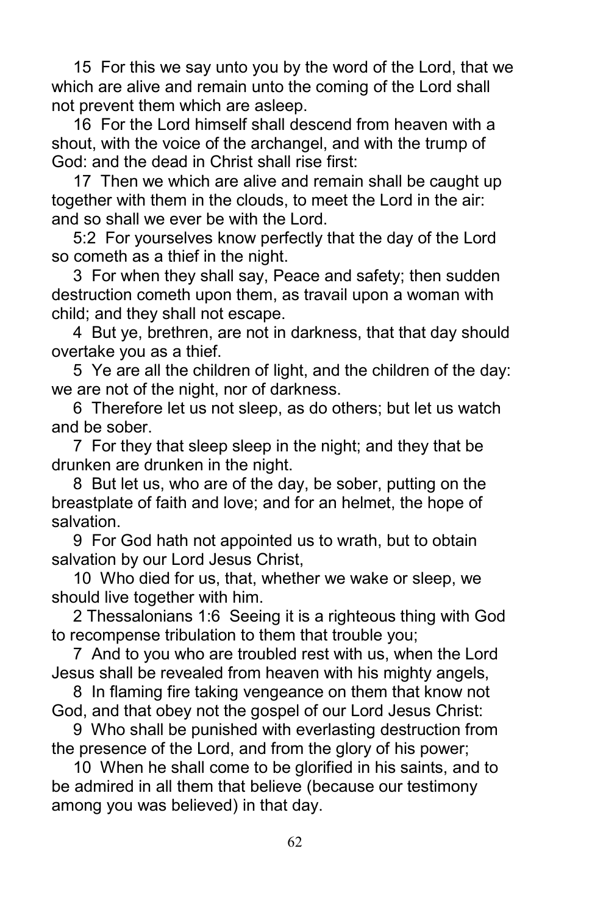15 For this we say unto you by the word of the Lord, that we which are alive and remain unto the coming of the Lord shall not prevent them which are asleep.

16 For the Lord himself shall descend from heaven with a shout, with the voice of the archangel, and with the trump of God: and the dead in Christ shall rise first:

17 Then we which are alive and remain shall be caught up together with them in the clouds, to meet the Lord in the air: and so shall we ever be with the Lord.

5:2 For yourselves know perfectly that the day of the Lord so cometh as a thief in the night.

3 For when they shall say, Peace and safety; then sudden destruction cometh upon them, as travail upon a woman with child; and they shall not escape.

4 But ye, brethren, are not in darkness, that that day should overtake you as a thief.

5 Ye are all the children of light, and the children of the day: we are not of the night, nor of darkness.

6 Therefore let us not sleep, as do others; but let us watch and be sober.

7 For they that sleep sleep in the night; and they that be drunken are drunken in the night.

8 But let us, who are of the day, be sober, putting on the breastplate of faith and love; and for an helmet, the hope of salvation.

9 For God hath not appointed us to wrath, but to obtain salvation by our Lord Jesus Christ,

10 Who died for us, that, whether we wake or sleep, we should live together with him.

2 Thessalonians 1:6 Seeing it is a righteous thing with God to recompense tribulation to them that trouble you;

7 And to you who are troubled rest with us, when the Lord Jesus shall be revealed from heaven with his mighty angels,

8 In flaming fire taking vengeance on them that know not God, and that obey not the gospel of our Lord Jesus Christ:

9 Who shall be punished with everlasting destruction from the presence of the Lord, and from the glory of his power;

10 When he shall come to be glorified in his saints, and to be admired in all them that believe (because our testimony among you was believed) in that day.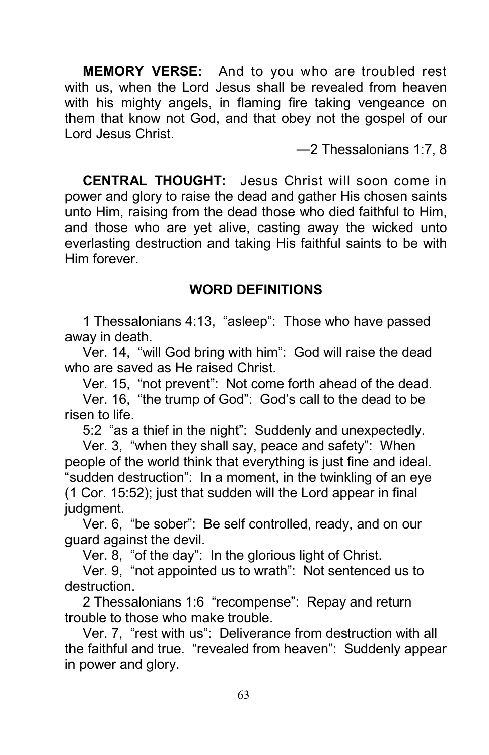**MEMORY VERSE:** And to you who are troubled rest with us, when the Lord Jesus shall be revealed from heaven with his mighty angels, in flaming fire taking vengeance on them that know not God, and that obey not the gospel of our Lord Jesus Christ.

—2 Thessalonians 1:7, 8

**CENTRAL THOUGHT:** Jesus Christ will soon come in power and glory to raise the dead and gather His chosen saints unto Him, raising from the dead those who died faithful to Him, and those who are yet alive, casting away the wicked unto everlasting destruction and taking His faithful saints to be with Him forever.

## WORD DEFINITIONS

1 Thessalonians 4:13, "asleep": Those who have passed away in death.

Ver. 14, "will God bring with him": God will raise the dead who are saved as He raised Christ.

Ver. 15, "not prevent": Not come forth ahead of the dead.

Ver. 16, "the trump of God": God's call to the dead to be risen to life.

5:2 "as a thief in the night": Suddenly and unexpectedly.

Ver. 3, "when they shall say, peace and safety": When people of the world think that everything is just fine and ideal. "sudden destruction": In a moment, in the twinkling of an eye (1 Cor. 15:52); just that sudden will the Lord appear in final judgment.

Ver. 6, "be sober": Be self controlled, ready, and on our guard against the devil.

Ver. 8, "of the day": In the glorious light of Christ.

Ver. 9, "not appointed us to wrath": Not sentenced us to destruction.

2 Thessalonians 1:6 "recompense": Repay and return trouble to those who make trouble.

Ver. 7, "rest with us": Deliverance from destruction with all the faithful and true. "revealed from heaven": Suddenly appear in power and glory.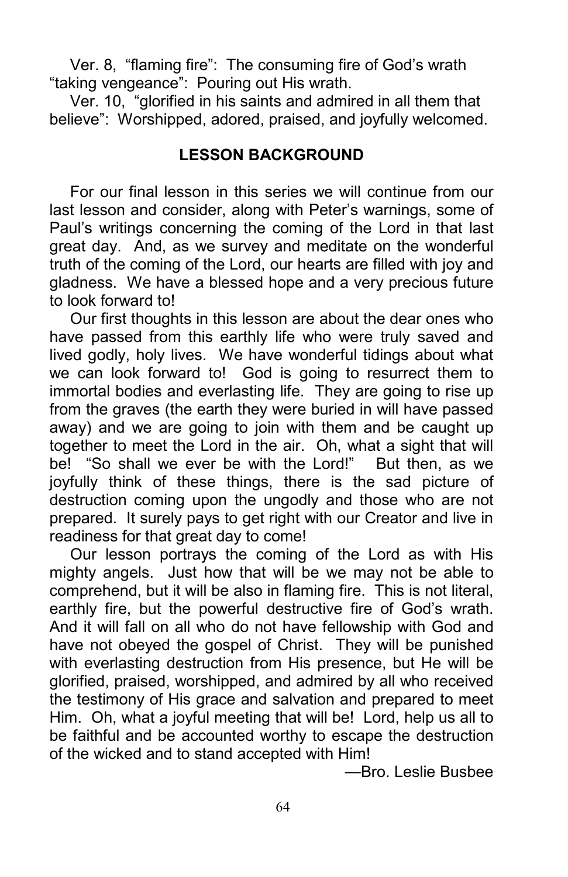Ver. 8, "flaming fire": The consuming fire of God's wrath "taking vengeance": Pouring out His wrath.

Ver. 10, "glorified in his saints and admired in all them that believe": Worshipped, adored, praised, and joyfully welcomed.

## LESSON BACKGROUND

For our final lesson in this series we will continue from our last lesson and consider, along with Peter's warnings, some of Paul's writings concerning the coming of the Lord in that last great day. And, as we survey and meditate on the wonderful truth of the coming of the Lord, our hearts are filled with joy and gladness. We have a blessed hope and a very precious future to look forward to!

Our first thoughts in this lesson are about the dear ones who have passed from this earthly life who were truly saved and lived godly, holy lives. We have wonderful tidings about what we can look forward to! God is going to resurrect them to immortal bodies and everlasting life. They are going to rise up from the graves (the earth they were buried in will have passed away) and we are going to join with them and be caught up together to meet the Lord in the air. Oh, what a sight that will be! "So shall we ever be with the Lord!" But then, as we joyfully think of these things, there is the sad picture of destruction coming upon the ungodly and those who are not prepared. It surely pays to get right with our Creator and live in readiness for that great day to come!

Our lesson portrays the coming of the Lord as with His mighty angels. Just how that will be we may not be able to comprehend, but it will be also in flaming fire. This is not literal, earthly fire, but the powerful destructive fire of God's wrath. And it will fall on all who do not have fellowship with God and have not obeyed the gospel of Christ. They will be punished with everlasting destruction from His presence, but He will be glorified, praised, worshipped, and admired by all who received the testimony of His grace and salvation and prepared to meet Him. Oh, what a joyful meeting that will be! Lord, help us all to be faithful and be accounted worthy to escape the destruction of the wicked and to stand accepted with Him!

—Bro. Leslie Busbee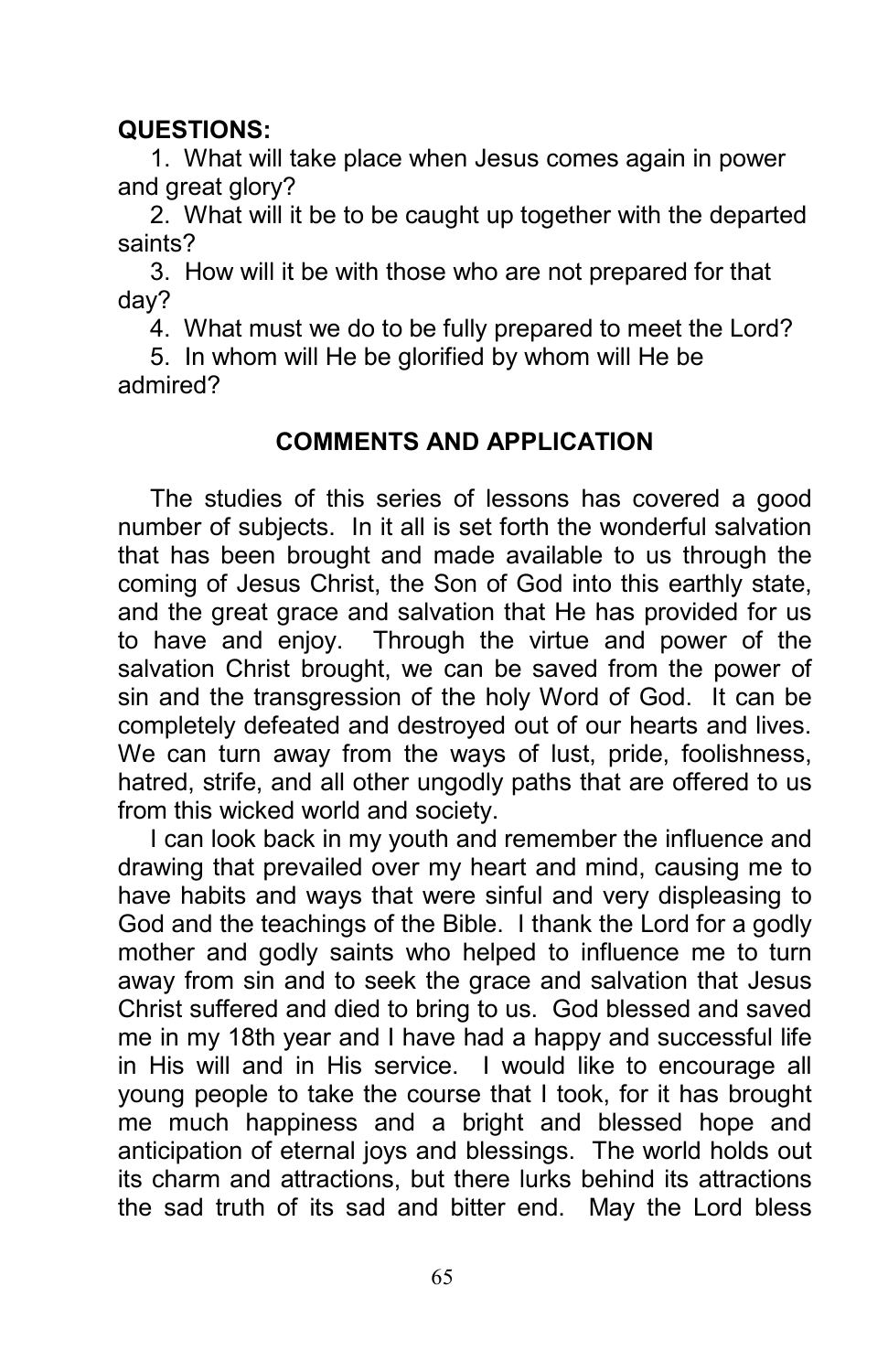**QUESTIONS:**

1. What will take place when Jesus comes again in power and great glory?
2. What will it be to be caught up together with the departed saints?
3. How will it be with those who are not prepared for that day?
4. What must we do to be fully prepared to meet the Lord?
5. In whom will He be glorified by whom will He be admired?

## COMMENTS AND APPLICATION

The studies of this series of lessons has covered a good number of subjects. In it all is set forth the wonderful salvation that has been brought and made available to us through the coming of Jesus Christ, the Son of God into this earthly state, and the great grace and salvation that He has provided for us to have and enjoy. Through the virtue and power of the salvation Christ brought, we can be saved from the power of sin and the transgression of the holy Word of God. It can be completely defeated and destroyed out of our hearts and lives. We can turn away from the ways of lust, pride, foolishness, hatred, strife, and all other ungodly paths that are offered to us from this wicked world and society.

I can look back in my youth and remember the influence and drawing that prevailed over my heart and mind, causing me to have habits and ways that were sinful and very displeasing to God and the teachings of the Bible. I thank the Lord for a godly mother and godly saints who helped to influence me to turn away from sin and to seek the grace and salvation that Jesus Christ suffered and died to bring to us. God blessed and saved me in my 18th year and I have had a happy and successful life in His will and in His service. I would like to encourage all young people to take the course that I took, for it has brought me much happiness and a bright and blessed hope and anticipation of eternal joys and blessings. The world holds out its charm and attractions, but there lurks behind its attractions the sad truth of its sad and bitter end. May the Lord bless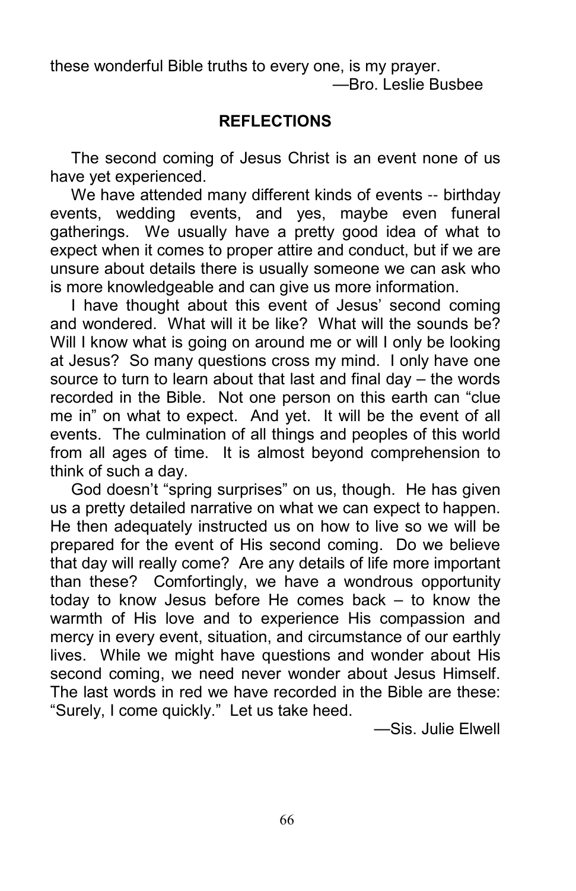these wonderful Bible truths to every one, is my prayer.

—Bro. Leslie Busbee

## REFLECTIONS

The second coming of Jesus Christ is an event none of us have yet experienced.

We have attended many different kinds of events -- birthday events, wedding events, and yes, maybe even funeral gatherings. We usually have a pretty good idea of what to expect when it comes to proper attire and conduct, but if we are unsure about details there is usually someone we can ask who is more knowledgeable and can give us more information.

I have thought about this event of Jesus' second coming and wondered. What will it be like? What will the sounds be? Will I know what is going on around me or will I only be looking at Jesus? So many questions cross my mind. I only have one source to turn to learn about that last and final day – the words recorded in the Bible. Not one person on this earth can "clue me in" on what to expect. And yet. It will be the event of all events. The culmination of all things and peoples of this world from all ages of time. It is almost beyond comprehension to think of such a day.

God doesn't "spring surprises" on us, though. He has given us a pretty detailed narrative on what we can expect to happen. He then adequately instructed us on how to live so we will be prepared for the event of His second coming. Do we believe that day will really come? Are any details of life more important than these? Comfortingly, we have a wondrous opportunity today to know Jesus before He comes back – to know the warmth of His love and to experience His compassion and mercy in every event, situation, and circumstance of our earthly lives. While we might have questions and wonder about His second coming, we need never wonder about Jesus Himself. The last words in red we have recorded in the Bible are these: "Surely, I come quickly." Let us take heed.

—Sis. Julie Elwell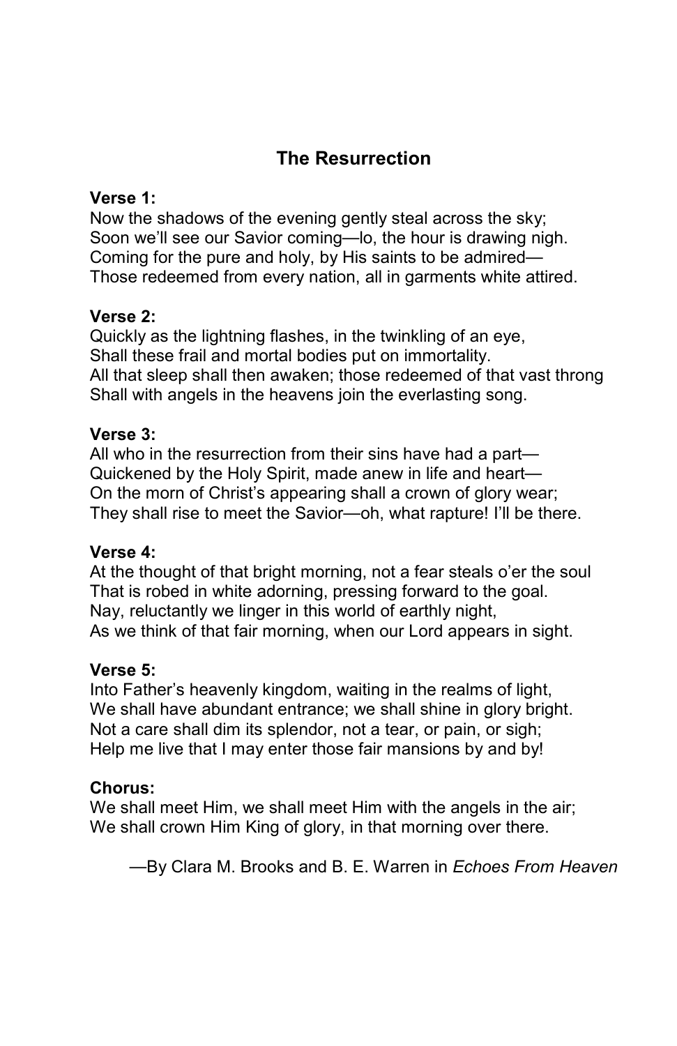## The Resurrection

**Verse 1:**
Now the shadows of the evening gently steal across the sky;
Soon we'll see our Savior coming—lo, the hour is drawing nigh.
Coming for the pure and holy, by His saints to be admired—
Those redeemed from every nation, all in garments white attired.

**Verse 2:**
Quickly as the lightning flashes, in the twinkling of an eye,
Shall these frail and mortal bodies put on immortality.
All that sleep shall then awaken; those redeemed of that vast throng
Shall with angels in the heavens join the everlasting song.

**Verse 3:**
All who in the resurrection from their sins have had a part—
Quickened by the Holy Spirit, made anew in life and heart—
On the morn of Christ's appearing shall a crown of glory wear;
They shall rise to meet the Savior—oh, what rapture! I'll be there.

**Verse 4:**
At the thought of that bright morning, not a fear steals o'er the soul
That is robed in white adorning, pressing forward to the goal.
Nay, reluctantly we linger in this world of earthly night,
As we think of that fair morning, when our Lord appears in sight.

**Verse 5:**
Into Father's heavenly kingdom, waiting in the realms of light,
We shall have abundant entrance; we shall shine in glory bright.
Not a care shall dim its splendor, not a tear, or pain, or sigh;
Help me live that I may enter those fair mansions by and by!

**Chorus:**
We shall meet Him, we shall meet Him with the angels in the air;
We shall crown Him King of glory, in that morning over there.

—By Clara M. Brooks and B. E. Warren in *Echoes From Heaven*